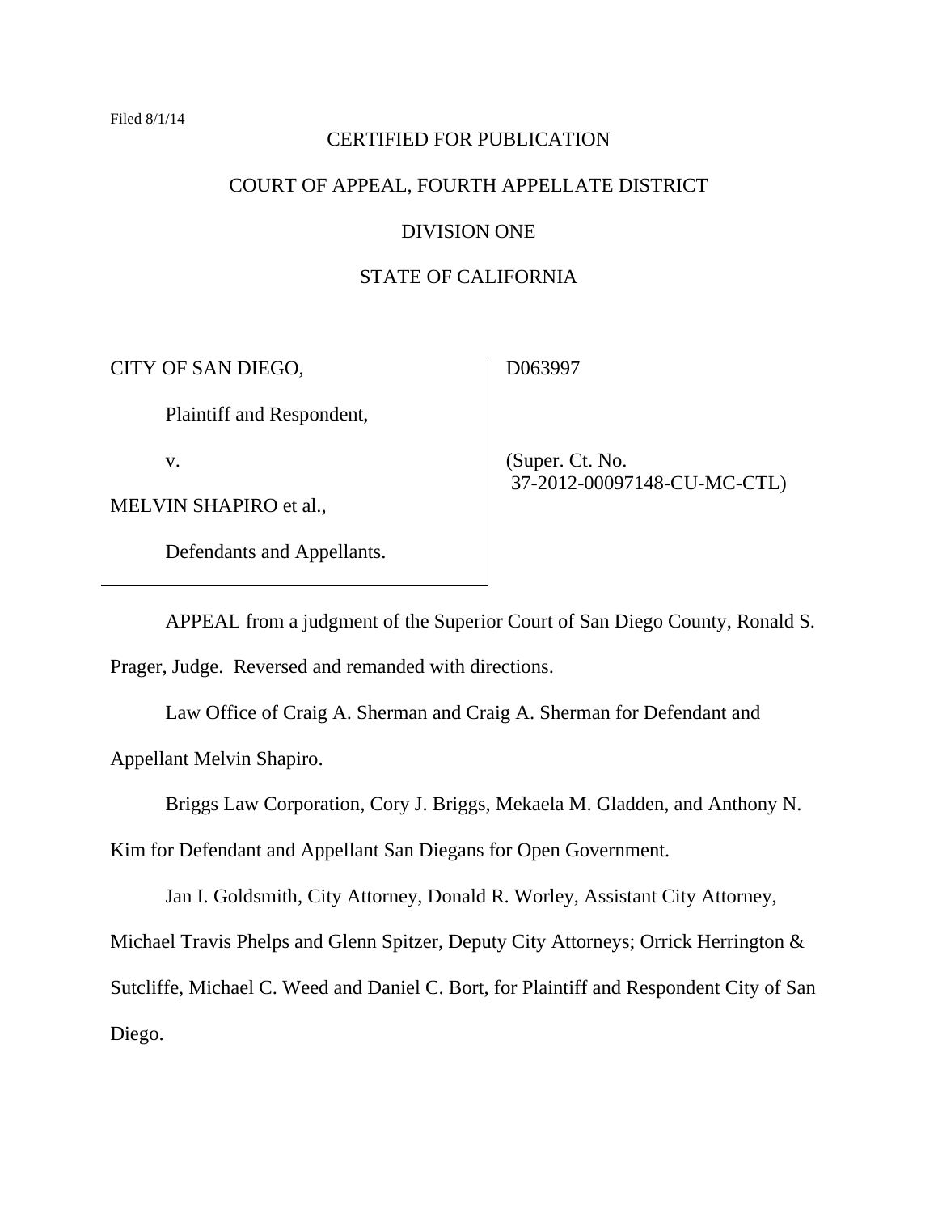Filed 8/1/14

CERTIFIED FOR PUBLICATION

COURT OF APPEAL, FOURTH APPELLATE DISTRICT

DIVISION ONE

STATE OF CALIFORNIA

| | |
|---|---|
| CITY OF SAN DIEGO,<br><br>Plaintiff and Respondent,<br><br>v.<br><br>MELVIN SHAPIRO et al.,<br><br>Defendants and Appellants. | D063997<br><br>(Super. Ct. No. 37-2012-00097148-CU-MC-CTL) |

APPEAL from a judgment of the Superior Court of San Diego County, Ronald S. Prager, Judge. Reversed and remanded with directions.

Law Office of Craig A. Sherman and Craig A. Sherman for Defendant and Appellant Melvin Shapiro.

Briggs Law Corporation, Cory J. Briggs, Mekaela M. Gladden, and Anthony N. Kim for Defendant and Appellant San Diegans for Open Government.

Jan I. Goldsmith, City Attorney, Donald R. Worley, Assistant City Attorney, Michael Travis Phelps and Glenn Spitzer, Deputy City Attorneys; Orrick Herrington & Sutcliffe, Michael C. Weed and Daniel C. Bort, for Plaintiff and Respondent City of San Diego.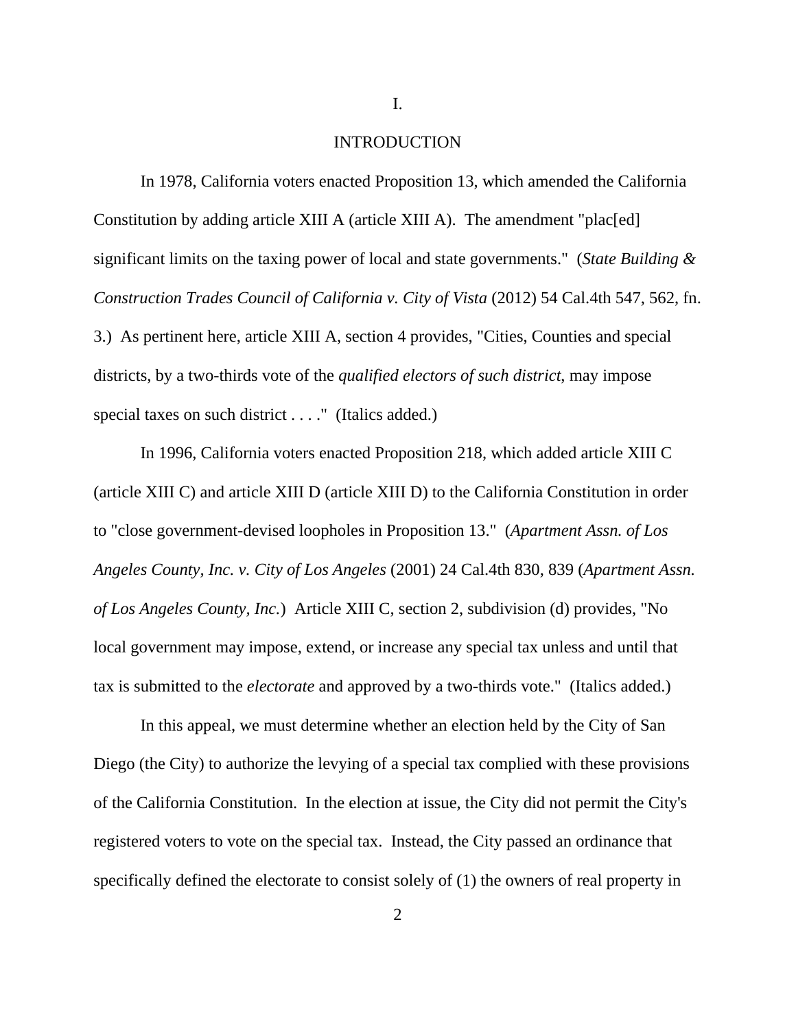# I.

# INTRODUCTION

In 1978, California voters enacted Proposition 13, which amended the California Constitution by adding article XIII A (article XIII A). The amendment "plac[ed] significant limits on the taxing power of local and state governments." (*State Building & Construction Trades Council of California v. City of Vista* (2012) 54 Cal.4th 547, 562, fn. 3.) As pertinent here, article XIII A, section 4 provides, "Cities, Counties and special districts, by a two-thirds vote of the *qualified electors of such district*, may impose special taxes on such district . . . ." (Italics added.)

In 1996, California voters enacted Proposition 218, which added article XIII C (article XIII C) and article XIII D (article XIII D) to the California Constitution in order to "close government-devised loopholes in Proposition 13." (*Apartment Assn. of Los Angeles County, Inc. v. City of Los Angeles* (2001) 24 Cal.4th 830, 839 (*Apartment Assn. of Los Angeles County, Inc.*) Article XIII C, section 2, subdivision (d) provides, "No local government may impose, extend, or increase any special tax unless and until that tax is submitted to the *electorate* and approved by a two-thirds vote." (Italics added.)

In this appeal, we must determine whether an election held by the City of San Diego (the City) to authorize the levying of a special tax complied with these provisions of the California Constitution. In the election at issue, the City did not permit the City's registered voters to vote on the special tax. Instead, the City passed an ordinance that specifically defined the electorate to consist solely of (1) the owners of real property in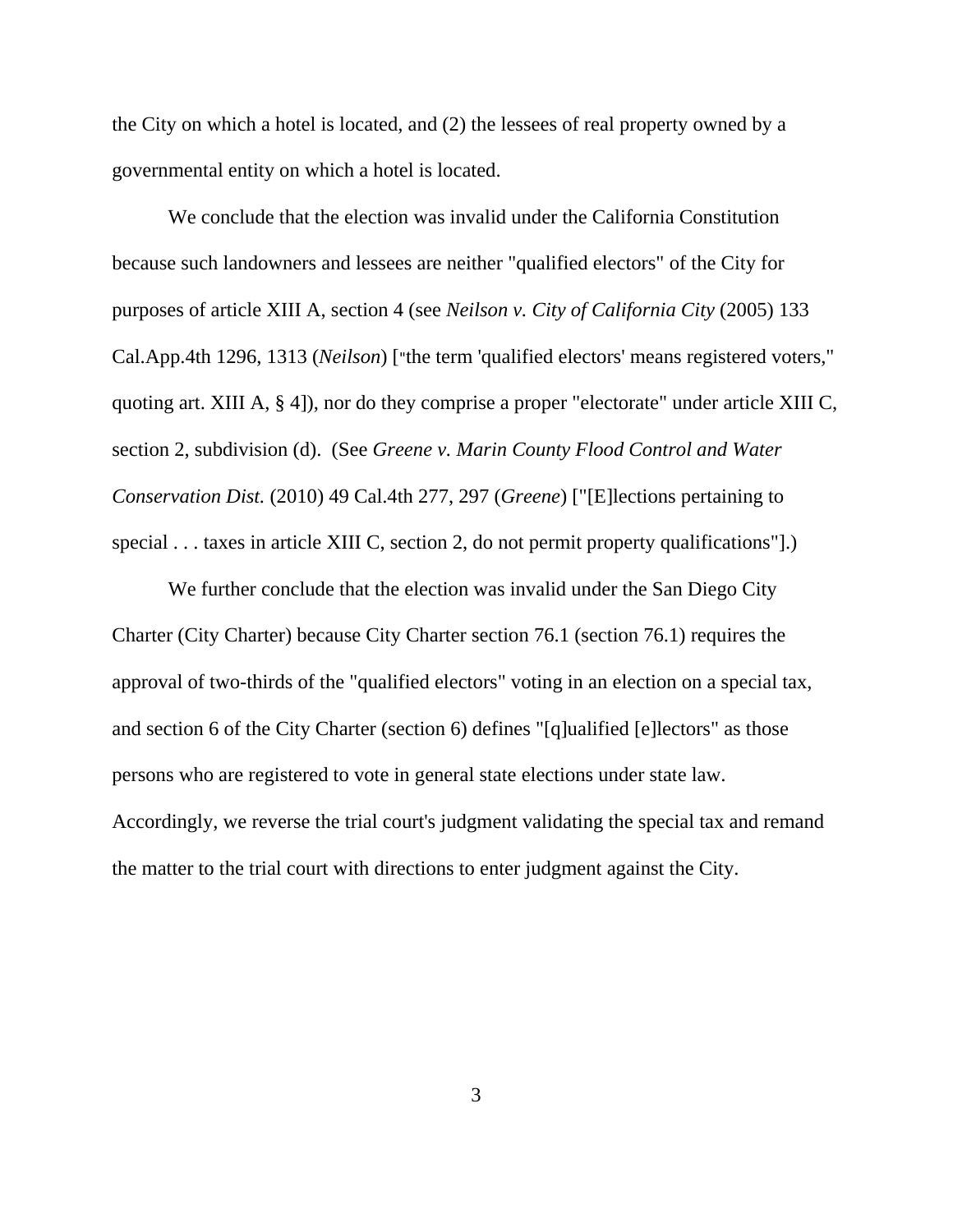the City on which a hotel is located, and (2) the lessees of real property owned by a governmental entity on which a hotel is located.

We conclude that the election was invalid under the California Constitution because such landowners and lessees are neither "qualified electors" of the City for purposes of article XIII A, section 4 (see *Neilson v. City of California City* (2005) 133 Cal.App.4th 1296, 1313 (*Neilson*) ["the term 'qualified electors' means registered voters," quoting art. XIII A, § 4]), nor do they comprise a proper "electorate" under article XIII C, section 2, subdivision (d). (See *Greene v. Marin County Flood Control and Water Conservation Dist.* (2010) 49 Cal.4th 277, 297 (*Greene*) ["[E]lections pertaining to special . . . taxes in article XIII C, section 2, do not permit property qualifications"].)

We further conclude that the election was invalid under the San Diego City Charter (City Charter) because City Charter section 76.1 (section 76.1) requires the approval of two-thirds of the "qualified electors" voting in an election on a special tax, and section 6 of the City Charter (section 6) defines "[q]ualified [e]lectors" as those persons who are registered to vote in general state elections under state law. Accordingly, we reverse the trial court's judgment validating the special tax and remand the matter to the trial court with directions to enter judgment against the City.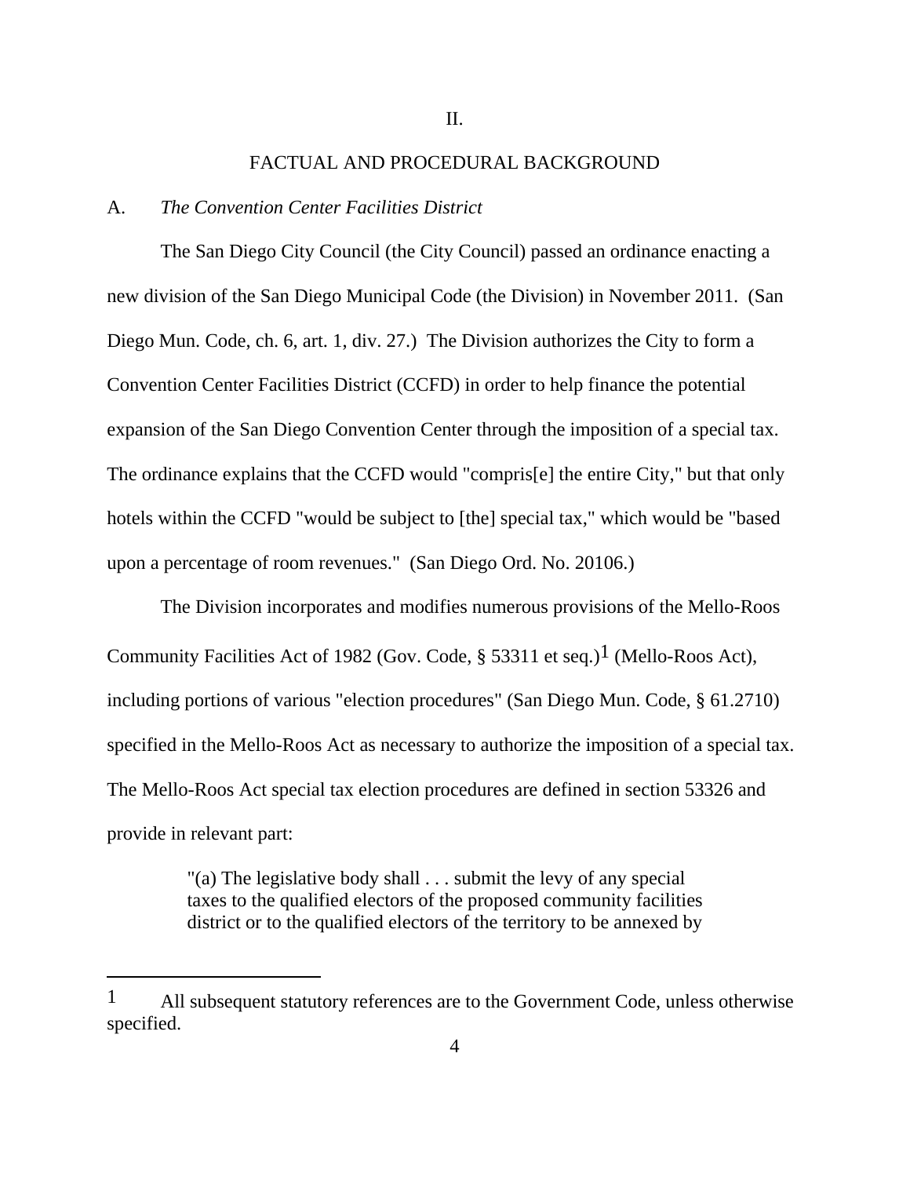## II.

## FACTUAL AND PROCEDURAL BACKGROUND

### A. *The Convention Center Facilities District*

The San Diego City Council (the City Council) passed an ordinance enacting a new division of the San Diego Municipal Code (the Division) in November 2011. (San Diego Mun. Code, ch. 6, art. 1, div. 27.) The Division authorizes the City to form a Convention Center Facilities District (CCFD) in order to help finance the potential expansion of the San Diego Convention Center through the imposition of a special tax. The ordinance explains that the CCFD would "compris[e] the entire City," but that only hotels within the CCFD "would be subject to [the] special tax," which would be "based upon a percentage of room revenues." (San Diego Ord. No. 20106.)

The Division incorporates and modifies numerous provisions of the Mello-Roos Community Facilities Act of 1982 (Gov. Code, § 53311 et seq.)[1] (Mello-Roos Act), including portions of various "election procedures" (San Diego Mun. Code, § 61.2710) specified in the Mello-Roos Act as necessary to authorize the imposition of a special tax. The Mello-Roos Act special tax election procedures are defined in section 53326 and provide in relevant part:

> "(a) The legislative body shall . . . submit the levy of any special taxes to the qualified electors of the proposed community facilities district or to the qualified electors of the territory to be annexed by

---

[1] All subsequent statutory references are to the Government Code, unless otherwise specified.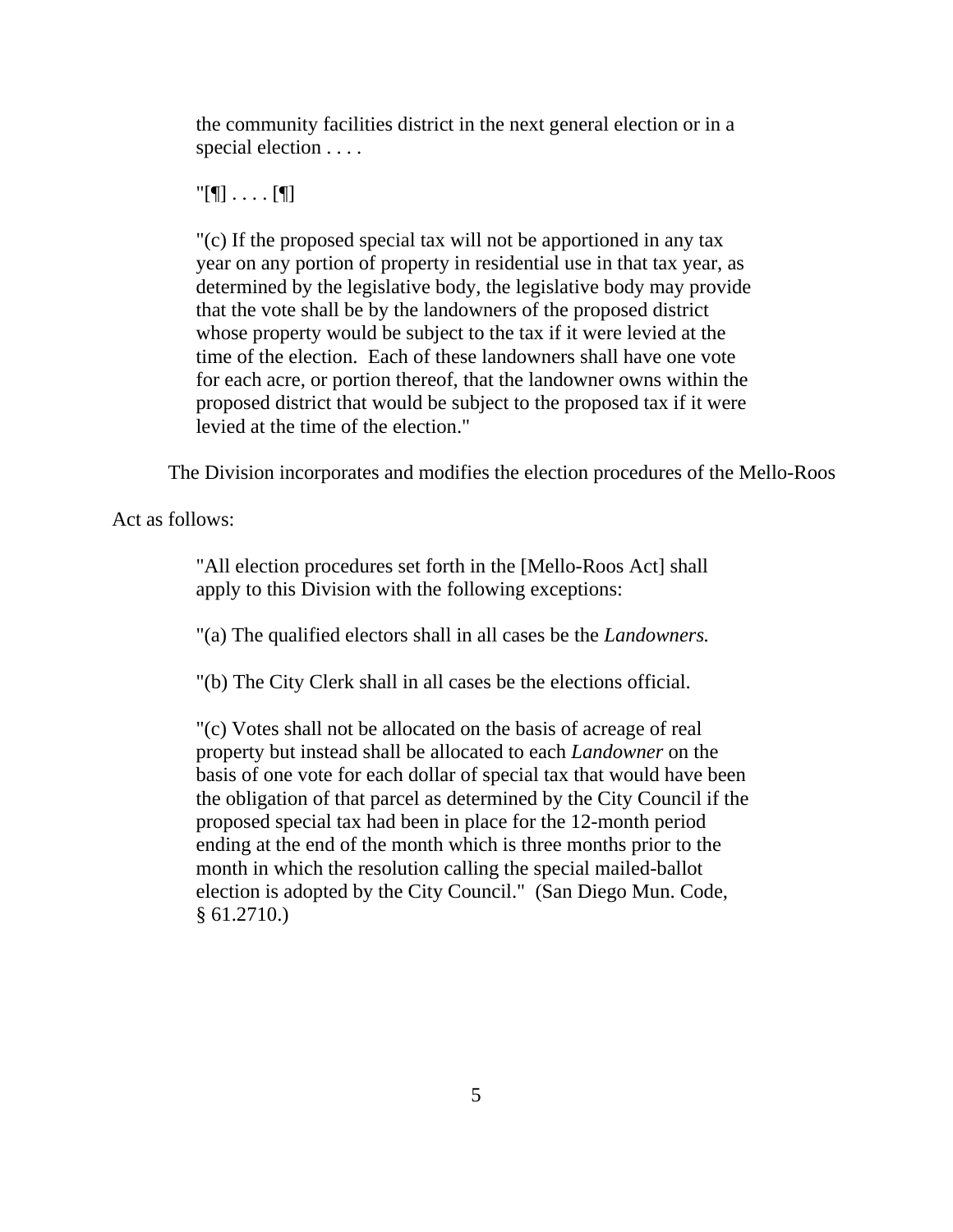> the community facilities district in the next general election or in a special election . . . .
>
> "[¶] . . . . [¶]
>
> "(c) If the proposed special tax will not be apportioned in any tax year on any portion of property in residential use in that tax year, as determined by the legislative body, the legislative body may provide that the vote shall be by the landowners of the proposed district whose property would be subject to the tax if it were levied at the time of the election. Each of these landowners shall have one vote for each acre, or portion thereof, that the landowner owns within the proposed district that would be subject to the proposed tax if it were levied at the time of the election."

The Division incorporates and modifies the election procedures of the Mello-Roos Act as follows:

> "All election procedures set forth in the [Mello-Roos Act] shall apply to this Division with the following exceptions:
>
> "(a) The qualified electors shall in all cases be the *Landowners.*
>
> "(b) The City Clerk shall in all cases be the elections official.
>
> "(c) Votes shall not be allocated on the basis of acreage of real property but instead shall be allocated to each *Landowner* on the basis of one vote for each dollar of special tax that would have been the obligation of that parcel as determined by the City Council if the proposed special tax had been in place for the 12-month period ending at the end of the month which is three months prior to the month in which the resolution calling the special mailed-ballot election is adopted by the City Council." (San Diego Mun. Code, § 61.2710.)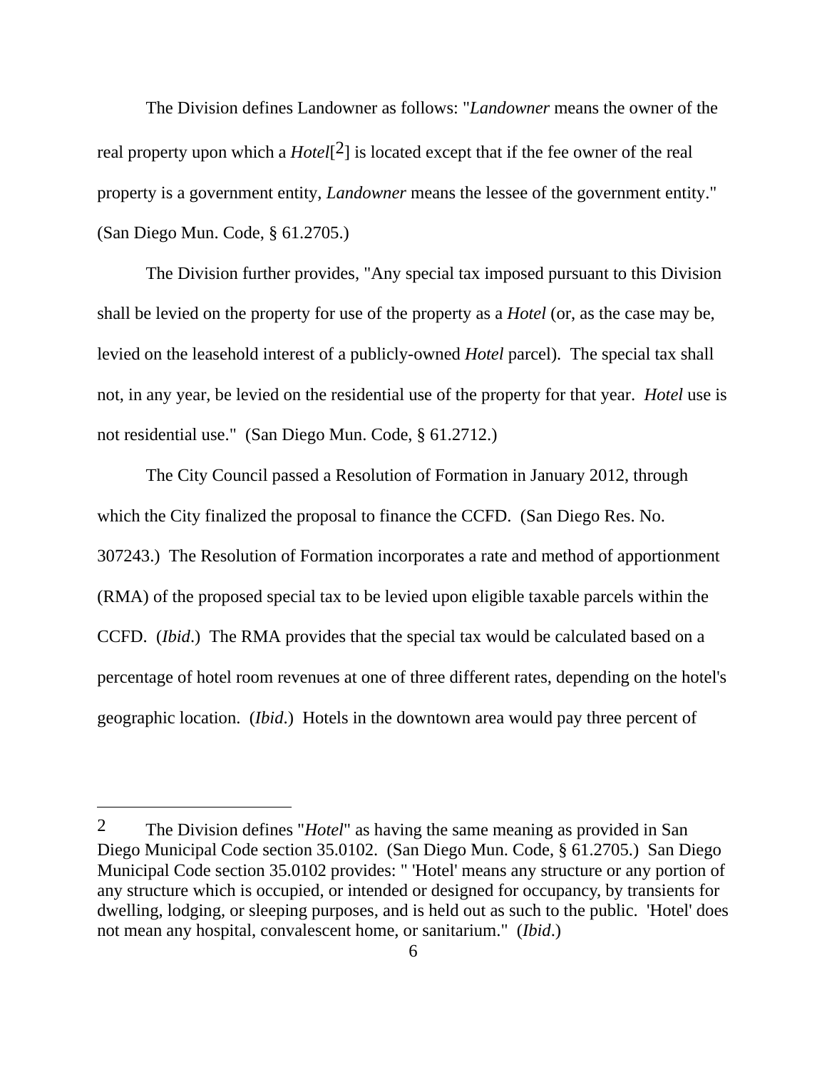The Division defines Landowner as follows: "*Landowner* means the owner of the real property upon which a *Hotel*[2] is located except that if the fee owner of the real property is a government entity, *Landowner* means the lessee of the government entity." (San Diego Mun. Code, § 61.2705.)

The Division further provides, "Any special tax imposed pursuant to this Division shall be levied on the property for use of the property as a *Hotel* (or, as the case may be, levied on the leasehold interest of a publicly-owned *Hotel* parcel). The special tax shall not, in any year, be levied on the residential use of the property for that year. *Hotel* use is not residential use." (San Diego Mun. Code, § 61.2712.)

The City Council passed a Resolution of Formation in January 2012, through which the City finalized the proposal to finance the CCFD. (San Diego Res. No. 307243.) The Resolution of Formation incorporates a rate and method of apportionment (RMA) of the proposed special tax to be levied upon eligible taxable parcels within the CCFD. (*Ibid*.) The RMA provides that the special tax would be calculated based on a percentage of hotel room revenues at one of three different rates, depending on the hotel's geographic location. (*Ibid*.) Hotels in the downtown area would pay three percent of

---

[2] The Division defines "*Hotel*" as having the same meaning as provided in San Diego Municipal Code section 35.0102. (San Diego Mun. Code, § 61.2705.) San Diego Municipal Code section 35.0102 provides: " 'Hotel' means any structure or any portion of any structure which is occupied, or intended or designed for occupancy, by transients for dwelling, lodging, or sleeping purposes, and is held out as such to the public. 'Hotel' does not mean any hospital, convalescent home, or sanitarium." (*Ibid*.)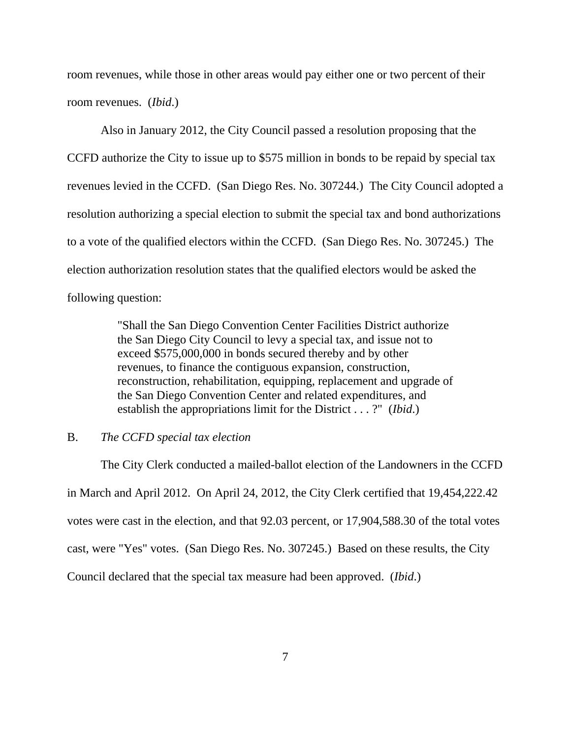room revenues, while those in other areas would pay either one or two percent of their room revenues. (*Ibid*.)

Also in January 2012, the City Council passed a resolution proposing that the CCFD authorize the City to issue up to $575 million in bonds to be repaid by special tax revenues levied in the CCFD. (San Diego Res. No. 307244.) The City Council adopted a resolution authorizing a special election to submit the special tax and bond authorizations to a vote of the qualified electors within the CCFD. (San Diego Res. No. 307245.) The election authorization resolution states that the qualified electors would be asked the following question:

> "Shall the San Diego Convention Center Facilities District authorize the San Diego City Council to levy a special tax, and issue not to exceed $575,000,000 in bonds secured thereby and by other revenues, to finance the contiguous expansion, construction, reconstruction, rehabilitation, equipping, replacement and upgrade of the San Diego Convention Center and related expenditures, and establish the appropriations limit for the District . . . ?" (*Ibid*.)

B. *The CCFD special tax election*

The City Clerk conducted a mailed-ballot election of the Landowners in the CCFD in March and April 2012. On April 24, 2012, the City Clerk certified that 19,454,222.42 votes were cast in the election, and that 92.03 percent, or 17,904,588.30 of the total votes cast, were "Yes" votes. (San Diego Res. No. 307245.) Based on these results, the City Council declared that the special tax measure had been approved. (*Ibid*.)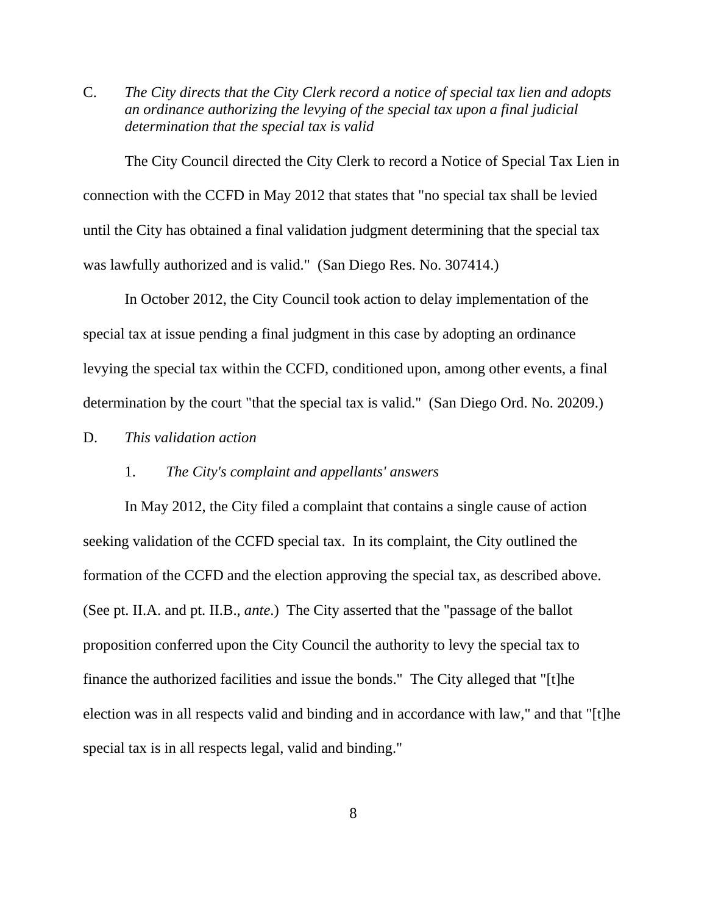C. *The City directs that the City Clerk record a notice of special tax lien and adopts an ordinance authorizing the levying of the special tax upon a final judicial determination that the special tax is valid*

The City Council directed the City Clerk to record a Notice of Special Tax Lien in connection with the CCFD in May 2012 that states that "no special tax shall be levied until the City has obtained a final validation judgment determining that the special tax was lawfully authorized and is valid." (San Diego Res. No. 307414.)

In October 2012, the City Council took action to delay implementation of the special tax at issue pending a final judgment in this case by adopting an ordinance levying the special tax within the CCFD, conditioned upon, among other events, a final determination by the court "that the special tax is valid." (San Diego Ord. No. 20209.)

D. *This validation action*

1. *The City's complaint and appellants' answers*

In May 2012, the City filed a complaint that contains a single cause of action seeking validation of the CCFD special tax. In its complaint, the City outlined the formation of the CCFD and the election approving the special tax, as described above. (See pt. II.A. and pt. II.B., *ante*.) The City asserted that the "passage of the ballot proposition conferred upon the City Council the authority to levy the special tax to finance the authorized facilities and issue the bonds." The City alleged that "[t]he election was in all respects valid and binding and in accordance with law," and that "[t]he special tax is in all respects legal, valid and binding."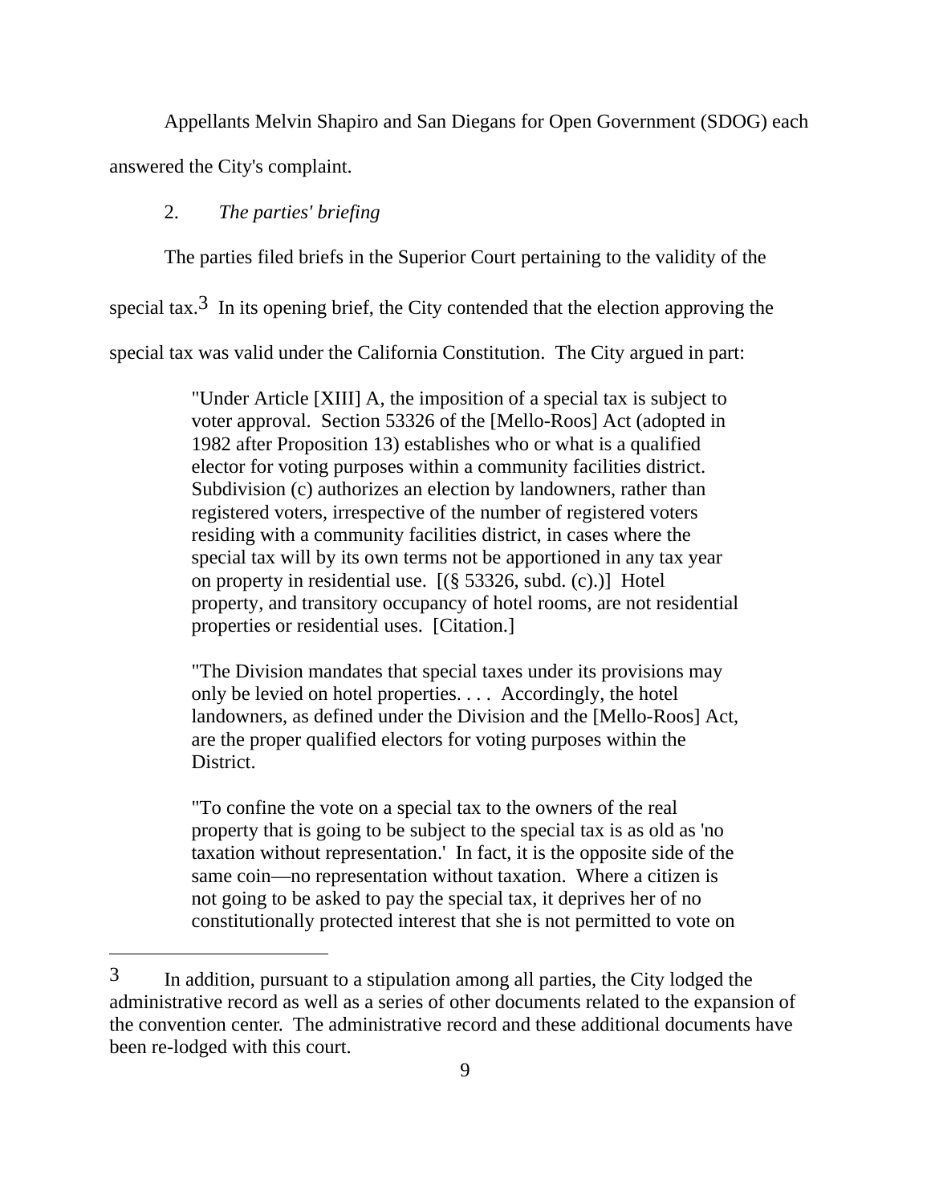Appellants Melvin Shapiro and San Diegans for Open Government (SDOG) each answered the City's complaint.

2. *The parties' briefing*

The parties filed briefs in the Superior Court pertaining to the validity of the special tax.[3] In its opening brief, the City contended that the election approving the special tax was valid under the California Constitution. The City argued in part:

> "Under Article [XIII] A, the imposition of a special tax is subject to voter approval. Section 53326 of the [Mello-Roos] Act (adopted in 1982 after Proposition 13) establishes who or what is a qualified elector for voting purposes within a community facilities district. Subdivision (c) authorizes an election by landowners, rather than registered voters, irrespective of the number of registered voters residing with a community facilities district, in cases where the special tax will by its own terms not be apportioned in any tax year on property in residential use. [(§ 53326, subd. (c).)] Hotel property, and transitory occupancy of hotel rooms, are not residential properties or residential uses. [Citation.]
>
> "The Division mandates that special taxes under its provisions may only be levied on hotel properties. . . . Accordingly, the hotel landowners, as defined under the Division and the [Mello-Roos] Act, are the proper qualified electors for voting purposes within the District.
>
> "To confine the vote on a special tax to the owners of the real property that is going to be subject to the special tax is as old as 'no taxation without representation.' In fact, it is the opposite side of the same coin—no representation without taxation. Where a citizen is not going to be asked to pay the special tax, it deprives her of no constitutionally protected interest that she is not permitted to vote on

---

[3] In addition, pursuant to a stipulation among all parties, the City lodged the administrative record as well as a series of other documents related to the expansion of the convention center. The administrative record and these additional documents have been re-lodged with this court.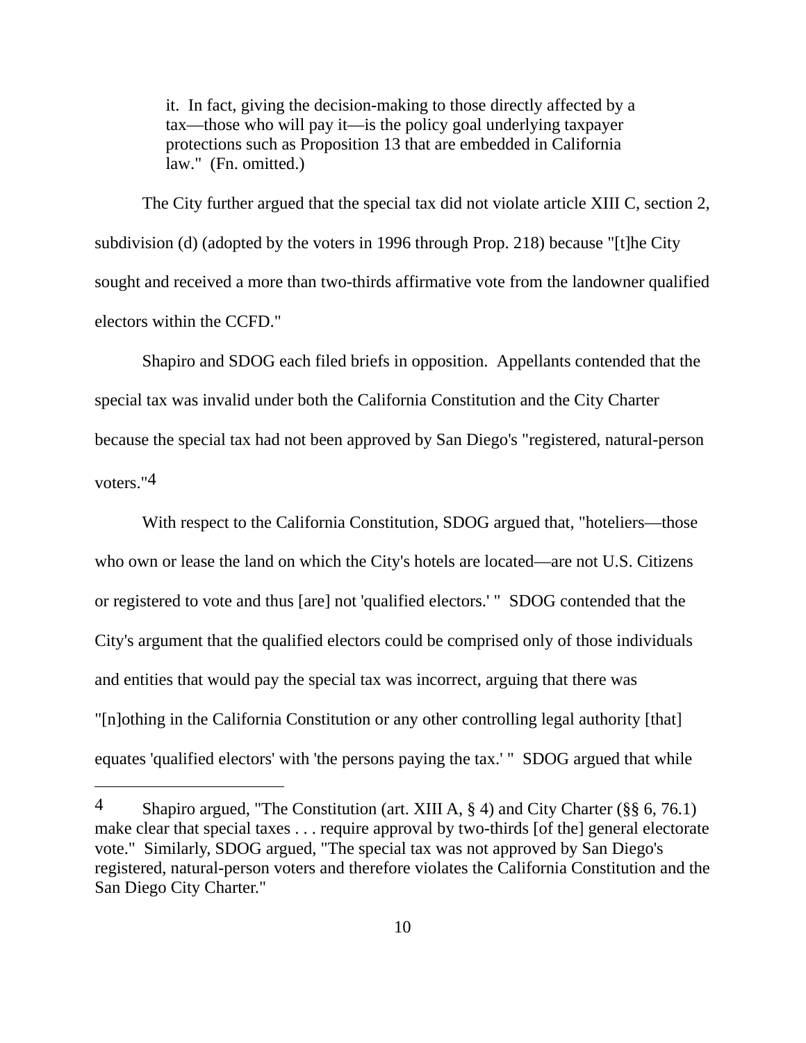> it. In fact, giving the decision-making to those directly affected by a tax—those who will pay it—is the policy goal underlying taxpayer protections such as Proposition 13 that are embedded in California law." (Fn. omitted.)

The City further argued that the special tax did not violate article XIII C, section 2, subdivision (d) (adopted by the voters in 1996 through Prop. 218) because "[t]he City sought and received a more than two-thirds affirmative vote from the landowner qualified electors within the CCFD."

Shapiro and SDOG each filed briefs in opposition. Appellants contended that the special tax was invalid under both the California Constitution and the City Charter because the special tax had not been approved by San Diego's "registered, natural-person voters."[4]

With respect to the California Constitution, SDOG argued that, "hoteliers—those who own or lease the land on which the City's hotels are located—are not U.S. Citizens or registered to vote and thus [are] not 'qualified electors.' " SDOG contended that the City's argument that the qualified electors could be comprised only of those individuals and entities that would pay the special tax was incorrect, arguing that there was "[n]othing in the California Constitution or any other controlling legal authority [that] equates 'qualified electors' with 'the persons paying the tax.' " SDOG argued that while

---

[4] Shapiro argued, "The Constitution (art. XIII A, § 4) and City Charter (§§ 6, 76.1) make clear that special taxes . . . require approval by two-thirds [of the] general electorate vote." Similarly, SDOG argued, "The special tax was not approved by San Diego's registered, natural-person voters and therefore violates the California Constitution and the San Diego City Charter."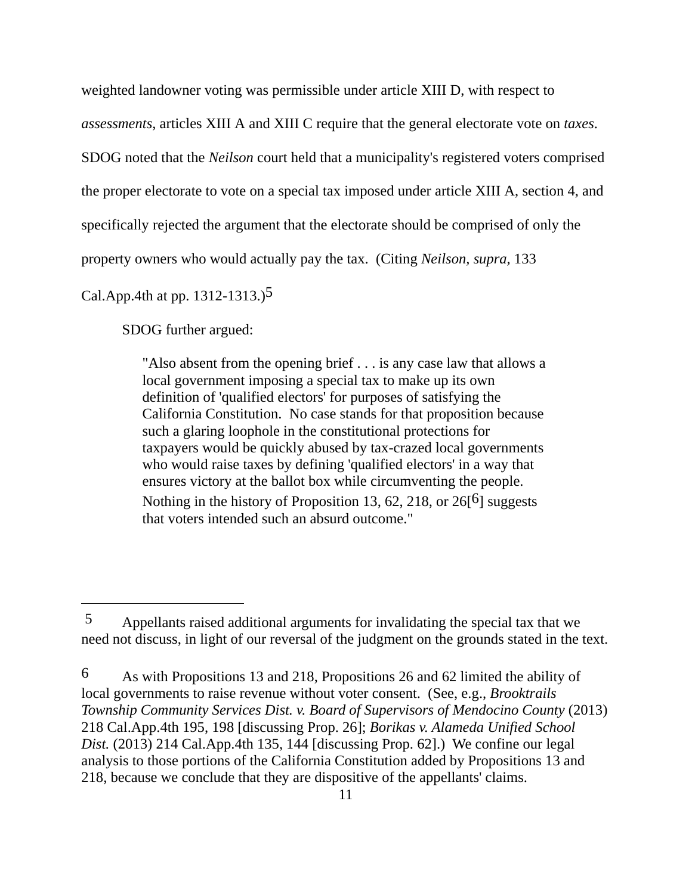weighted landowner voting was permissible under article XIII D, with respect to *assessments*, articles XIII A and XIII C require that the general electorate vote on *taxes*. SDOG noted that the *Neilson* court held that a municipality's registered voters comprised the proper electorate to vote on a special tax imposed under article XIII A, section 4, and specifically rejected the argument that the electorate should be comprised of only the property owners who would actually pay the tax. (Citing *Neilson, supra,* 133 Cal.App.4th at pp. 1312-1313.)[5]

SDOG further argued:

> "Also absent from the opening brief . . . is any case law that allows a local government imposing a special tax to make up its own definition of 'qualified electors' for purposes of satisfying the California Constitution. No case stands for that proposition because such a glaring loophole in the constitutional protections for taxpayers would be quickly abused by tax-crazed local governments who would raise taxes by defining 'qualified electors' in a way that ensures victory at the ballot box while circumventing the people. Nothing in the history of Proposition 13, 62, 218, or 26[6] suggests that voters intended such an absurd outcome."

---

5 Appellants raised additional arguments for invalidating the special tax that we need not discuss, in light of our reversal of the judgment on the grounds stated in the text.

6 As with Propositions 13 and 218, Propositions 26 and 62 limited the ability of local governments to raise revenue without voter consent. (See, e.g., *Brooktrails Township Community Services Dist. v. Board of Supervisors of Mendocino County* (2013) 218 Cal.App.4th 195, 198 [discussing Prop. 26]; *Borikas v. Alameda Unified School Dist.* (2013) 214 Cal.App.4th 135, 144 [discussing Prop. 62].) We confine our legal analysis to those portions of the California Constitution added by Propositions 13 and 218, because we conclude that they are dispositive of the appellants' claims.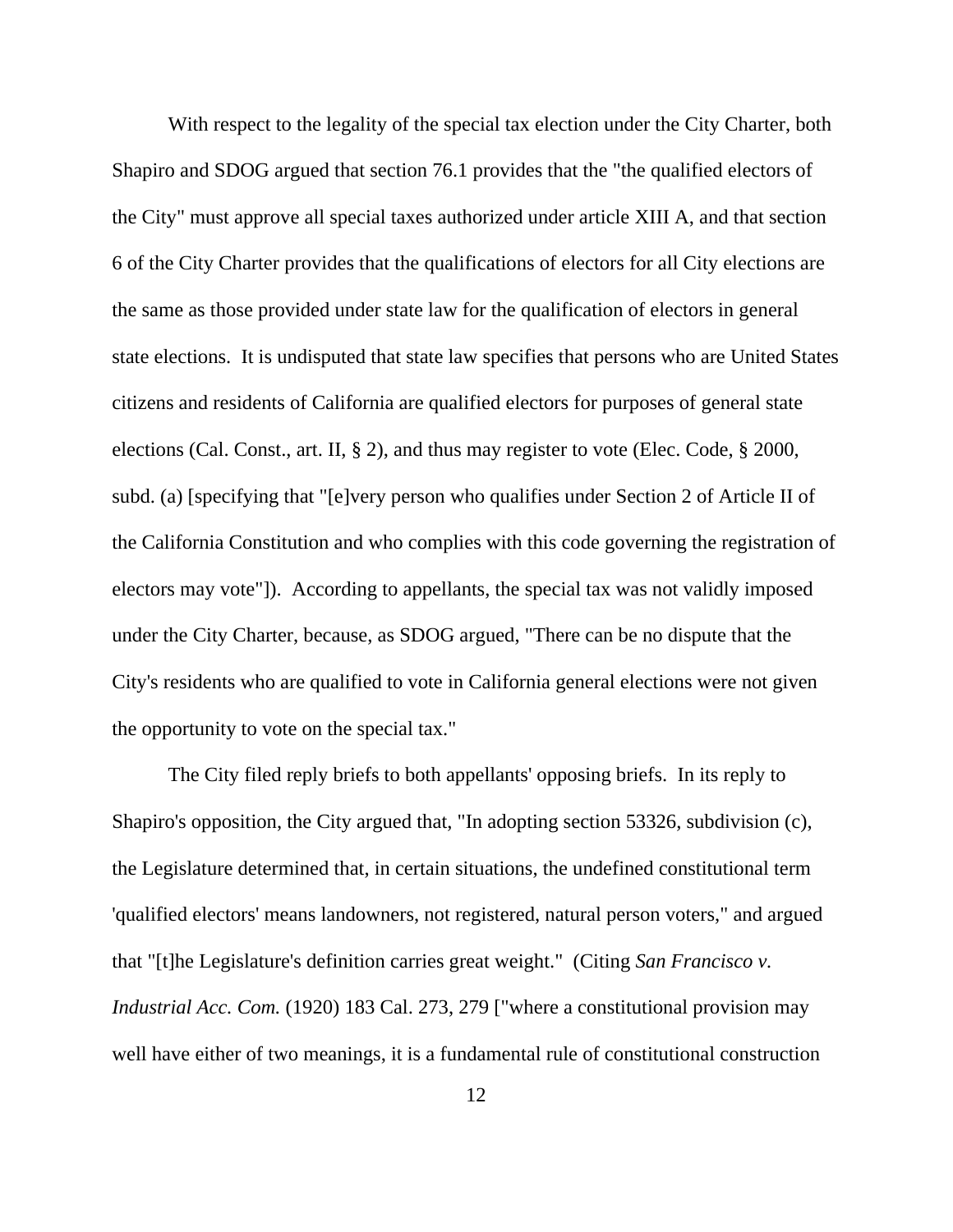With respect to the legality of the special tax election under the City Charter, both Shapiro and SDOG argued that section 76.1 provides that the "the qualified electors of the City" must approve all special taxes authorized under article XIII A, and that section 6 of the City Charter provides that the qualifications of electors for all City elections are the same as those provided under state law for the qualification of electors in general state elections. It is undisputed that state law specifies that persons who are United States citizens and residents of California are qualified electors for purposes of general state elections (Cal. Const., art. II, § 2), and thus may register to vote (Elec. Code, § 2000, subd. (a) [specifying that "[e]very person who qualifies under Section 2 of Article II of the California Constitution and who complies with this code governing the registration of electors may vote"]). According to appellants, the special tax was not validly imposed under the City Charter, because, as SDOG argued, "There can be no dispute that the City's residents who are qualified to vote in California general elections were not given the opportunity to vote on the special tax."

The City filed reply briefs to both appellants' opposing briefs. In its reply to Shapiro's opposition, the City argued that, "In adopting section 53326, subdivision (c), the Legislature determined that, in certain situations, the undefined constitutional term 'qualified electors' means landowners, not registered, natural person voters," and argued that "[t]he Legislature's definition carries great weight." (Citing *San Francisco v. Industrial Acc. Com.* (1920) 183 Cal. 273, 279 ["where a constitutional provision may well have either of two meanings, it is a fundamental rule of constitutional construction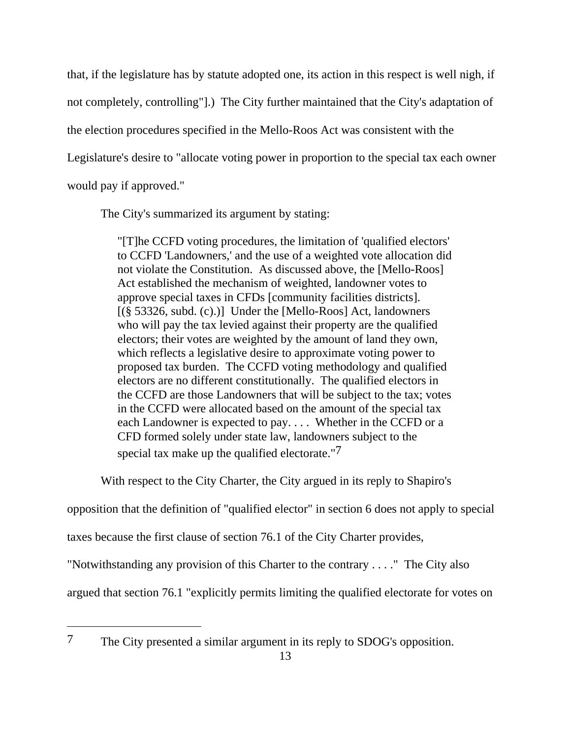that, if the legislature has by statute adopted one, its action in this respect is well nigh, if not completely, controlling"].) The City further maintained that the City's adaptation of the election procedures specified in the Mello-Roos Act was consistent with the Legislature's desire to "allocate voting power in proportion to the special tax each owner would pay if approved."

The City's summarized its argument by stating:

> "[T]he CCFD voting procedures, the limitation of 'qualified electors' to CCFD 'Landowners,' and the use of a weighted vote allocation did not violate the Constitution. As discussed above, the [Mello-Roos] Act established the mechanism of weighted, landowner votes to approve special taxes in CFDs [community facilities districts]. [(§ 53326, subd. (c).)] Under the [Mello-Roos] Act, landowners who will pay the tax levied against their property are the qualified electors; their votes are weighted by the amount of land they own, which reflects a legislative desire to approximate voting power to proposed tax burden. The CCFD voting methodology and qualified electors are no different constitutionally. The qualified electors in the CCFD are those Landowners that will be subject to the tax; votes in the CCFD were allocated based on the amount of the special tax each Landowner is expected to pay. . . . Whether in the CCFD or a CFD formed solely under state law, landowners subject to the special tax make up the qualified electorate."[7]

With respect to the City Charter, the City argued in its reply to Shapiro's opposition that the definition of "qualified elector" in section 6 does not apply to special taxes because the first clause of section 76.1 of the City Charter provides, "Notwithstanding any provision of this Charter to the contrary . . . ." The City also argued that section 76.1 "explicitly permits limiting the qualified electorate for votes on

---

[7] The City presented a similar argument in its reply to SDOG's opposition.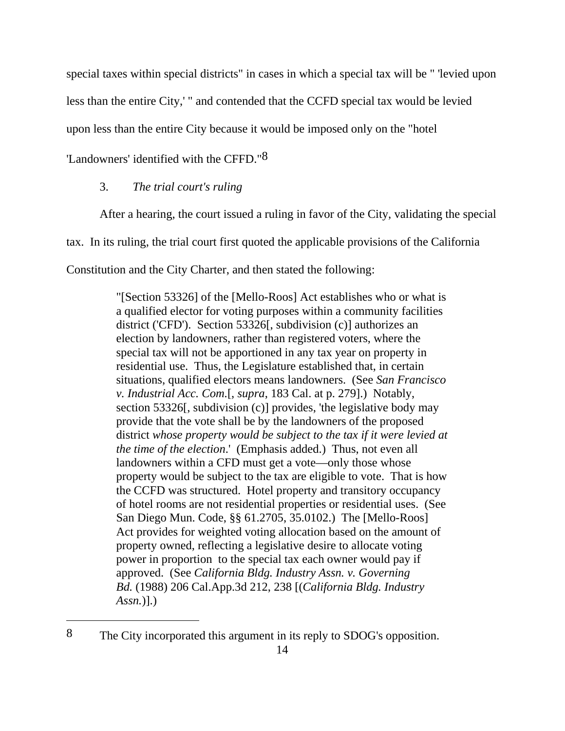special taxes within special districts" in cases in which a special tax will be " 'levied upon less than the entire City,' " and contended that the CCFD special tax would be levied upon less than the entire City because it would be imposed only on the "hotel 'Landowners' identified with the CFFD."[8]

3. *The trial court's ruling*

After a hearing, the court issued a ruling in favor of the City, validating the special tax. In its ruling, the trial court first quoted the applicable provisions of the California Constitution and the City Charter, and then stated the following:

> "[Section 53326] of the [Mello-Roos] Act establishes who or what is a qualified elector for voting purposes within a community facilities district ('CFD'). Section 53326[, subdivision (c)] authorizes an election by landowners, rather than registered voters, where the special tax will not be apportioned in any tax year on property in residential use. Thus, the Legislature established that, in certain situations, qualified electors means landowners. (See *San Francisco v. Industrial Acc. Com.*[, *supra*, 183 Cal. at p. 279].) Notably, section 53326[, subdivision (c)] provides, 'the legislative body may provide that the vote shall be by the landowners of the proposed district *whose property would be subject to the tax if it were levied at the time of the election*.' (Emphasis added.) Thus, not even all landowners within a CFD must get a vote—only those whose property would be subject to the tax are eligible to vote. That is how the CCFD was structured. Hotel property and transitory occupancy of hotel rooms are not residential properties or residential uses. (See San Diego Mun. Code, §§ 61.2705, 35.0102.) The [Mello-Roos] Act provides for weighted voting allocation based on the amount of property owned, reflecting a legislative desire to allocate voting power in proportion to the special tax each owner would pay if approved. (See *California Bldg. Industry Assn. v. Governing Bd.* (1988) 206 Cal.App.3d 212, 238 [(*California Bldg. Industry Assn.*)].)

---

8 The City incorporated this argument in its reply to SDOG's opposition.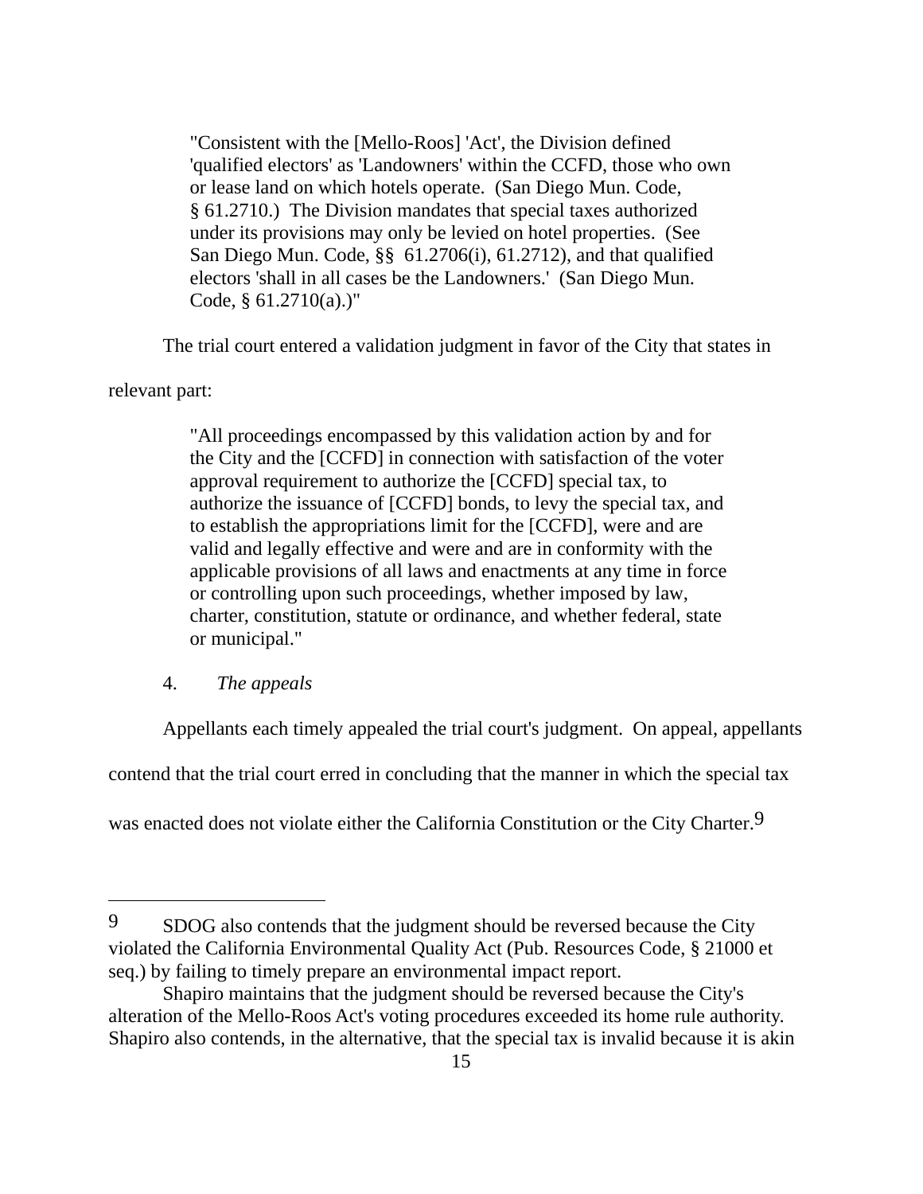> "Consistent with the [Mello-Roos] 'Act', the Division defined 'qualified electors' as 'Landowners' within the CCFD, those who own or lease land on which hotels operate. (San Diego Mun. Code, § 61.2710.) The Division mandates that special taxes authorized under its provisions may only be levied on hotel properties. (See San Diego Mun. Code, §§ 61.2706(i), 61.2712), and that qualified electors 'shall in all cases be the Landowners.' (San Diego Mun. Code, § 61.2710(a).)"

The trial court entered a validation judgment in favor of the City that states in relevant part:

> "All proceedings encompassed by this validation action by and for the City and the [CCFD] in connection with satisfaction of the voter approval requirement to authorize the [CCFD] special tax, to authorize the issuance of [CCFD] bonds, to levy the special tax, and to establish the appropriations limit for the [CCFD], were and are valid and legally effective and were and are in conformity with the applicable provisions of all laws and enactments at any time in force or controlling upon such proceedings, whether imposed by law, charter, constitution, statute or ordinance, and whether federal, state or municipal."

4. *The appeals*

Appellants each timely appealed the trial court's judgment. On appeal, appellants contend that the trial court erred in concluding that the manner in which the special tax was enacted does not violate either the California Constitution or the City Charter.[9]

---

[9] SDOG also contends that the judgment should be reversed because the City violated the California Environmental Quality Act (Pub. Resources Code, § 21000 et seq.) by failing to timely prepare an environmental impact report.

Shapiro maintains that the judgment should be reversed because the City's alteration of the Mello-Roos Act's voting procedures exceeded its home rule authority. Shapiro also contends, in the alternative, that the special tax is invalid because it is akin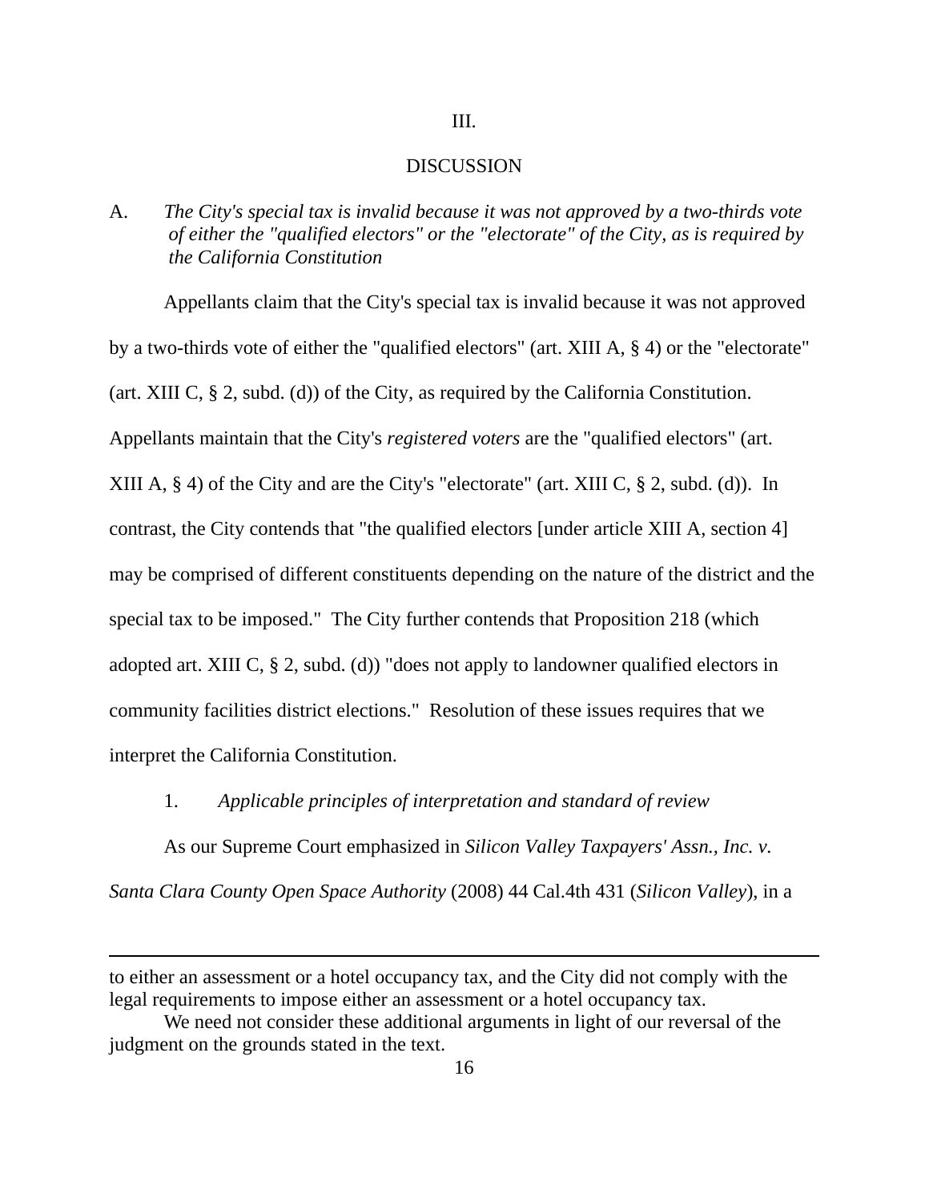## III.

## DISCUSSION

A. *The City's special tax is invalid because it was not approved by a two-thirds vote of either the "qualified electors" or the "electorate" of the City, as is required by the California Constitution*

Appellants claim that the City's special tax is invalid because it was not approved by a two-thirds vote of either the "qualified electors" (art. XIII A, § 4) or the "electorate" (art. XIII C, § 2, subd. (d)) of the City, as required by the California Constitution. Appellants maintain that the City's *registered voters* are the "qualified electors" (art. XIII A, § 4) of the City and are the City's "electorate" (art. XIII C, § 2, subd. (d)). In contrast, the City contends that "the qualified electors [under article XIII A, section 4] may be comprised of different constituents depending on the nature of the district and the special tax to be imposed." The City further contends that Proposition 218 (which adopted art. XIII C, § 2, subd. (d)) "does not apply to landowner qualified electors in community facilities district elections." Resolution of these issues requires that we interpret the California Constitution.

1. *Applicable principles of interpretation and standard of review*

As our Supreme Court emphasized in *Silicon Valley Taxpayers' Assn., Inc. v. Santa Clara County Open Space Authority* (2008) 44 Cal.4th 431 (*Silicon Valley*), in a

---

to either an assessment or a hotel occupancy tax, and the City did not comply with the legal requirements to impose either an assessment or a hotel occupancy tax.

We need not consider these additional arguments in light of our reversal of the judgment on the grounds stated in the text.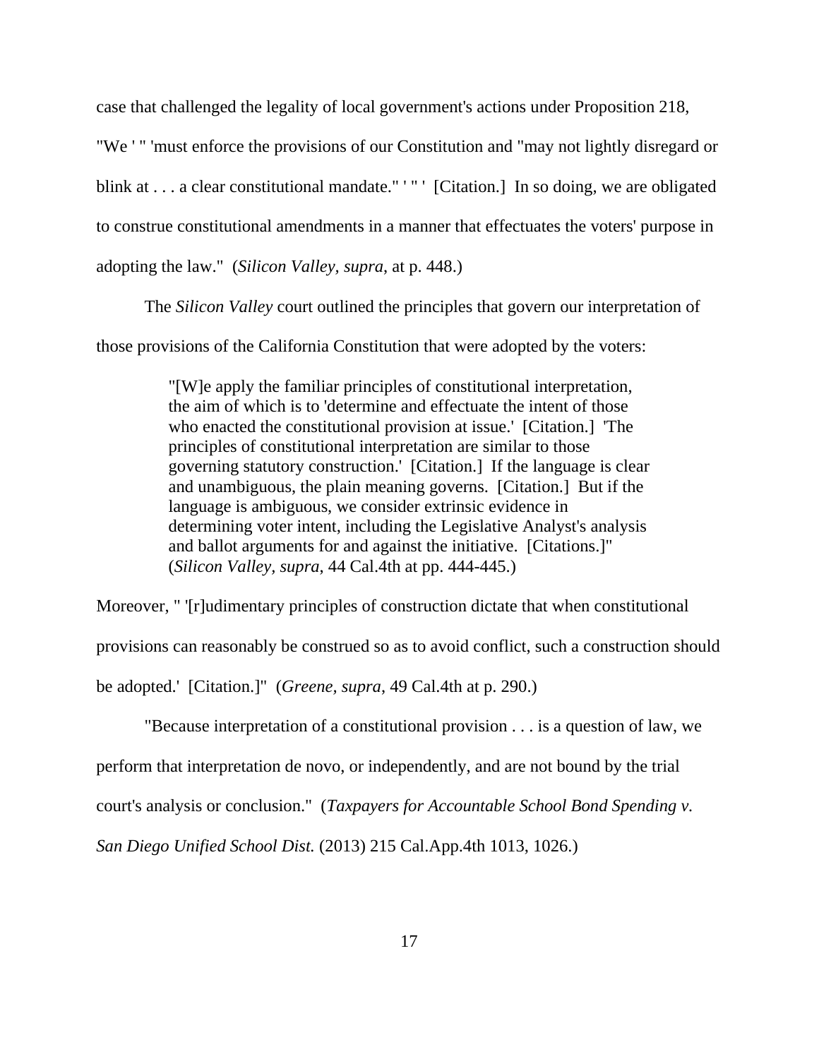case that challenged the legality of local government's actions under Proposition 218, "We ' " 'must enforce the provisions of our Constitution and "may not lightly disregard or blink at . . . a clear constitutional mandate." ' " ' [Citation.] In so doing, we are obligated to construe constitutional amendments in a manner that effectuates the voters' purpose in adopting the law." (*Silicon Valley, supra*, at p. 448.)

The *Silicon Valley* court outlined the principles that govern our interpretation of those provisions of the California Constitution that were adopted by the voters:

> "[W]e apply the familiar principles of constitutional interpretation, the aim of which is to 'determine and effectuate the intent of those who enacted the constitutional provision at issue.' [Citation.] 'The principles of constitutional interpretation are similar to those governing statutory construction.' [Citation.] If the language is clear and unambiguous, the plain meaning governs. [Citation.] But if the language is ambiguous, we consider extrinsic evidence in determining voter intent, including the Legislative Analyst's analysis and ballot arguments for and against the initiative. [Citations.]" (*Silicon Valley, supra*, 44 Cal.4th at pp. 444-445.)

Moreover, " '[r]udimentary principles of construction dictate that when constitutional provisions can reasonably be construed so as to avoid conflict, such a construction should be adopted.' [Citation.]" (*Greene, supra*, 49 Cal.4th at p. 290.)

"Because interpretation of a constitutional provision . . . is a question of law, we perform that interpretation de novo, or independently, and are not bound by the trial court's analysis or conclusion." (*Taxpayers for Accountable School Bond Spending v. San Diego Unified School Dist.* (2013) 215 Cal.App.4th 1013, 1026.)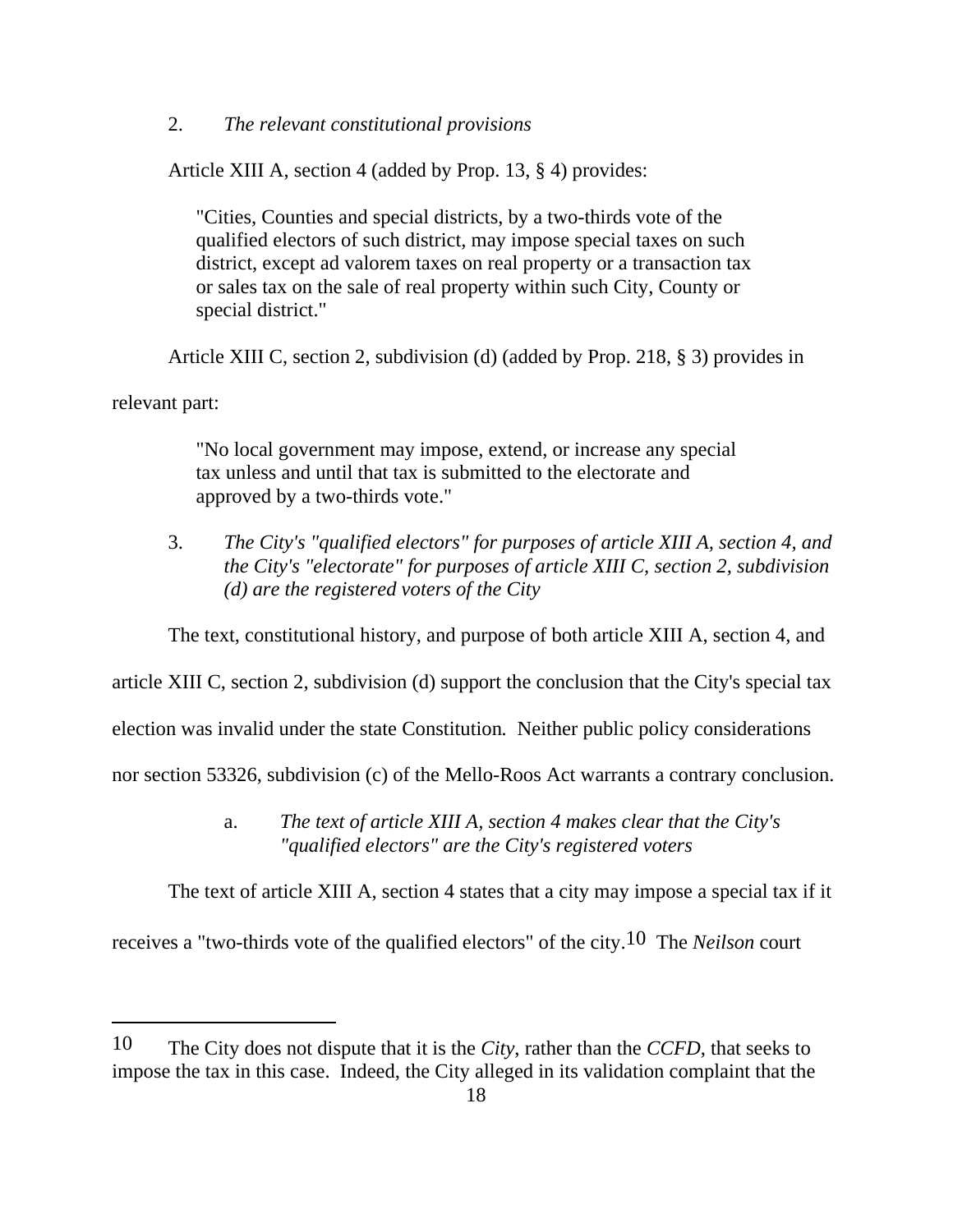2. *The relevant constitutional provisions*

Article XIII A, section 4 (added by Prop. 13, § 4) provides:

> "Cities, Counties and special districts, by a two-thirds vote of the qualified electors of such district, may impose special taxes on such district, except ad valorem taxes on real property or a transaction tax or sales tax on the sale of real property within such City, County or special district."

Article XIII C, section 2, subdivision (d) (added by Prop. 218, § 3) provides in relevant part:

> "No local government may impose, extend, or increase any special tax unless and until that tax is submitted to the electorate and approved by a two-thirds vote."

3. *The City's "qualified electors" for purposes of article XIII A, section 4, and the City's "electorate" for purposes of article XIII C, section 2, subdivision (d) are the registered voters of the City*

The text, constitutional history, and purpose of both article XIII A, section 4, and article XIII C, section 2, subdivision (d) support the conclusion that the City's special tax election was invalid under the state Constitution. Neither public policy considerations nor section 53326, subdivision (c) of the Mello-Roos Act warrants a contrary conclusion.

a. *The text of article XIII A, section 4 makes clear that the City's "qualified electors" are the City's registered voters*

The text of article XIII A, section 4 states that a city may impose a special tax if it receives a "two-thirds vote of the qualified electors" of the city.[10] The *Neilson* court

---

[10] The City does not dispute that it is the *City*, rather than the *CCFD*, that seeks to impose the tax in this case. Indeed, the City alleged in its validation complaint that the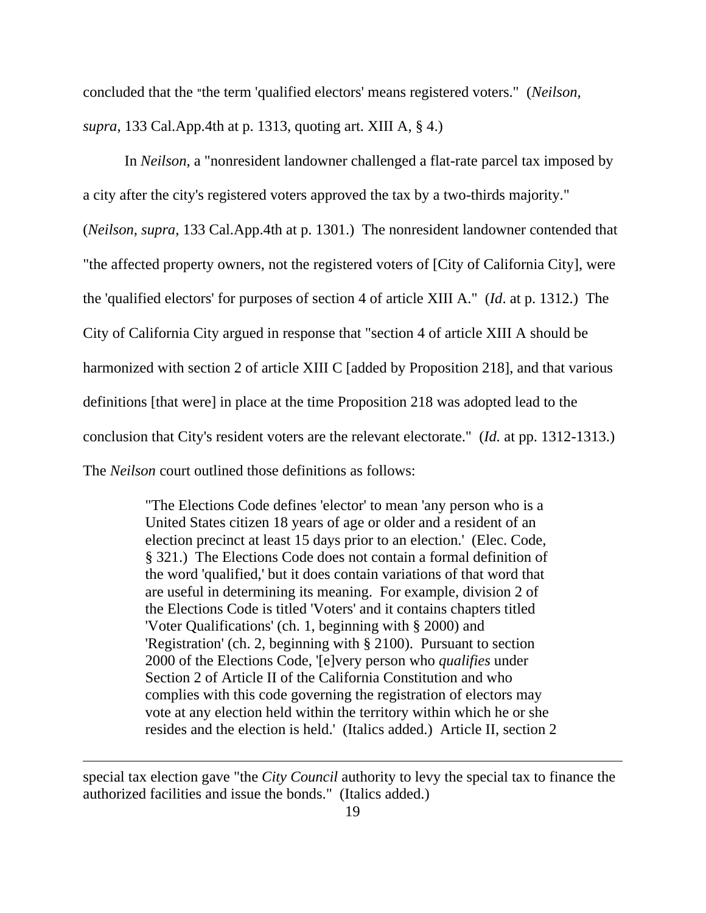concluded that the "the term 'qualified electors' means registered voters." (*Neilson, supra*, 133 Cal.App.4th at p. 1313, quoting art. XIII A, § 4.)

In *Neilson*, a "nonresident landowner challenged a flat-rate parcel tax imposed by a city after the city's registered voters approved the tax by a two-thirds majority." (*Neilson, supra*, 133 Cal.App.4th at p. 1301.) The nonresident landowner contended that "the affected property owners, not the registered voters of [City of California City], were the 'qualified electors' for purposes of section 4 of article XIII A." (*Id*. at p. 1312.) The City of California City argued in response that "section 4 of article XIII A should be harmonized with section 2 of article XIII C [added by Proposition 218], and that various definitions [that were] in place at the time Proposition 218 was adopted lead to the conclusion that City's resident voters are the relevant electorate." (*Id.* at pp. 1312-1313.) The *Neilson* court outlined those definitions as follows:

> "The Elections Code defines 'elector' to mean 'any person who is a United States citizen 18 years of age or older and a resident of an election precinct at least 15 days prior to an election.' (Elec. Code, § 321.) The Elections Code does not contain a formal definition of the word 'qualified,' but it does contain variations of that word that are useful in determining its meaning. For example, division 2 of the Elections Code is titled 'Voters' and it contains chapters titled 'Voter Qualifications' (ch. 1, beginning with § 2000) and 'Registration' (ch. 2, beginning with § 2100). Pursuant to section 2000 of the Elections Code, '[e]very person who *qualifies* under Section 2 of Article II of the California Constitution and who complies with this code governing the registration of electors may vote at any election held within the territory within which he or she resides and the election is held.' (Italics added.) Article II, section 2

---

special tax election gave "the *City Council* authority to levy the special tax to finance the authorized facilities and issue the bonds." (Italics added.)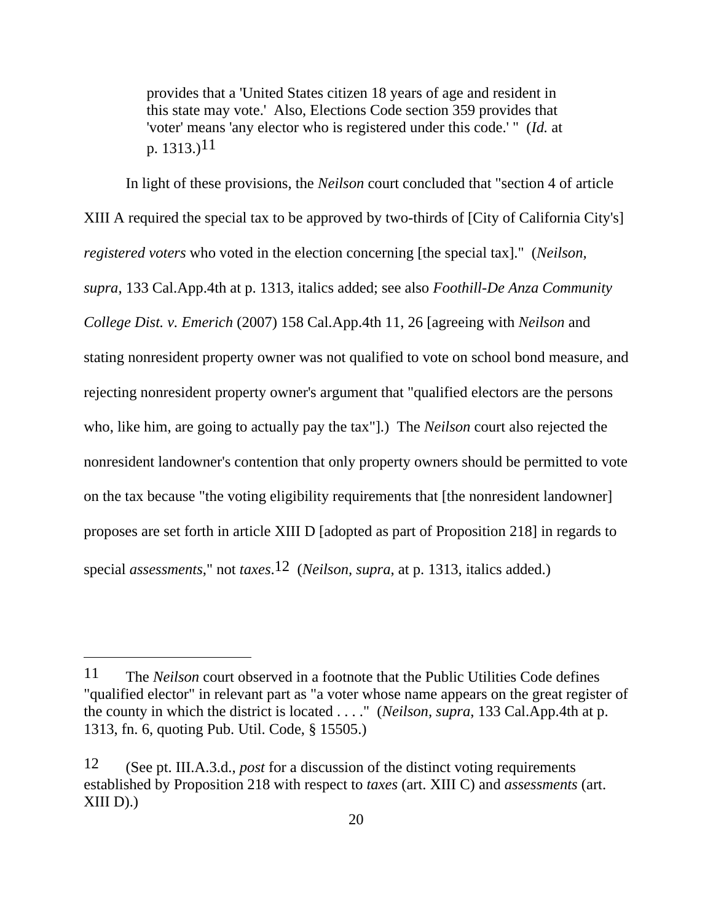> provides that a 'United States citizen 18 years of age and resident in this state may vote.' Also, Elections Code section 359 provides that 'voter' means 'any elector who is registered under this code.' " (*Id.* at p. 1313.)[11]

In light of these provisions, the *Neilson* court concluded that "section 4 of article XIII A required the special tax to be approved by two-thirds of [City of California City's] *registered voters* who voted in the election concerning [the special tax]." (*Neilson*, *supra*, 133 Cal.App.4th at p. 1313, italics added; see also *Foothill-De Anza Community College Dist. v. Emerich* (2007) 158 Cal.App.4th 11, 26 [agreeing with *Neilson* and stating nonresident property owner was not qualified to vote on school bond measure, and rejecting nonresident property owner's argument that "qualified electors are the persons who, like him, are going to actually pay the tax"].) The *Neilson* court also rejected the nonresident landowner's contention that only property owners should be permitted to vote on the tax because "the voting eligibility requirements that [the nonresident landowner] proposes are set forth in article XIII D [adopted as part of Proposition 218] in regards to special *assessments*," not *taxes*.[12] (*Neilson*, *supra*, at p. 1313, italics added.)

---

[11] The *Neilson* court observed in a footnote that the Public Utilities Code defines "qualified elector" in relevant part as "a voter whose name appears on the great register of the county in which the district is located . . . ." (*Neilson*, *supra*, 133 Cal.App.4th at p. 1313, fn. 6, quoting Pub. Util. Code, § 15505.)

[12] (See pt. III.A.3.d., *post* for a discussion of the distinct voting requirements established by Proposition 218 with respect to *taxes* (art. XIII C) and *assessments* (art. XIII D).)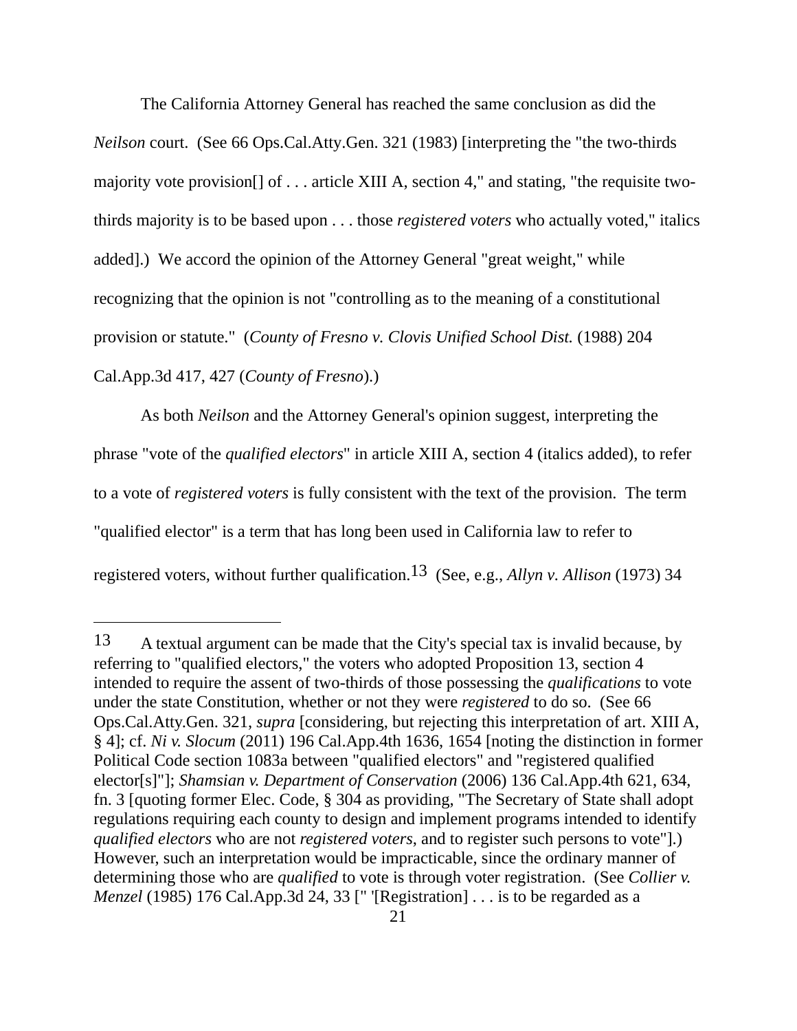The California Attorney General has reached the same conclusion as did the *Neilson* court. (See 66 Ops.Cal.Atty.Gen. 321 (1983) [interpreting the "the two-thirds majority vote provision[] of . . . article XIII A, section 4," and stating, "the requisite two-thirds majority is to be based upon . . . those *registered voters* who actually voted," italics added].) We accord the opinion of the Attorney General "great weight," while recognizing that the opinion is not "controlling as to the meaning of a constitutional provision or statute." (*County of Fresno v. Clovis Unified School Dist.* (1988) 204 Cal.App.3d 417, 427 (*County of Fresno*).)

As both *Neilson* and the Attorney General's opinion suggest, interpreting the phrase "vote of the *qualified electors*" in article XIII A, section 4 (italics added), to refer to a vote of *registered voters* is fully consistent with the text of the provision. The term "qualified elector" is a term that has long been used in California law to refer to registered voters, without further qualification.[13] (See, e.g., *Allyn v. Allison* (1973) 34

---

[13] A textual argument can be made that the City's special tax is invalid because, by referring to "qualified electors," the voters who adopted Proposition 13, section 4 intended to require the assent of two-thirds of those possessing the *qualifications* to vote under the state Constitution, whether or not they were *registered* to do so. (See 66 Ops.Cal.Atty.Gen. 321, *supra* [considering, but rejecting this interpretation of art. XIII A, § 4]; cf. *Ni v. Slocum* (2011) 196 Cal.App.4th 1636, 1654 [noting the distinction in former Political Code section 1083a between "qualified electors" and "registered qualified elector[s]"]; *Shamsian v. Department of Conservation* (2006) 136 Cal.App.4th 621, 634, fn. 3 [quoting former Elec. Code, § 304 as providing, "The Secretary of State shall adopt regulations requiring each county to design and implement programs intended to identify *qualified electors* who are not *registered voters*, and to register such persons to vote"].) However, such an interpretation would be impracticable, since the ordinary manner of determining those who are *qualified* to vote is through voter registration. (See *Collier v. Menzel* (1985) 176 Cal.App.3d 24, 33 [" '[Registration] . . . is to be regarded as a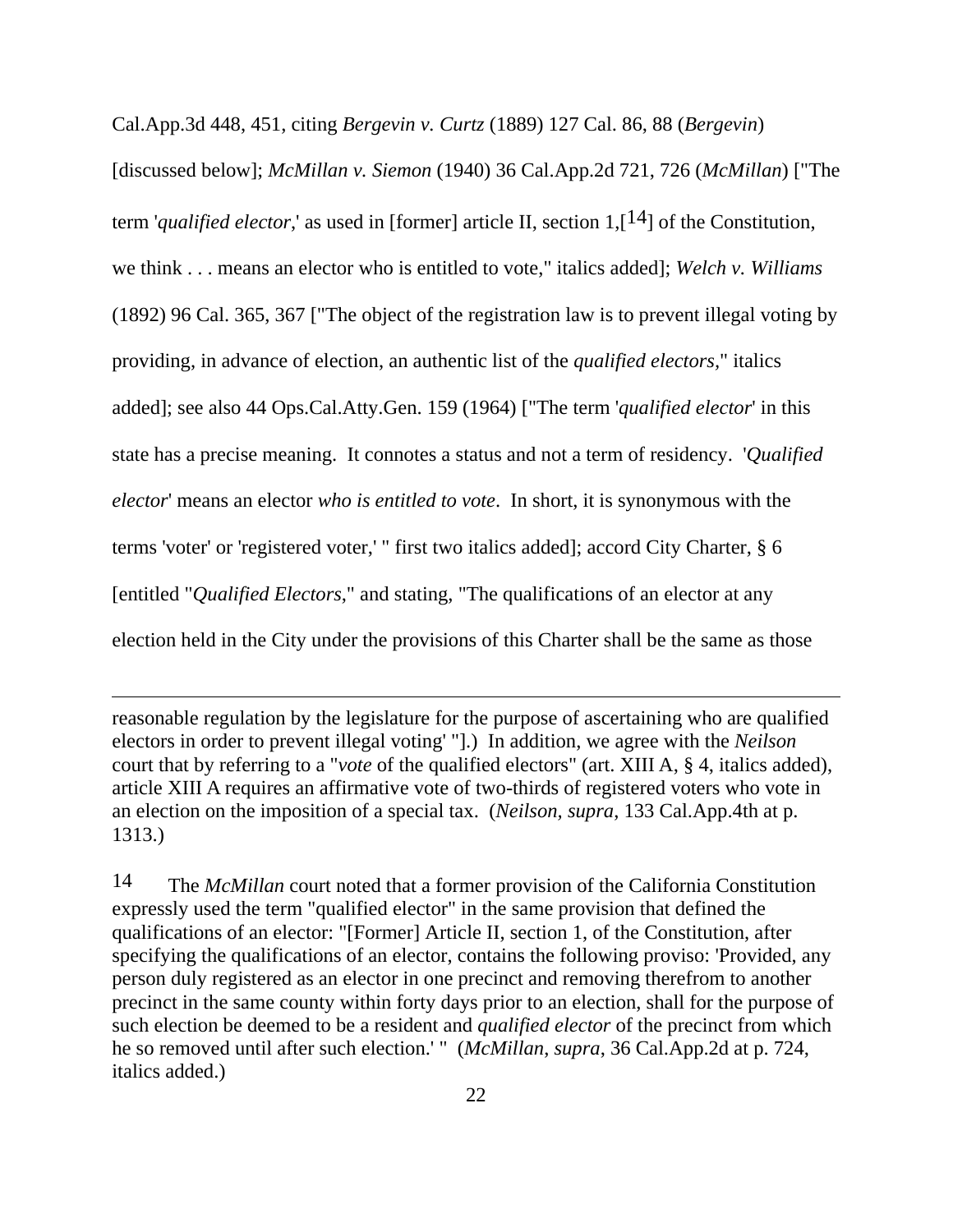Cal.App.3d 448, 451, citing *Bergevin v. Curtz* (1889) 127 Cal. 86, 88 (*Bergevin*) [discussed below]; *McMillan v. Siemon* (1940) 36 Cal.App.2d 721, 726 (*McMillan*) ["The term '*qualified elector*,' as used in [former] article II, section 1,[14] of the Constitution, we think . . . means an elector who is entitled to vote," italics added]; *Welch v. Williams* (1892) 96 Cal. 365, 367 ["The object of the registration law is to prevent illegal voting by providing, in advance of election, an authentic list of the *qualified electors*," italics added]; see also 44 Ops.Cal.Atty.Gen. 159 (1964) ["The term '*qualified elector*' in this state has a precise meaning. It connotes a status and not a term of residency. '*Qualified elector*' means an elector *who is entitled to vote*. In short, it is synonymous with the terms 'voter' or 'registered voter,' " first two italics added]; accord City Charter, § 6 [entitled "*Qualified Electors*," and stating, "The qualifications of an elector at any election held in the City under the provisions of this Charter shall be the same as those

---

reasonable regulation by the legislature for the purpose of ascertaining who are qualified electors in order to prevent illegal voting' "].) In addition, we agree with the *Neilson* court that by referring to a "*vote* of the qualified electors" (art. XIII A, § 4, italics added), article XIII A requires an affirmative vote of two-thirds of registered voters who vote in an election on the imposition of a special tax. (*Neilson, supra*, 133 Cal.App.4th at p. 1313.)

14 The *McMillan* court noted that a former provision of the California Constitution expressly used the term "qualified elector" in the same provision that defined the qualifications of an elector: "[Former] Article II, section 1, of the Constitution, after specifying the qualifications of an elector, contains the following proviso: 'Provided, any person duly registered as an elector in one precinct and removing therefrom to another precinct in the same county within forty days prior to an election, shall for the purpose of such election be deemed to be a resident and *qualified elector* of the precinct from which he so removed until after such election.' " (*McMillan*, *supra*, 36 Cal.App.2d at p. 724, italics added.)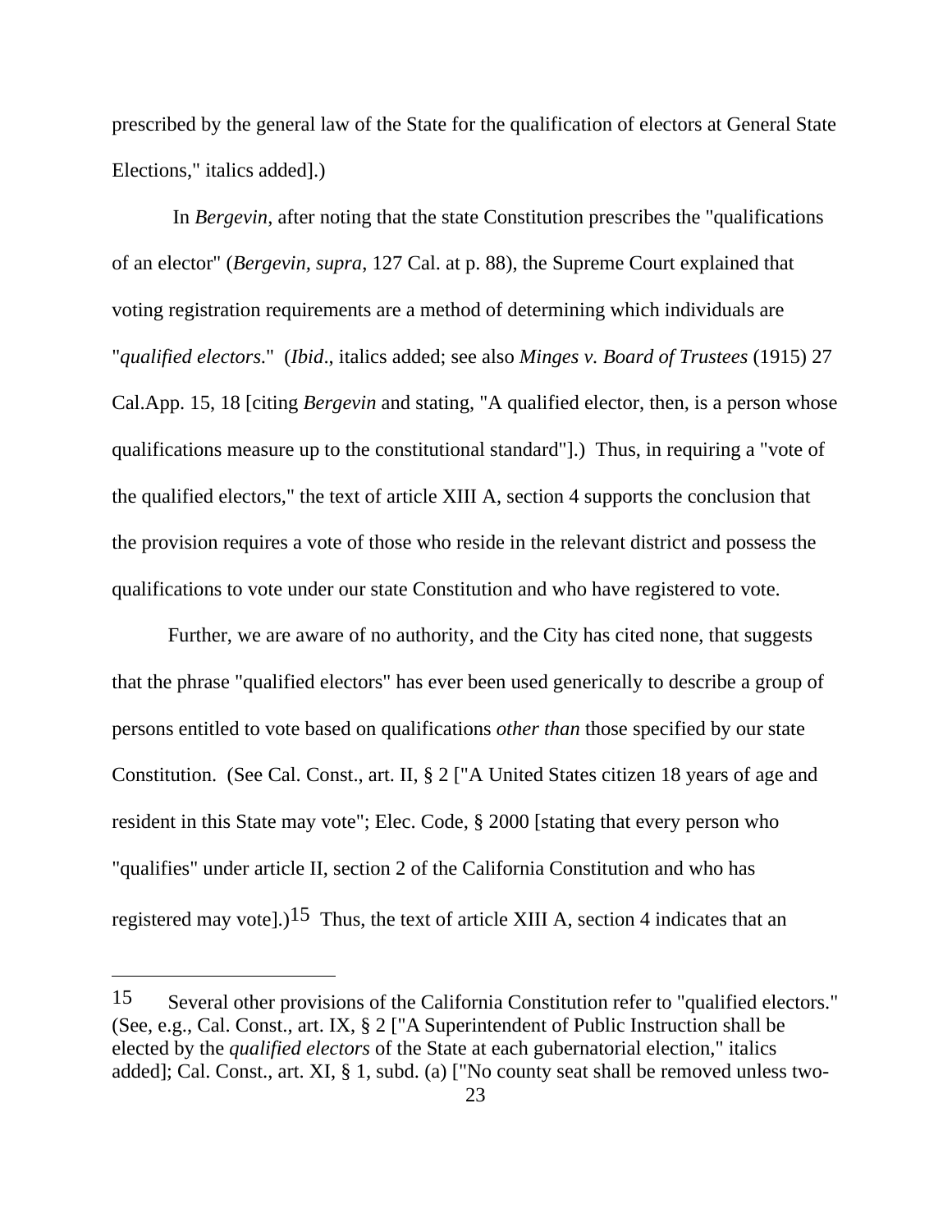prescribed by the general law of the State for the qualification of electors at General State Elections," italics added].)

In *Bergevin*, after noting that the state Constitution prescribes the "qualifications of an elector" (*Bergevin, supra*, 127 Cal. at p. 88), the Supreme Court explained that voting registration requirements are a method of determining which individuals are "*qualified electors*." (*Ibid*., italics added; see also *Minges v. Board of Trustees* (1915) 27 Cal.App. 15, 18 [citing *Bergevin* and stating, "A qualified elector, then, is a person whose qualifications measure up to the constitutional standard"].) Thus, in requiring a "vote of the qualified electors," the text of article XIII A, section 4 supports the conclusion that the provision requires a vote of those who reside in the relevant district and possess the qualifications to vote under our state Constitution and who have registered to vote.

Further, we are aware of no authority, and the City has cited none, that suggests that the phrase "qualified electors" has ever been used generically to describe a group of persons entitled to vote based on qualifications *other than* those specified by our state Constitution. (See Cal. Const., art. II, § 2 ["A United States citizen 18 years of age and resident in this State may vote"; Elec. Code, § 2000 [stating that every person who "qualifies" under article II, section 2 of the California Constitution and who has registered may vote].)[15] Thus, the text of article XIII A, section 4 indicates that an

---

[15] Several other provisions of the California Constitution refer to "qualified electors." (See, e.g., Cal. Const., art. IX, § 2 ["A Superintendent of Public Instruction shall be elected by the *qualified electors* of the State at each gubernatorial election," italics added]; Cal. Const., art. XI, § 1, subd. (a) ["No county seat shall be removed unless two-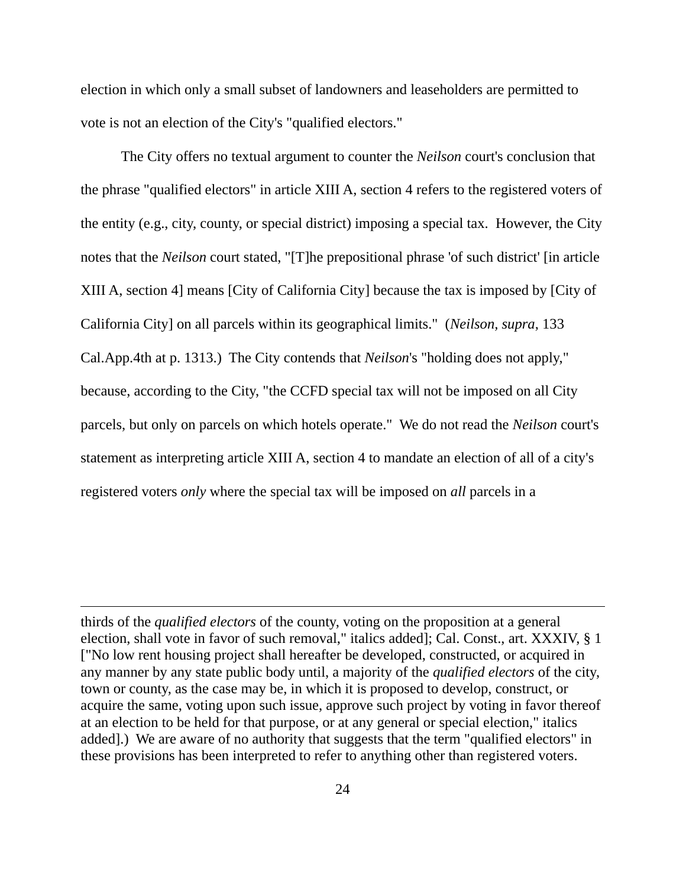election in which only a small subset of landowners and leaseholders are permitted to vote is not an election of the City's "qualified electors."

The City offers no textual argument to counter the *Neilson* court's conclusion that the phrase "qualified electors" in article XIII A, section 4 refers to the registered voters of the entity (e.g., city, county, or special district) imposing a special tax. However, the City notes that the *Neilson* court stated, "[T]he prepositional phrase 'of such district' [in article XIII A, section 4] means [City of California City] because the tax is imposed by [City of California City] on all parcels within its geographical limits." (*Neilson, supra*, 133 Cal.App.4th at p. 1313.) The City contends that *Neilson*'s "holding does not apply," because, according to the City, "the CCFD special tax will not be imposed on all City parcels, but only on parcels on which hotels operate." We do not read the *Neilson* court's statement as interpreting article XIII A, section 4 to mandate an election of all of a city's registered voters *only* where the special tax will be imposed on *all* parcels in a

---

thirds of the *qualified electors* of the county, voting on the proposition at a general election, shall vote in favor of such removal," italics added]; Cal. Const., art. XXXIV, § 1 ["No low rent housing project shall hereafter be developed, constructed, or acquired in any manner by any state public body until, a majority of the *qualified electors* of the city, town or county, as the case may be, in which it is proposed to develop, construct, or acquire the same, voting upon such issue, approve such project by voting in favor thereof at an election to be held for that purpose, or at any general or special election," italics added].) We are aware of no authority that suggests that the term "qualified electors" in these provisions has been interpreted to refer to anything other than registered voters.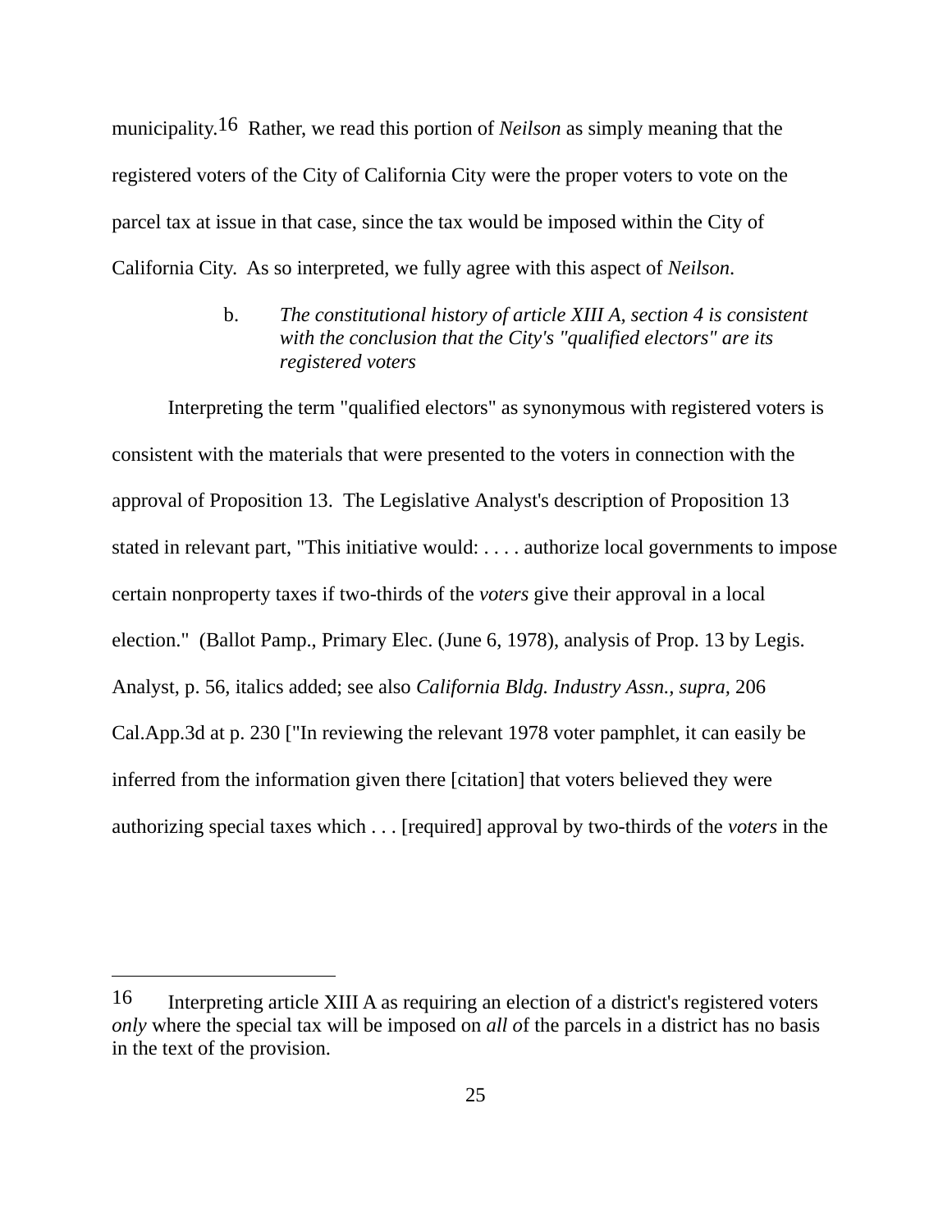municipality.[16] Rather, we read this portion of *Neilson* as simply meaning that the registered voters of the City of California City were the proper voters to vote on the parcel tax at issue in that case, since the tax would be imposed within the City of California City. As so interpreted, we fully agree with this aspect of *Neilson*.

b. *The constitutional history of article XIII A, section 4 is consistent with the conclusion that the City's "qualified electors" are its registered voters*

Interpreting the term "qualified electors" as synonymous with registered voters is consistent with the materials that were presented to the voters in connection with the approval of Proposition 13. The Legislative Analyst's description of Proposition 13 stated in relevant part, "This initiative would: . . . . authorize local governments to impose certain nonproperty taxes if two-thirds of the *voters* give their approval in a local election." (Ballot Pamp., Primary Elec. (June 6, 1978), analysis of Prop. 13 by Legis. Analyst, p. 56, italics added; see also *California Bldg. Industry Assn., supra,* 206 Cal.App.3d at p. 230 ["In reviewing the relevant 1978 voter pamphlet, it can easily be inferred from the information given there [citation] that voters believed they were authorizing special taxes which . . . [required] approval by two-thirds of the *voters* in the

---

[16] Interpreting article XIII A as requiring an election of a district's registered voters *only* where the special tax will be imposed on *all* of the parcels in a district has no basis in the text of the provision.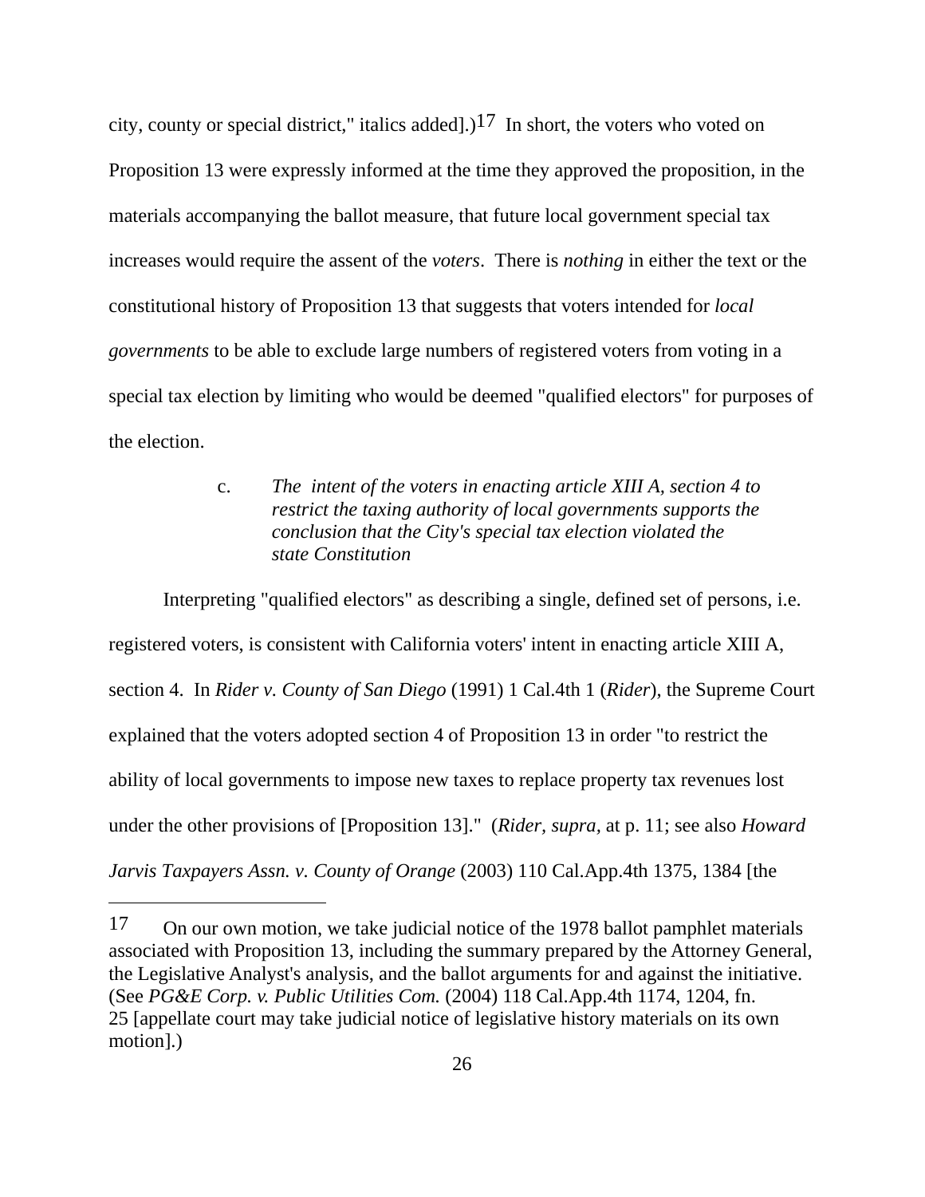city, county or special district," italics added].)[17] In short, the voters who voted on Proposition 13 were expressly informed at the time they approved the proposition, in the materials accompanying the ballot measure, that future local government special tax increases would require the assent of the *voters*. There is *nothing* in either the text or the constitutional history of Proposition 13 that suggests that voters intended for *local governments* to be able to exclude large numbers of registered voters from voting in a special tax election by limiting who would be deemed "qualified electors" for purposes of the election.

c. *The intent of the voters in enacting article XIII A, section 4 to restrict the taxing authority of local governments supports the conclusion that the City's special tax election violated the state Constitution*

Interpreting "qualified electors" as describing a single, defined set of persons, i.e. registered voters, is consistent with California voters' intent in enacting article XIII A, section 4. In *Rider v. County of San Diego* (1991) 1 Cal.4th 1 (*Rider*), the Supreme Court explained that the voters adopted section 4 of Proposition 13 in order "to restrict the ability of local governments to impose new taxes to replace property tax revenues lost under the other provisions of [Proposition 13]." (*Rider, supra,* at p. 11; see also *Howard Jarvis Taxpayers Assn. v. County of Orange* (2003) 110 Cal.App.4th 1375, 1384 [the

---

[17] On our own motion, we take judicial notice of the 1978 ballot pamphlet materials associated with Proposition 13, including the summary prepared by the Attorney General, the Legislative Analyst's analysis, and the ballot arguments for and against the initiative. (See *PG&E Corp. v. Public Utilities Com.* (2004) 118 Cal.App.4th 1174, 1204, fn. 25 [appellate court may take judicial notice of legislative history materials on its own motion].)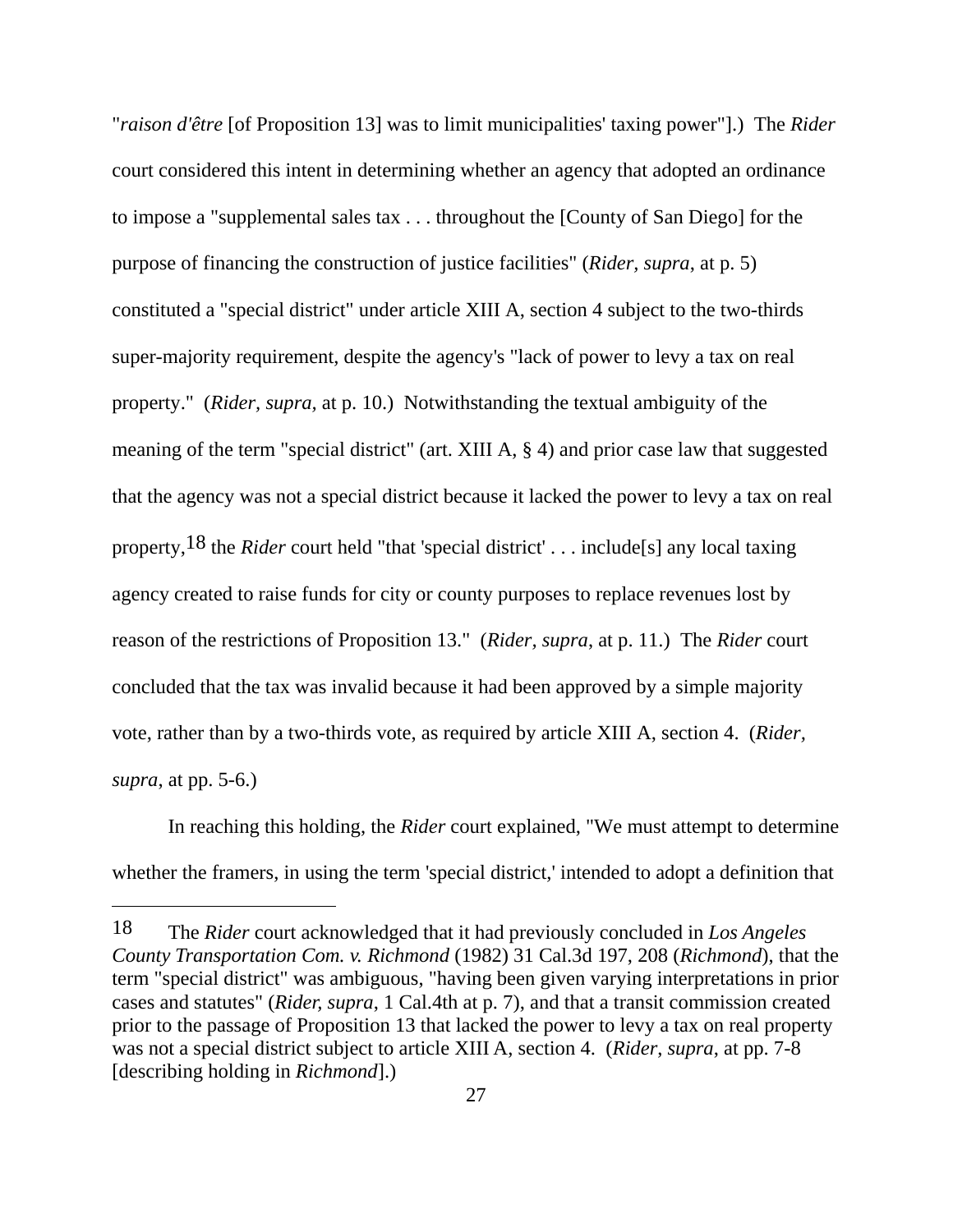"*raison d'être* [of Proposition 13] was to limit municipalities' taxing power"].) The *Rider* court considered this intent in determining whether an agency that adopted an ordinance to impose a "supplemental sales tax . . . throughout the [County of San Diego] for the purpose of financing the construction of justice facilities" (*Rider, supra*, at p. 5) constituted a "special district" under article XIII A, section 4 subject to the two-thirds super-majority requirement, despite the agency's "lack of power to levy a tax on real property." (*Rider, supra,* at p. 10.) Notwithstanding the textual ambiguity of the meaning of the term "special district" (art. XIII A, § 4) and prior case law that suggested that the agency was not a special district because it lacked the power to levy a tax on real property,[18] the *Rider* court held "that 'special district' . . . include[s] any local taxing agency created to raise funds for city or county purposes to replace revenues lost by reason of the restrictions of Proposition 13." (*Rider, supra*, at p. 11.) The *Rider* court concluded that the tax was invalid because it had been approved by a simple majority vote, rather than by a two-thirds vote, as required by article XIII A, section 4. (*Rider, supra*, at pp. 5-6.)

In reaching this holding, the *Rider* court explained, "We must attempt to determine whether the framers, in using the term 'special district,' intended to adopt a definition that

---

[18] The *Rider* court acknowledged that it had previously concluded in *Los Angeles County Transportation Com. v. Richmond* (1982) 31 Cal.3d 197, 208 (*Richmond*), that the term "special district" was ambiguous, "having been given varying interpretations in prior cases and statutes" (*Rider, supra*, 1 Cal.4th at p. 7), and that a transit commission created prior to the passage of Proposition 13 that lacked the power to levy a tax on real property was not a special district subject to article XIII A, section 4. (*Rider*, *supra*, at pp. 7-8 [describing holding in *Richmond*].)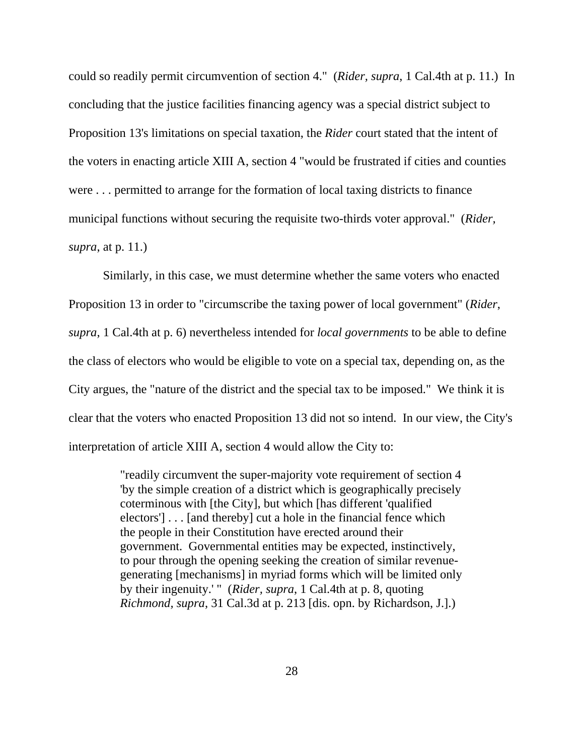could so readily permit circumvention of section 4." (*Rider, supra*, 1 Cal.4th at p. 11.) In concluding that the justice facilities financing agency was a special district subject to Proposition 13's limitations on special taxation, the *Rider* court stated that the intent of the voters in enacting article XIII A, section 4 "would be frustrated if cities and counties were . . . permitted to arrange for the formation of local taxing districts to finance municipal functions without securing the requisite two-thirds voter approval." (*Rider, supra*, at p. 11.)

Similarly, in this case, we must determine whether the same voters who enacted Proposition 13 in order to "circumscribe the taxing power of local government" (*Rider, supra*, 1 Cal.4th at p. 6) nevertheless intended for *local governments* to be able to define the class of electors who would be eligible to vote on a special tax, depending on, as the City argues, the "nature of the district and the special tax to be imposed." We think it is clear that the voters who enacted Proposition 13 did not so intend. In our view, the City's interpretation of article XIII A, section 4 would allow the City to:

> "readily circumvent the super-majority vote requirement of section 4 'by the simple creation of a district which is geographically precisely coterminous with [the City], but which [has different 'qualified electors'] . . . [and thereby] cut a hole in the financial fence which the people in their Constitution have erected around their government. Governmental entities may be expected, instinctively, to pour through the opening seeking the creation of similar revenue-generating [mechanisms] in myriad forms which will be limited only by their ingenuity.' " (*Rider, supra*, 1 Cal.4th at p. 8, quoting *Richmond, supra*, 31 Cal.3d at p. 213 [dis. opn. by Richardson, J.].)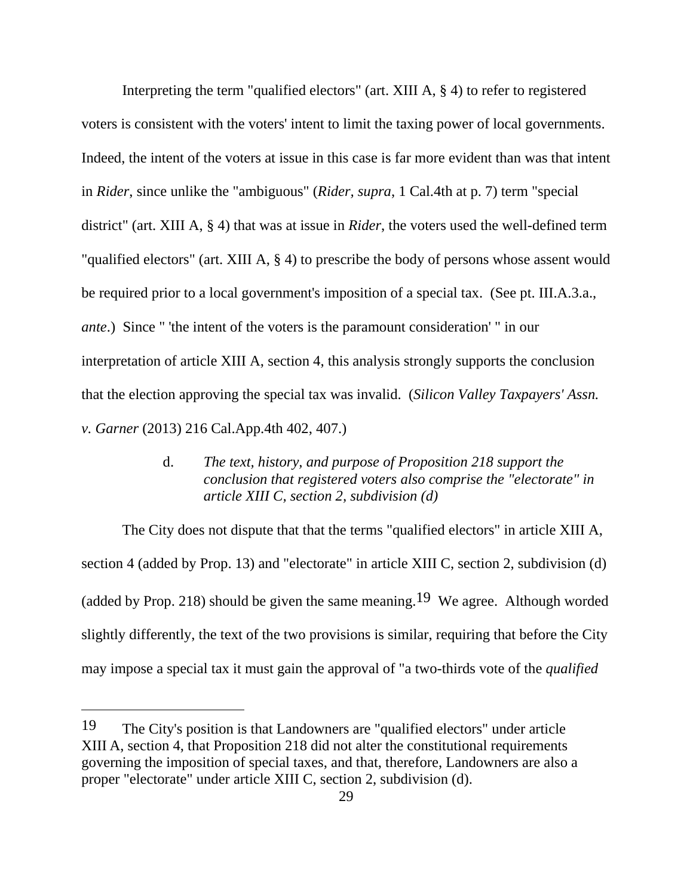Interpreting the term "qualified electors" (art. XIII A, § 4) to refer to registered voters is consistent with the voters' intent to limit the taxing power of local governments. Indeed, the intent of the voters at issue in this case is far more evident than was that intent in *Rider*, since unlike the "ambiguous" (*Rider, supra*, 1 Cal.4th at p. 7) term "special district" (art. XIII A, § 4) that was at issue in *Rider*, the voters used the well-defined term "qualified electors" (art. XIII A, § 4) to prescribe the body of persons whose assent would be required prior to a local government's imposition of a special tax. (See pt. III.A.3.a., *ante*.) Since " 'the intent of the voters is the paramount consideration' " in our interpretation of article XIII A, section 4, this analysis strongly supports the conclusion that the election approving the special tax was invalid. (*Silicon Valley Taxpayers' Assn. v. Garner* (2013) 216 Cal.App.4th 402, 407.)

d. *The text, history, and purpose of Proposition 218 support the conclusion that registered voters also comprise the "electorate" in article XIII C, section 2, subdivision (d)*

The City does not dispute that that the terms "qualified electors" in article XIII A, section 4 (added by Prop. 13) and "electorate" in article XIII C, section 2, subdivision (d) (added by Prop. 218) should be given the same meaning.[19] We agree. Although worded slightly differently, the text of the two provisions is similar, requiring that before the City may impose a special tax it must gain the approval of "a two-thirds vote of the *qualified*

[19] The City's position is that Landowners are "qualified electors" under article XIII A, section 4, that Proposition 218 did not alter the constitutional requirements governing the imposition of special taxes, and that, therefore, Landowners are also a proper "electorate" under article XIII C, section 2, subdivision (d).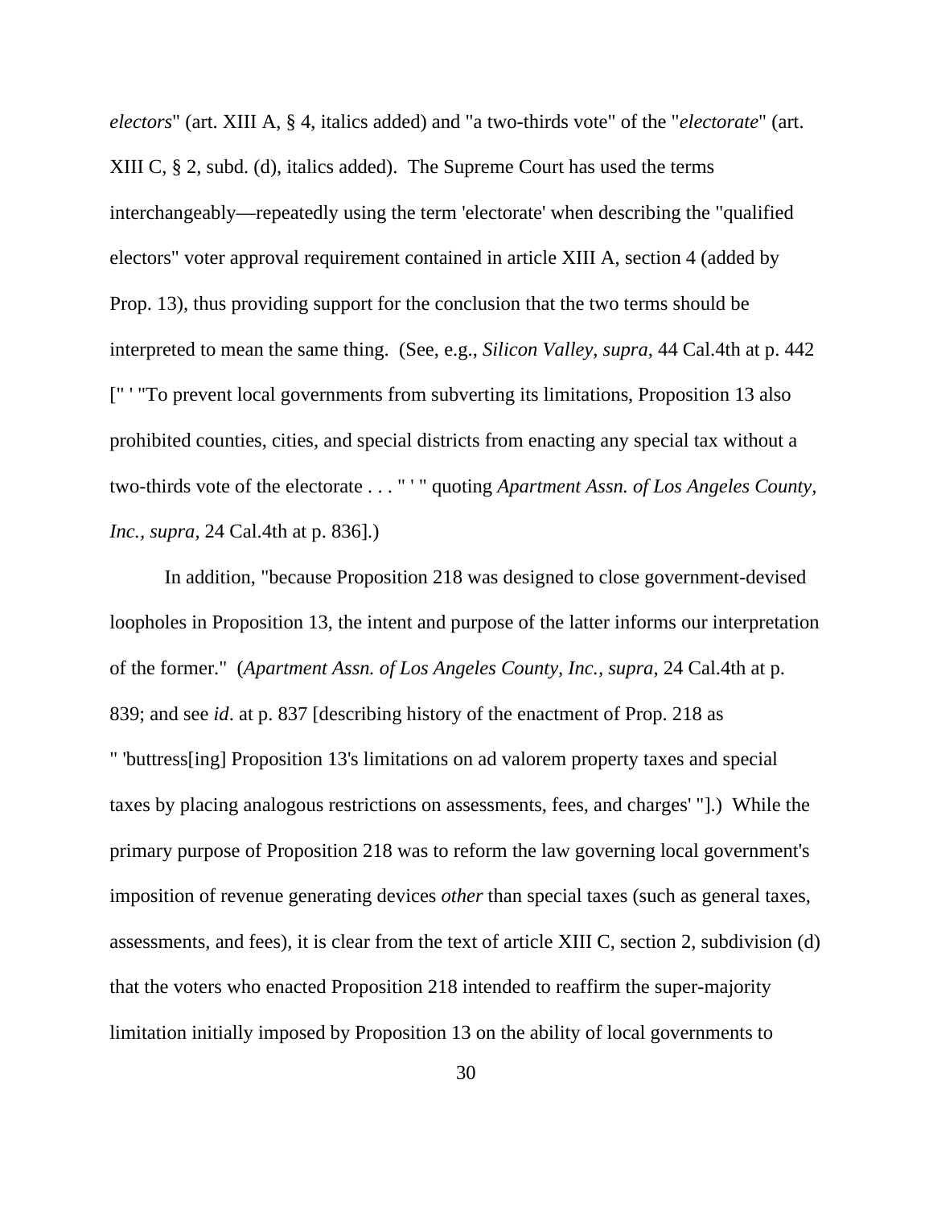*electors*" (art. XIII A, § 4, italics added) and "a two-thirds vote" of the "*electorate*" (art. XIII C, § 2, subd. (d), italics added). The Supreme Court has used the terms interchangeably—repeatedly using the term 'electorate' when describing the "qualified electors" voter approval requirement contained in article XIII A, section 4 (added by Prop. 13), thus providing support for the conclusion that the two terms should be interpreted to mean the same thing. (See, e.g., *Silicon Valley*, *supra*, 44 Cal.4th at p. 442 [" ' "To prevent local governments from subverting its limitations, Proposition 13 also prohibited counties, cities, and special districts from enacting any special tax without a two-thirds vote of the electorate . . . " ' " quoting *Apartment Assn. of Los Angeles County, Inc.*, *supra*, 24 Cal.4th at p. 836].)

In addition, "because Proposition 218 was designed to close government-devised loopholes in Proposition 13, the intent and purpose of the latter informs our interpretation of the former." (*Apartment Assn. of Los Angeles County, Inc.*, *supra*, 24 Cal.4th at p. 839; and see *id*. at p. 837 [describing history of the enactment of Prop. 218 as " 'buttress[ing] Proposition 13's limitations on ad valorem property taxes and special taxes by placing analogous restrictions on assessments, fees, and charges' "].) While the primary purpose of Proposition 218 was to reform the law governing local government's imposition of revenue generating devices *other* than special taxes (such as general taxes, assessments, and fees), it is clear from the text of article XIII C, section 2, subdivision (d) that the voters who enacted Proposition 218 intended to reaffirm the super-majority limitation initially imposed by Proposition 13 on the ability of local governments to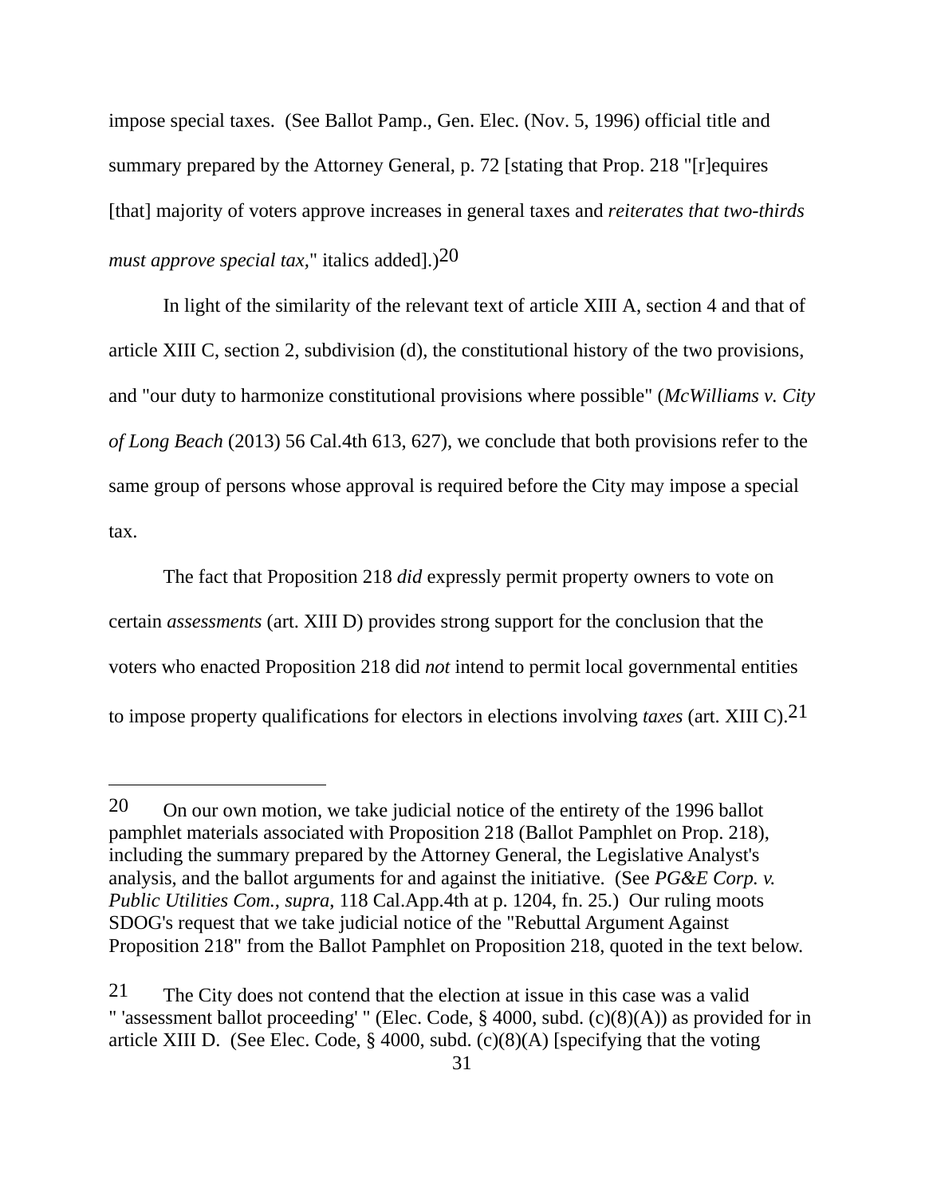impose special taxes. (See Ballot Pamp., Gen. Elec. (Nov. 5, 1996) official title and summary prepared by the Attorney General, p. 72 [stating that Prop. 218 "[r]equires [that] majority of voters approve increases in general taxes and *reiterates that two-thirds must approve special tax,*" italics added].)[20]

In light of the similarity of the relevant text of article XIII A, section 4 and that of article XIII C, section 2, subdivision (d), the constitutional history of the two provisions, and "our duty to harmonize constitutional provisions where possible" (*McWilliams v. City of Long Beach* (2013) 56 Cal.4th 613, 627), we conclude that both provisions refer to the same group of persons whose approval is required before the City may impose a special tax.

The fact that Proposition 218 *did* expressly permit property owners to vote on certain *assessments* (art. XIII D) provides strong support for the conclusion that the voters who enacted Proposition 218 did *not* intend to permit local governmental entities to impose property qualifications for electors in elections involving *taxes* (art. XIII C).[21]

---

[20] On our own motion, we take judicial notice of the entirety of the 1996 ballot pamphlet materials associated with Proposition 218 (Ballot Pamphlet on Prop. 218), including the summary prepared by the Attorney General, the Legislative Analyst's analysis, and the ballot arguments for and against the initiative. (See *PG&E Corp. v. Public Utilities Com.*, *supra*, 118 Cal.App.4th at p. 1204, fn. 25.) Our ruling moots SDOG's request that we take judicial notice of the "Rebuttal Argument Against Proposition 218" from the Ballot Pamphlet on Proposition 218, quoted in the text below.

[21] The City does not contend that the election at issue in this case was a valid " 'assessment ballot proceeding' " (Elec. Code, § 4000, subd. (c)(8)(A)) as provided for in article XIII D. (See Elec. Code, § 4000, subd. (c)(8)(A) [specifying that the voting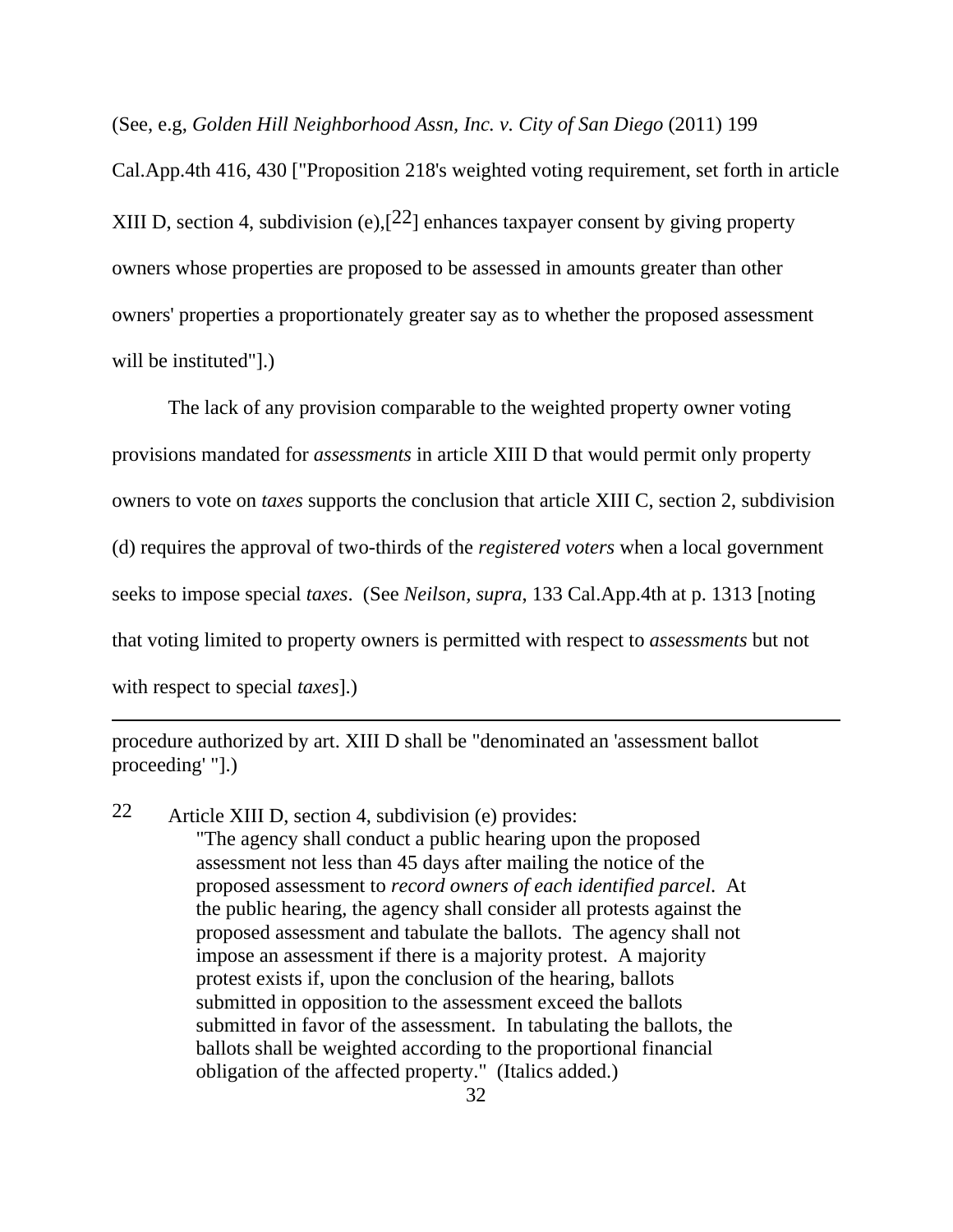(See, e.g, *Golden Hill Neighborhood Assn, Inc. v. City of San Diego* (2011) 199 Cal.App.4th 416, 430 ["Proposition 218's weighted voting requirement, set forth in article XIII D, section 4, subdivision (e),[22] enhances taxpayer consent by giving property owners whose properties are proposed to be assessed in amounts greater than other owners' properties a proportionately greater say as to whether the proposed assessment will be instituted"].)

The lack of any provision comparable to the weighted property owner voting provisions mandated for *assessments* in article XIII D that would permit only property owners to vote on *taxes* supports the conclusion that article XIII C, section 2, subdivision (d) requires the approval of two-thirds of the *registered voters* when a local government seeks to impose special *taxes*. (See *Neilson*, *supra*, 133 Cal.App.4th at p. 1313 [noting that voting limited to property owners is permitted with respect to *assessments* but not with respect to special *taxes*].)

---

procedure authorized by art. XIII D shall be "denominated an 'assessment ballot proceeding' "].)

22 Article XIII D, section 4, subdivision (e) provides:

> "The agency shall conduct a public hearing upon the proposed assessment not less than 45 days after mailing the notice of the proposed assessment to *record owners of each identified parcel*. At the public hearing, the agency shall consider all protests against the proposed assessment and tabulate the ballots. The agency shall not impose an assessment if there is a majority protest. A majority protest exists if, upon the conclusion of the hearing, ballots submitted in opposition to the assessment exceed the ballots submitted in favor of the assessment. In tabulating the ballots, the ballots shall be weighted according to the proportional financial obligation of the affected property." (Italics added.)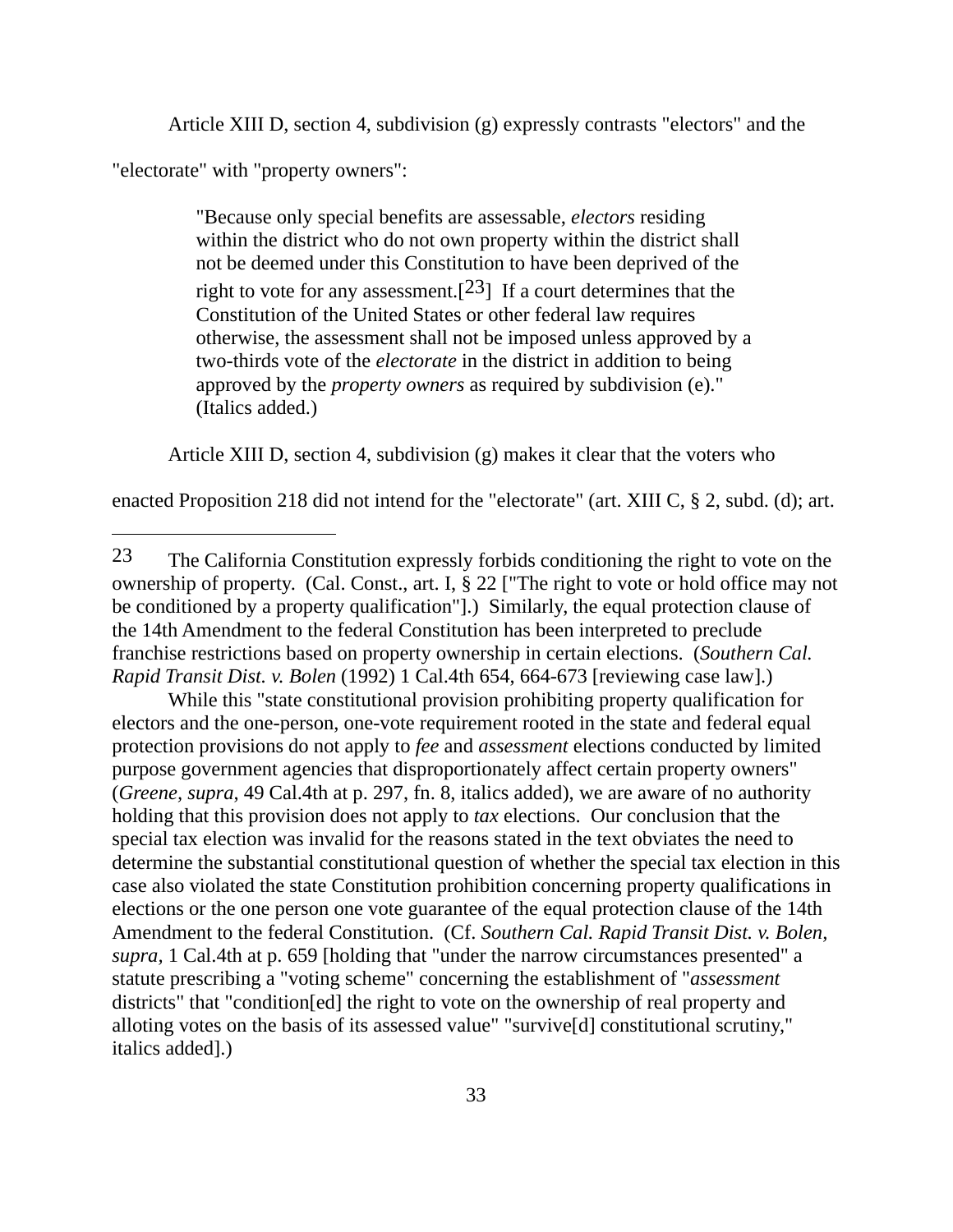Article XIII D, section 4, subdivision (g) expressly contrasts "electors" and the "electorate" with "property owners":

> "Because only special benefits are assessable, *electors* residing within the district who do not own property within the district shall not be deemed under this Constitution to have been deprived of the right to vote for any assessment.[23] If a court determines that the Constitution of the United States or other federal law requires otherwise, the assessment shall not be imposed unless approved by a two-thirds vote of the *electorate* in the district in addition to being approved by the *property owners* as required by subdivision (e)." (Italics added.)

Article XIII D, section 4, subdivision (g) makes it clear that the voters who enacted Proposition 218 did not intend for the "electorate" (art. XIII C, § 2, subd. (d); art.

---

23 The California Constitution expressly forbids conditioning the right to vote on the ownership of property. (Cal. Const., art. I, § 22 ["The right to vote or hold office may not be conditioned by a property qualification"].) Similarly, the equal protection clause of the 14th Amendment to the federal Constitution has been interpreted to preclude franchise restrictions based on property ownership in certain elections. (*Southern Cal. Rapid Transit Dist. v. Bolen* (1992) 1 Cal.4th 654, 664-673 [reviewing case law].)

While this "state constitutional provision prohibiting property qualification for electors and the one-person, one-vote requirement rooted in the state and federal equal protection provisions do not apply to *fee* and *assessment* elections conducted by limited purpose government agencies that disproportionately affect certain property owners" (*Greene, supra*, 49 Cal.4th at p. 297, fn. 8, italics added), we are aware of no authority holding that this provision does not apply to *tax* elections. Our conclusion that the special tax election was invalid for the reasons stated in the text obviates the need to determine the substantial constitutional question of whether the special tax election in this case also violated the state Constitution prohibition concerning property qualifications in elections or the one person one vote guarantee of the equal protection clause of the 14th Amendment to the federal Constitution. (Cf. *Southern Cal. Rapid Transit Dist. v. Bolen, supra*, 1 Cal.4th at p. 659 [holding that "under the narrow circumstances presented" a statute prescribing a "voting scheme" concerning the establishment of "*assessment* districts" that "condition[ed] the right to vote on the ownership of real property and alloting votes on the basis of its assessed value" "survive[d] constitutional scrutiny," italics added].)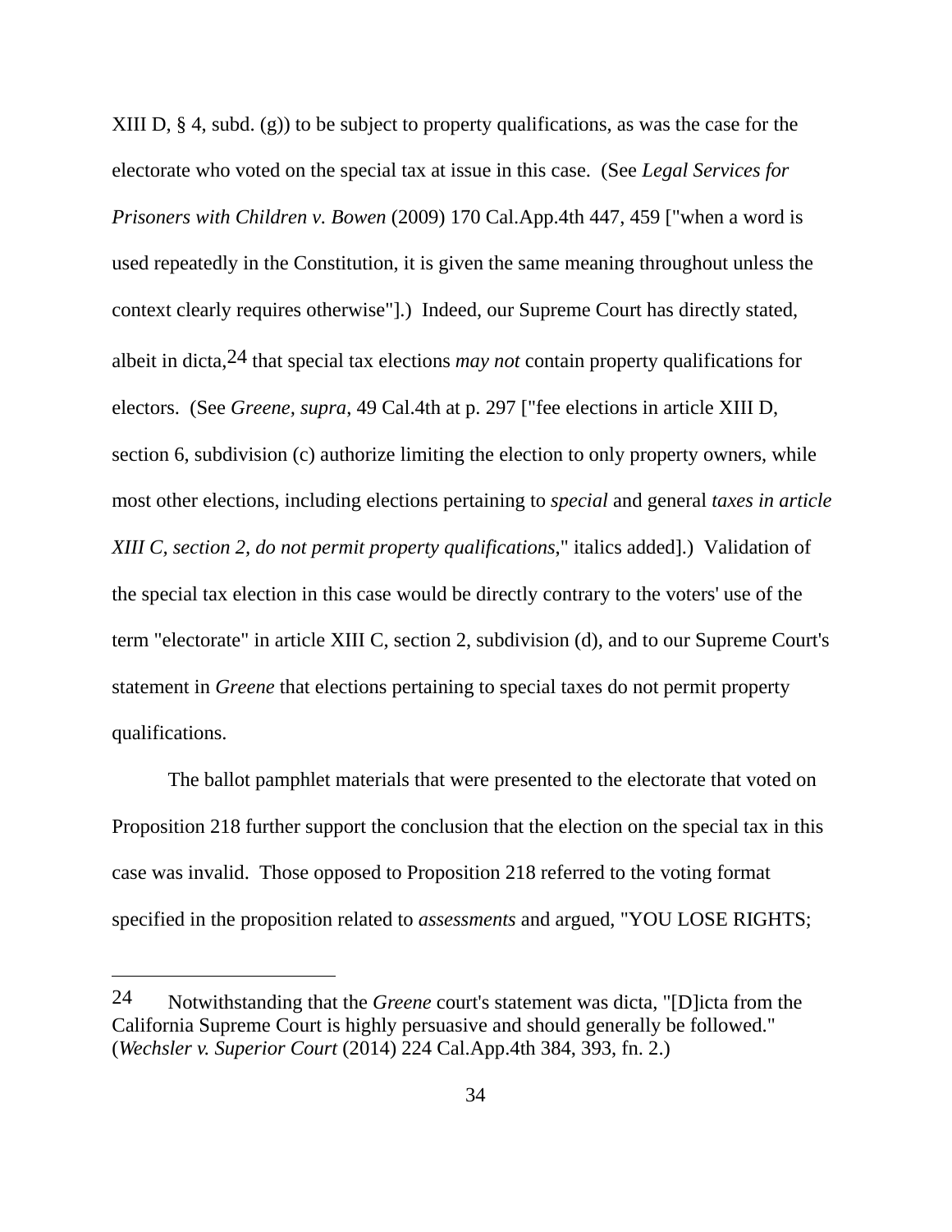XIII D, § 4, subd. (g)) to be subject to property qualifications, as was the case for the electorate who voted on the special tax at issue in this case. (See *Legal Services for Prisoners with Children v. Bowen* (2009) 170 Cal.App.4th 447, 459 ["when a word is used repeatedly in the Constitution, it is given the same meaning throughout unless the context clearly requires otherwise"].) Indeed, our Supreme Court has directly stated, albeit in dicta,[24] that special tax elections *may not* contain property qualifications for electors. (See *Greene, supra*, 49 Cal.4th at p. 297 ["fee elections in article XIII D, section 6, subdivision (c) authorize limiting the election to only property owners, while most other elections, including elections pertaining to *special* and general *taxes in article XIII C, section 2, do not permit property qualifications*," italics added].) Validation of the special tax election in this case would be directly contrary to the voters' use of the term "electorate" in article XIII C, section 2, subdivision (d), and to our Supreme Court's statement in *Greene* that elections pertaining to special taxes do not permit property qualifications.

The ballot pamphlet materials that were presented to the electorate that voted on Proposition 218 further support the conclusion that the election on the special tax in this case was invalid. Those opposed to Proposition 218 referred to the voting format specified in the proposition related to *assessments* and argued, "YOU LOSE RIGHTS;

---

[24] Notwithstanding that the *Greene* court's statement was dicta, "[D]icta from the California Supreme Court is highly persuasive and should generally be followed." (*Wechsler v. Superior Court* (2014) 224 Cal.App.4th 384, 393, fn. 2.)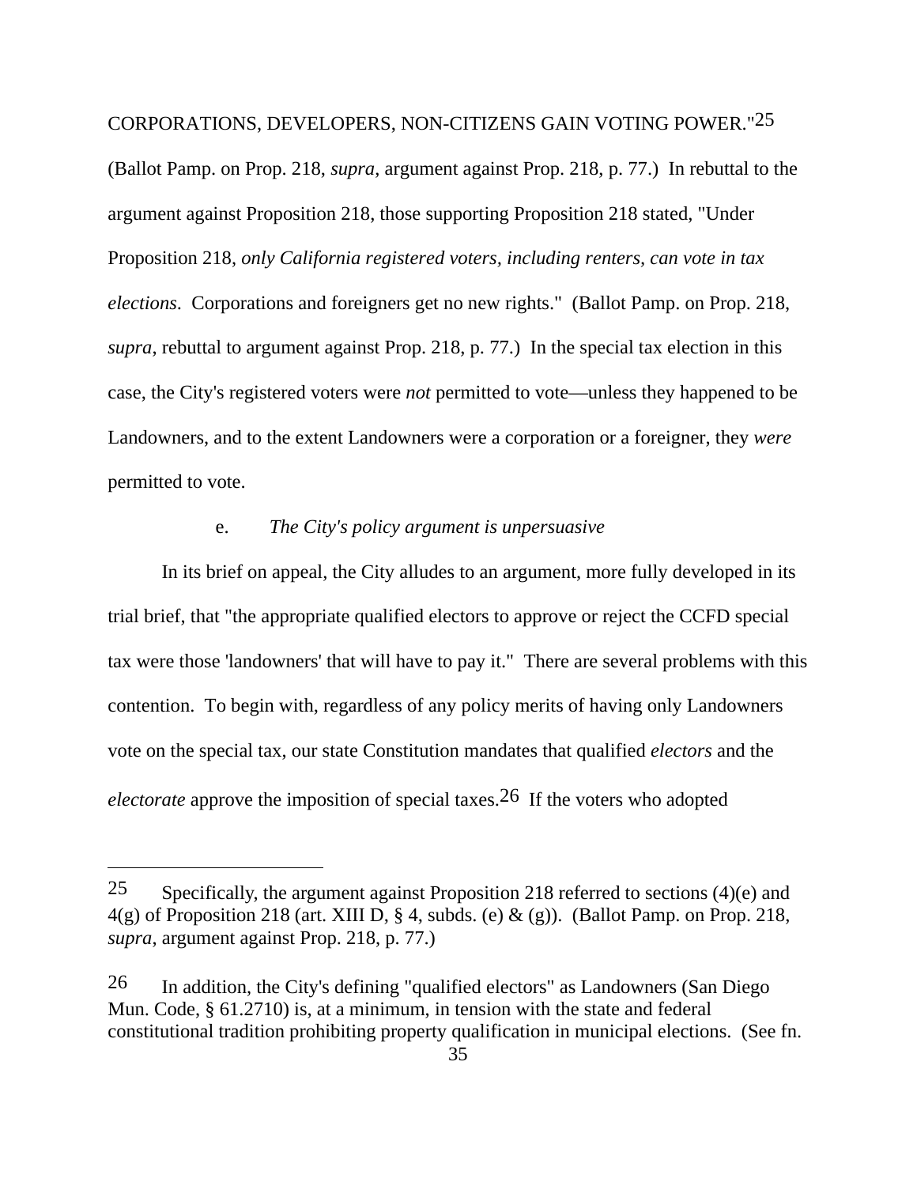CORPORATIONS, DEVELOPERS, NON-CITIZENS GAIN VOTING POWER."[25] (Ballot Pamp. on Prop. 218, *supra*, argument against Prop. 218, p. 77.) In rebuttal to the argument against Proposition 218, those supporting Proposition 218 stated, "Under Proposition 218, *only California registered voters, including renters, can vote in tax elections*. Corporations and foreigners get no new rights." (Ballot Pamp. on Prop. 218, *supra*, rebuttal to argument against Prop. 218, p. 77.) In the special tax election in this case, the City's registered voters were *not* permitted to vote—unless they happened to be Landowners, and to the extent Landowners were a corporation or a foreigner, they *were* permitted to vote.

e. *The City's policy argument is unpersuasive*

In its brief on appeal, the City alludes to an argument, more fully developed in its trial brief, that "the appropriate qualified electors to approve or reject the CCFD special tax were those 'landowners' that will have to pay it." There are several problems with this contention. To begin with, regardless of any policy merits of having only Landowners vote on the special tax, our state Constitution mandates that qualified *electors* and the *electorate* approve the imposition of special taxes.[26] If the voters who adopted

---

[25] Specifically, the argument against Proposition 218 referred to sections (4)(e) and 4(g) of Proposition 218 (art. XIII D, § 4, subds. (e) & (g)). (Ballot Pamp. on Prop. 218, *supra*, argument against Prop. 218, p. 77.)

[26] In addition, the City's defining "qualified electors" as Landowners (San Diego Mun. Code, § 61.2710) is, at a minimum, in tension with the state and federal constitutional tradition prohibiting property qualification in municipal elections. (See fn.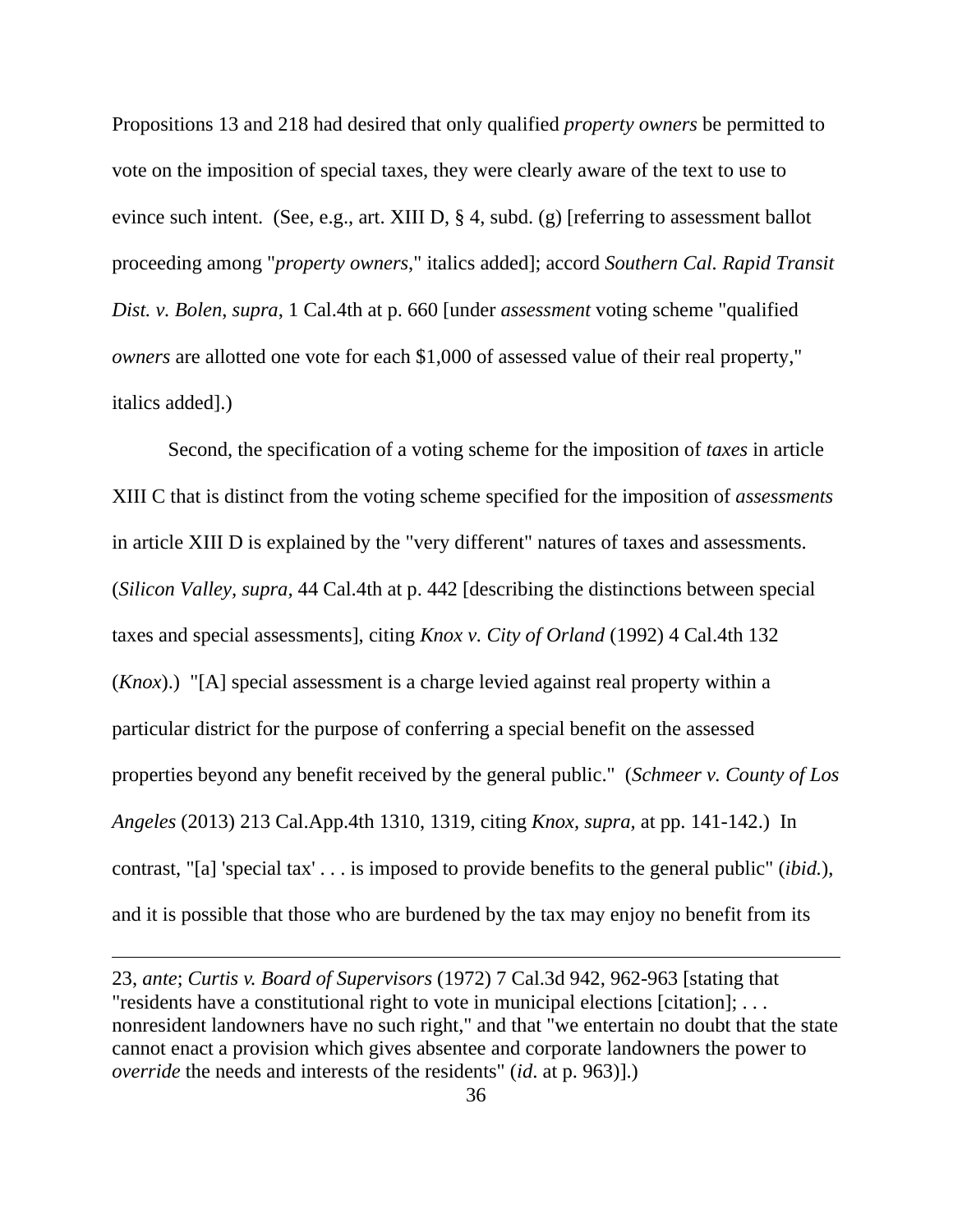Propositions 13 and 218 had desired that only qualified *property owners* be permitted to vote on the imposition of special taxes, they were clearly aware of the text to use to evince such intent. (See, e.g., art. XIII D, § 4, subd. (g) [referring to assessment ballot proceeding among "*property owners*," italics added]; accord *Southern Cal. Rapid Transit Dist. v. Bolen*, *supra*, 1 Cal.4th at p. 660 [under *assessment* voting scheme "qualified *owners* are allotted one vote for each $1,000 of assessed value of their real property," italics added].)

Second, the specification of a voting scheme for the imposition of *taxes* in article XIII C that is distinct from the voting scheme specified for the imposition of *assessments* in article XIII D is explained by the "very different" natures of taxes and assessments. (*Silicon Valley*, *supra*, 44 Cal.4th at p. 442 [describing the distinctions between special taxes and special assessments], citing *Knox v. City of Orland* (1992) 4 Cal.4th 132 (*Knox*).) "[A] special assessment is a charge levied against real property within a particular district for the purpose of conferring a special benefit on the assessed properties beyond any benefit received by the general public." (*Schmeer v. County of Los Angeles* (2013) 213 Cal.App.4th 1310, 1319, citing *Knox, supra,* at pp. 141-142.) In contrast, "[a] 'special tax' . . . is imposed to provide benefits to the general public" (*ibid.*), and it is possible that those who are burdened by the tax may enjoy no benefit from its

---

23, *ante*; *Curtis v. Board of Supervisors* (1972) 7 Cal.3d 942, 962-963 [stating that "residents have a constitutional right to vote in municipal elections [citation]; . . . nonresident landowners have no such right," and that "we entertain no doubt that the state cannot enact a provision which gives absentee and corporate landowners the power to *override* the needs and interests of the residents" (*id*. at p. 963)].)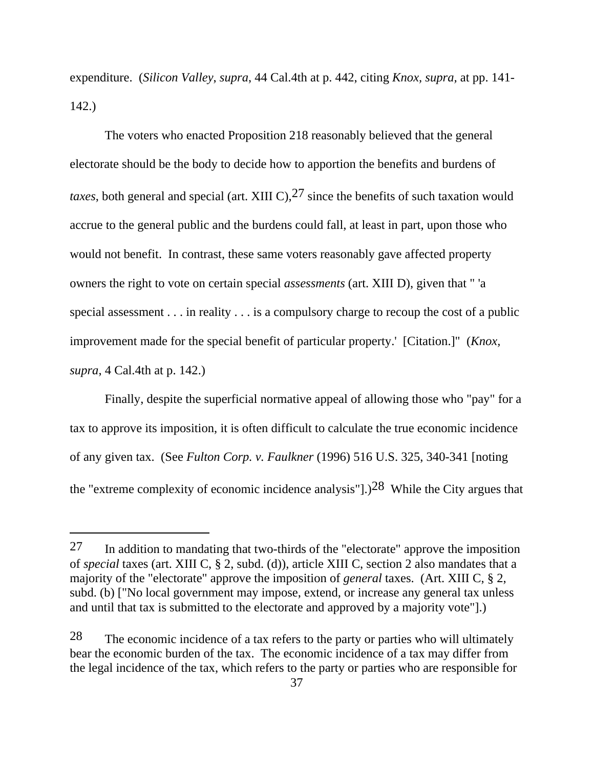expenditure. (*Silicon Valley*, *supra*, 44 Cal.4th at p. 442, citing *Knox, supra,* at pp. 141-142.)

The voters who enacted Proposition 218 reasonably believed that the general electorate should be the body to decide how to apportion the benefits and burdens of *taxes*, both general and special (art. XIII C),[27] since the benefits of such taxation would accrue to the general public and the burdens could fall, at least in part, upon those who would not benefit. In contrast, these same voters reasonably gave affected property owners the right to vote on certain special *assessments* (art. XIII D), given that " 'a special assessment . . . in reality . . . is a compulsory charge to recoup the cost of a public improvement made for the special benefit of particular property.' [Citation.]" (*Knox, supra*, 4 Cal.4th at p. 142.)

Finally, despite the superficial normative appeal of allowing those who "pay" for a tax to approve its imposition, it is often difficult to calculate the true economic incidence of any given tax. (See *Fulton Corp. v. Faulkner* (1996) 516 U.S. 325, 340-341 [noting the "extreme complexity of economic incidence analysis"].)[28] While the City argues that

---

[27] In addition to mandating that two-thirds of the "electorate" approve the imposition of *special* taxes (art. XIII C, § 2, subd. (d)), article XIII C, section 2 also mandates that a majority of the "electorate" approve the imposition of *general* taxes. (Art. XIII C, § 2, subd. (b) ["No local government may impose, extend, or increase any general tax unless and until that tax is submitted to the electorate and approved by a majority vote"].)

[28] The economic incidence of a tax refers to the party or parties who will ultimately bear the economic burden of the tax. The economic incidence of a tax may differ from the legal incidence of the tax, which refers to the party or parties who are responsible for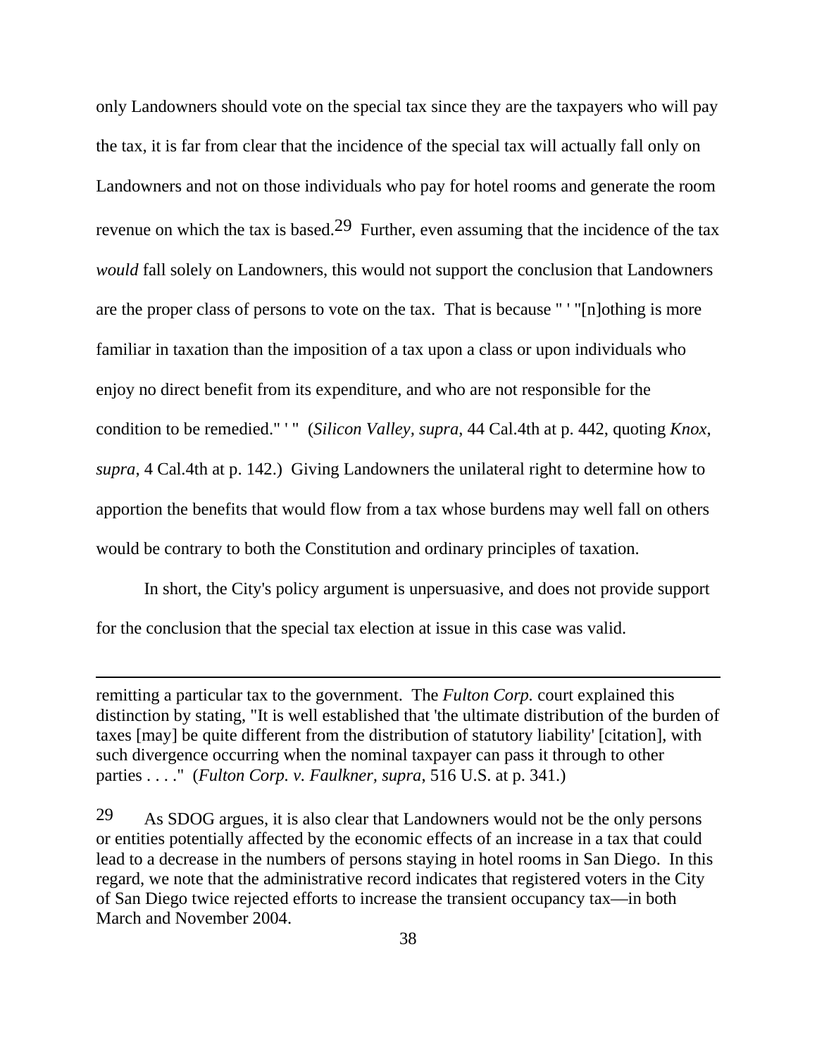only Landowners should vote on the special tax since they are the taxpayers who will pay the tax, it is far from clear that the incidence of the special tax will actually fall only on Landowners and not on those individuals who pay for hotel rooms and generate the room revenue on which the tax is based.[29] Further, even assuming that the incidence of the tax *would* fall solely on Landowners, this would not support the conclusion that Landowners are the proper class of persons to vote on the tax. That is because " ' "[n]othing is more familiar in taxation than the imposition of a tax upon a class or upon individuals who enjoy no direct benefit from its expenditure, and who are not responsible for the condition to be remedied." ' " (*Silicon Valley*, *supra*, 44 Cal.4th at p. 442, quoting *Knox*, *supra*, 4 Cal.4th at p. 142.) Giving Landowners the unilateral right to determine how to apportion the benefits that would flow from a tax whose burdens may well fall on others would be contrary to both the Constitution and ordinary principles of taxation.

In short, the City's policy argument is unpersuasive, and does not provide support for the conclusion that the special tax election at issue in this case was valid.

---

remitting a particular tax to the government. The *Fulton Corp.* court explained this distinction by stating, "It is well established that 'the ultimate distribution of the burden of taxes [may] be quite different from the distribution of statutory liability' [citation], with such divergence occurring when the nominal taxpayer can pass it through to other parties . . . ." (*Fulton Corp. v. Faulkner*, *supra*, 516 U.S. at p. 341.)

[29] As SDOG argues, it is also clear that Landowners would not be the only persons or entities potentially affected by the economic effects of an increase in a tax that could lead to a decrease in the numbers of persons staying in hotel rooms in San Diego. In this regard, we note that the administrative record indicates that registered voters in the City of San Diego twice rejected efforts to increase the transient occupancy tax—in both March and November 2004.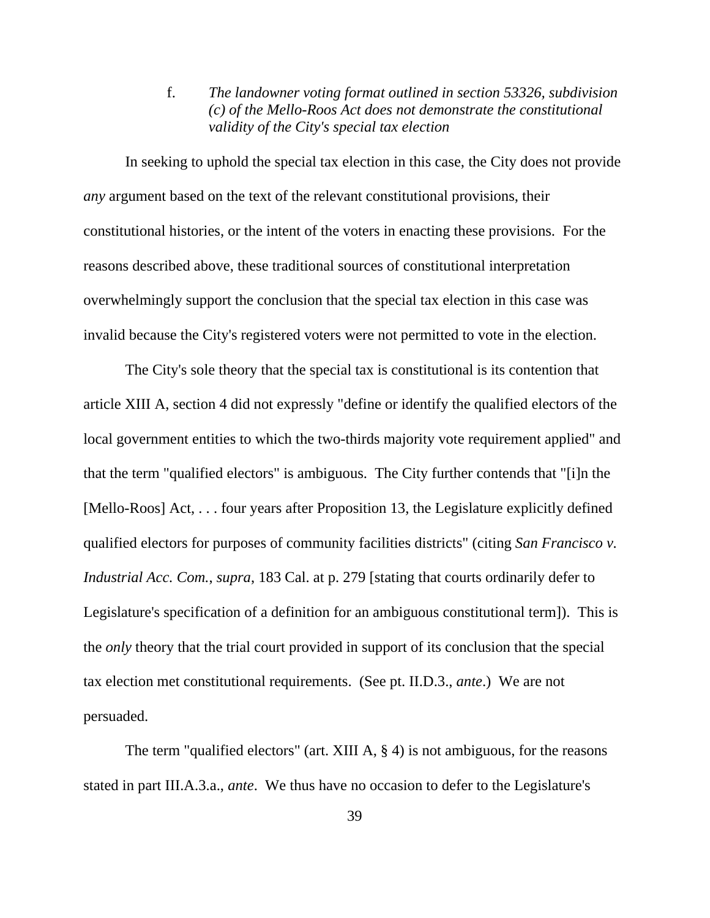f. *The landowner voting format outlined in section 53326, subdivision (c) of the Mello-Roos Act does not demonstrate the constitutional validity of the City's special tax election*

In seeking to uphold the special tax election in this case, the City does not provide *any* argument based on the text of the relevant constitutional provisions, their constitutional histories, or the intent of the voters in enacting these provisions. For the reasons described above, these traditional sources of constitutional interpretation overwhelmingly support the conclusion that the special tax election in this case was invalid because the City's registered voters were not permitted to vote in the election.

The City's sole theory that the special tax is constitutional is its contention that article XIII A, section 4 did not expressly "define or identify the qualified electors of the local government entities to which the two-thirds majority vote requirement applied" and that the term "qualified electors" is ambiguous. The City further contends that "[i]n the [Mello-Roos] Act, . . . four years after Proposition 13, the Legislature explicitly defined qualified electors for purposes of community facilities districts" (citing *San Francisco v. Industrial Acc. Com.*, *supra*, 183 Cal. at p. 279 [stating that courts ordinarily defer to Legislature's specification of a definition for an ambiguous constitutional term]). This is the *only* theory that the trial court provided in support of its conclusion that the special tax election met constitutional requirements. (See pt. II.D.3., *ante*.) We are not persuaded.

The term "qualified electors" (art. XIII A, § 4) is not ambiguous, for the reasons stated in part III.A.3.a., *ante*. We thus have no occasion to defer to the Legislature's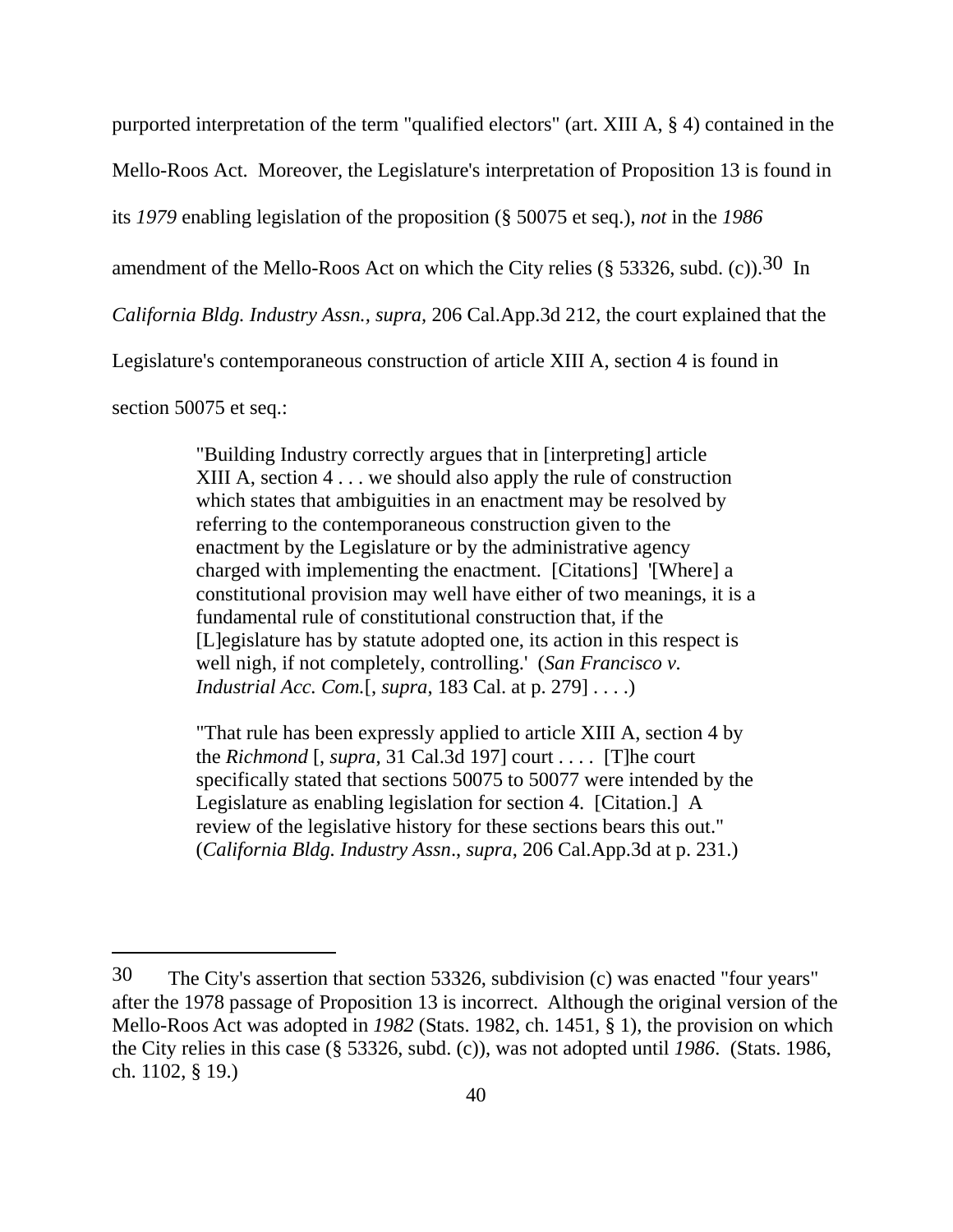purported interpretation of the term "qualified electors" (art. XIII A, § 4) contained in the Mello-Roos Act. Moreover, the Legislature's interpretation of Proposition 13 is found in its *1979* enabling legislation of the proposition (§ 50075 et seq.), *not* in the *1986* amendment of the Mello-Roos Act on which the City relies (§ 53326, subd. (c)).[30] In *California Bldg. Industry Assn., supra*, 206 Cal.App.3d 212, the court explained that the Legislature's contemporaneous construction of article XIII A, section 4 is found in section 50075 et seq.:

> "Building Industry correctly argues that in [interpreting] article XIII A, section 4 . . . we should also apply the rule of construction which states that ambiguities in an enactment may be resolved by referring to the contemporaneous construction given to the enactment by the Legislature or by the administrative agency charged with implementing the enactment. [Citations] '[Where] a constitutional provision may well have either of two meanings, it is a fundamental rule of constitutional construction that, if the [L]egislature has by statute adopted one, its action in this respect is well nigh, if not completely, controlling.' (*San Francisco v. Industrial Acc. Com.*[, *supra*, 183 Cal. at p. 279] . . . .)
>
> "That rule has been expressly applied to article XIII A, section 4 by the *Richmond* [, *supra*, 31 Cal.3d 197] court . . . . [T]he court specifically stated that sections 50075 to 50077 were intended by the Legislature as enabling legislation for section 4. [Citation.] A review of the legislative history for these sections bears this out." (*California Bldg. Industry Assn*., *supra*, 206 Cal.App.3d at p. 231.)

---

[30] The City's assertion that section 53326, subdivision (c) was enacted "four years" after the 1978 passage of Proposition 13 is incorrect. Although the original version of the Mello-Roos Act was adopted in *1982* (Stats. 1982, ch. 1451, § 1), the provision on which the City relies in this case (§ 53326, subd. (c)), was not adopted until *1986*. (Stats. 1986, ch. 1102, § 19.)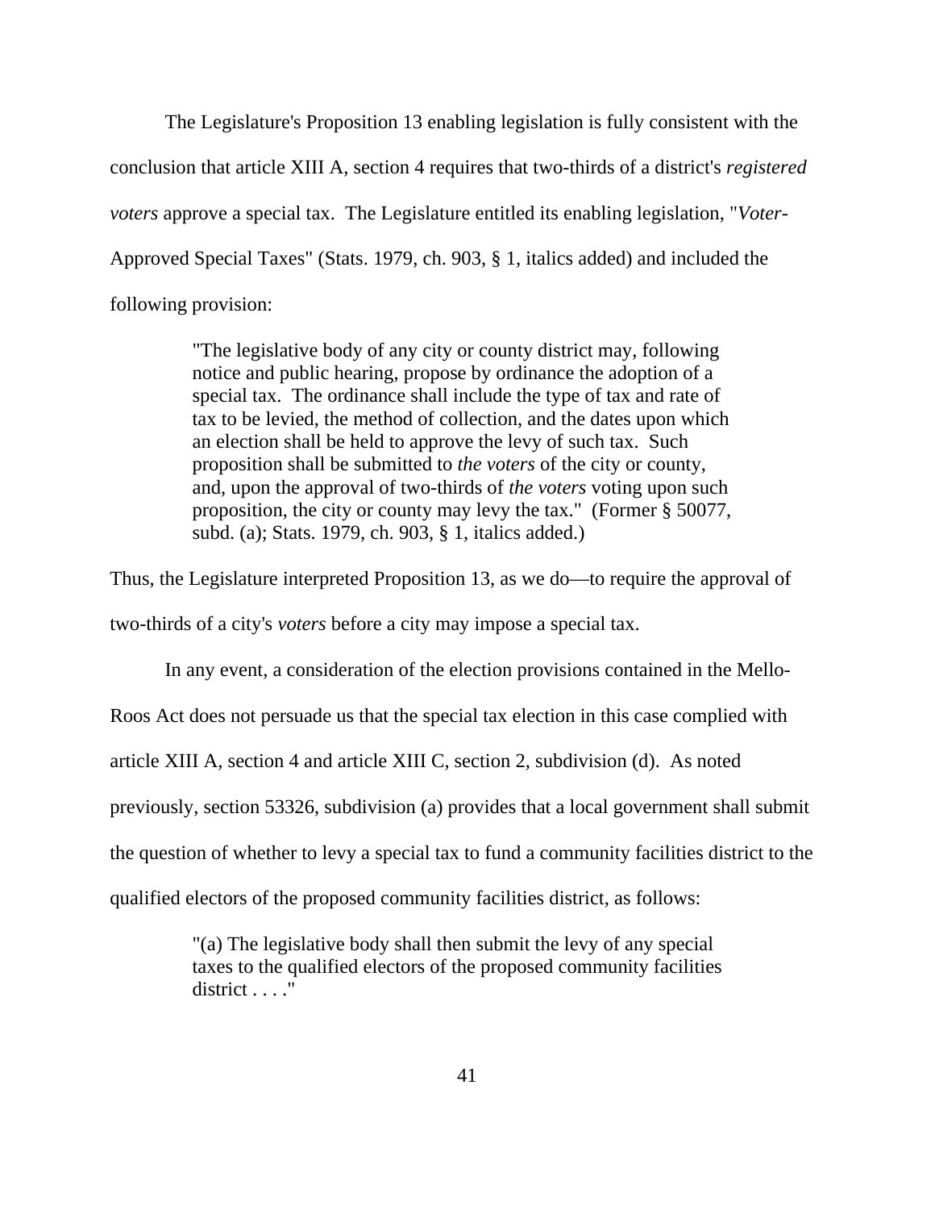The Legislature's Proposition 13 enabling legislation is fully consistent with the conclusion that article XIII A, section 4 requires that two-thirds of a district's *registered voters* approve a special tax. The Legislature entitled its enabling legislation, "*Voter*-Approved Special Taxes" (Stats. 1979, ch. 903, § 1, italics added) and included the following provision:

> "The legislative body of any city or county district may, following notice and public hearing, propose by ordinance the adoption of a special tax. The ordinance shall include the type of tax and rate of tax to be levied, the method of collection, and the dates upon which an election shall be held to approve the levy of such tax. Such proposition shall be submitted to *the voters* of the city or county, and, upon the approval of two-thirds of *the voters* voting upon such proposition, the city or county may levy the tax." (Former § 50077, subd. (a); Stats. 1979, ch. 903, § 1, italics added.)

Thus, the Legislature interpreted Proposition 13, as we do—to require the approval of two-thirds of a city's *voters* before a city may impose a special tax.

In any event, a consideration of the election provisions contained in the Mello-Roos Act does not persuade us that the special tax election in this case complied with article XIII A, section 4 and article XIII C, section 2, subdivision (d). As noted previously, section 53326, subdivision (a) provides that a local government shall submit the question of whether to levy a special tax to fund a community facilities district to the qualified electors of the proposed community facilities district, as follows:

> "(a) The legislative body shall then submit the levy of any special taxes to the qualified electors of the proposed community facilities district . . . ."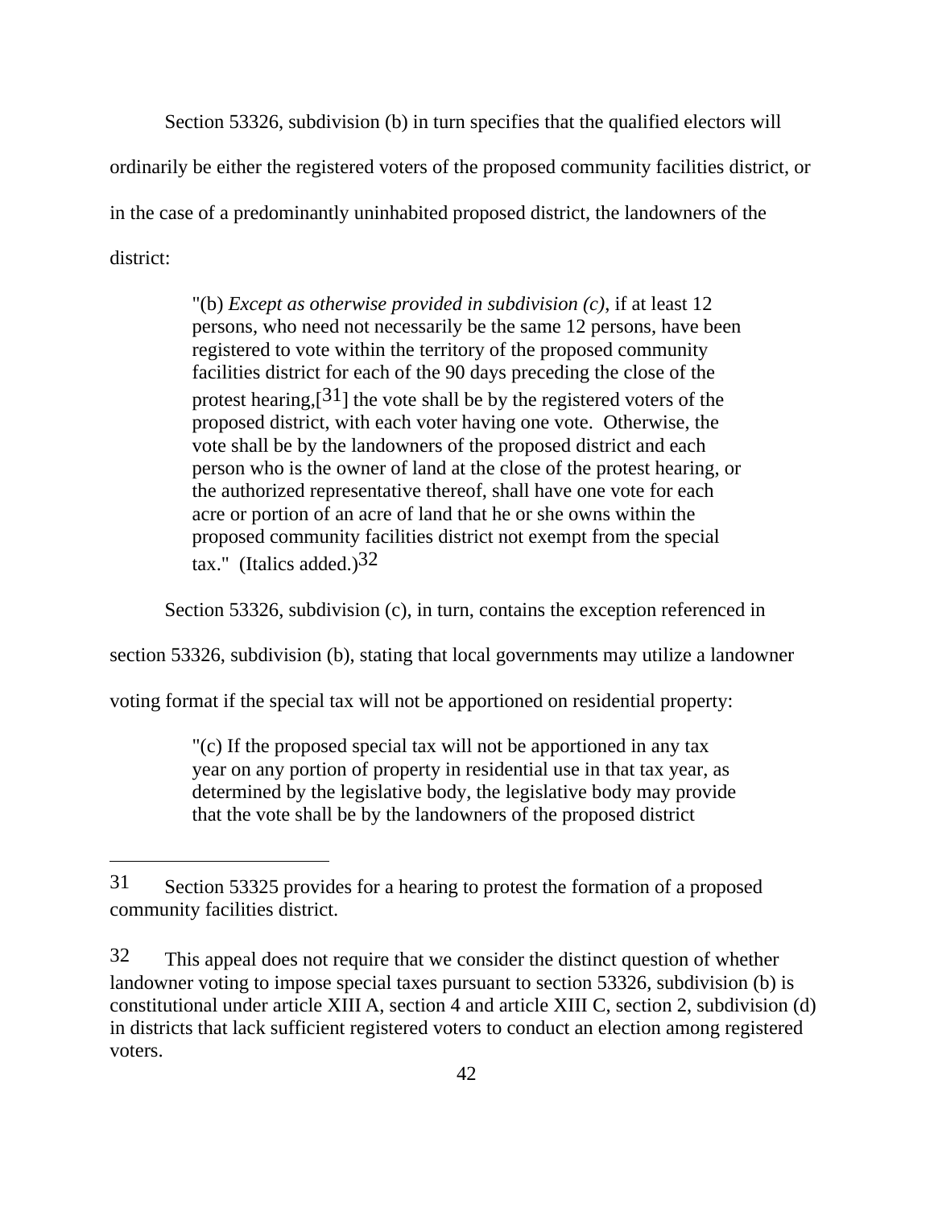Section 53326, subdivision (b) in turn specifies that the qualified electors will ordinarily be either the registered voters of the proposed community facilities district, or in the case of a predominantly uninhabited proposed district, the landowners of the district:

> "(b) *Except as otherwise provided in subdivision (c)*, if at least 12 persons, who need not necessarily be the same 12 persons, have been registered to vote within the territory of the proposed community facilities district for each of the 90 days preceding the close of the protest hearing,[31] the vote shall be by the registered voters of the proposed district, with each voter having one vote. Otherwise, the vote shall be by the landowners of the proposed district and each person who is the owner of land at the close of the protest hearing, or the authorized representative thereof, shall have one vote for each acre or portion of an acre of land that he or she owns within the proposed community facilities district not exempt from the special tax." (Italics added.)[32]

Section 53326, subdivision (c), in turn, contains the exception referenced in section 53326, subdivision (b), stating that local governments may utilize a landowner voting format if the special tax will not be apportioned on residential property:

> "(c) If the proposed special tax will not be apportioned in any tax year on any portion of property in residential use in that tax year, as determined by the legislative body, the legislative body may provide that the vote shall be by the landowners of the proposed district

---

[31] Section 53325 provides for a hearing to protest the formation of a proposed community facilities district.

[32] This appeal does not require that we consider the distinct question of whether landowner voting to impose special taxes pursuant to section 53326, subdivision (b) is constitutional under article XIII A, section 4 and article XIII C, section 2, subdivision (d) in districts that lack sufficient registered voters to conduct an election among registered voters.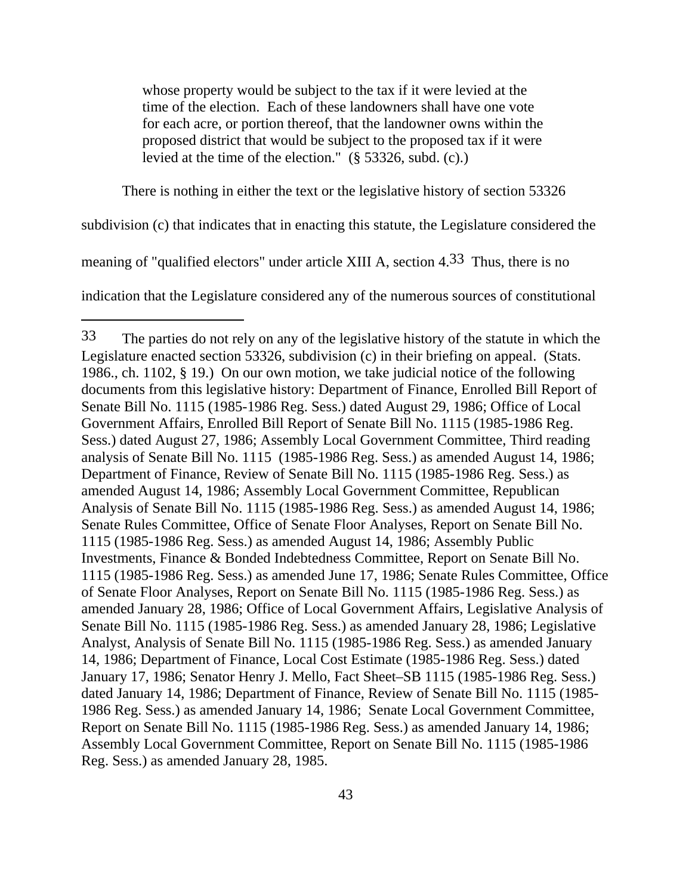> whose property would be subject to the tax if it were levied at the time of the election. Each of these landowners shall have one vote for each acre, or portion thereof, that the landowner owns within the proposed district that would be subject to the proposed tax if it were levied at the time of the election." (§ 53326, subd. (c).)

There is nothing in either the text or the legislative history of section 53326 subdivision (c) that indicates that in enacting this statute, the Legislature considered the meaning of "qualified electors" under article XIII A, section 4.[33] Thus, there is no indication that the Legislature considered any of the numerous sources of constitutional

---

[33] The parties do not rely on any of the legislative history of the statute in which the Legislature enacted section 53326, subdivision (c) in their briefing on appeal. (Stats. 1986., ch. 1102, § 19.) On our own motion, we take judicial notice of the following documents from this legislative history: Department of Finance, Enrolled Bill Report of Senate Bill No. 1115 (1985-1986 Reg. Sess.) dated August 29, 1986; Office of Local Government Affairs, Enrolled Bill Report of Senate Bill No. 1115 (1985-1986 Reg. Sess.) dated August 27, 1986; Assembly Local Government Committee, Third reading analysis of Senate Bill No. 1115 (1985-1986 Reg. Sess.) as amended August 14, 1986; Department of Finance, Review of Senate Bill No. 1115 (1985-1986 Reg. Sess.) as amended August 14, 1986; Assembly Local Government Committee, Republican Analysis of Senate Bill No. 1115 (1985-1986 Reg. Sess.) as amended August 14, 1986; Senate Rules Committee, Office of Senate Floor Analyses, Report on Senate Bill No. 1115 (1985-1986 Reg. Sess.) as amended August 14, 1986; Assembly Public Investments, Finance & Bonded Indebtedness Committee, Report on Senate Bill No. 1115 (1985-1986 Reg. Sess.) as amended June 17, 1986; Senate Rules Committee, Office of Senate Floor Analyses, Report on Senate Bill No. 1115 (1985-1986 Reg. Sess.) as amended January 28, 1986; Office of Local Government Affairs, Legislative Analysis of Senate Bill No. 1115 (1985-1986 Reg. Sess.) as amended January 28, 1986; Legislative Analyst, Analysis of Senate Bill No. 1115 (1985-1986 Reg. Sess.) as amended January 14, 1986; Department of Finance, Local Cost Estimate (1985-1986 Reg. Sess.) dated January 17, 1986; Senator Henry J. Mello, Fact Sheet–SB 1115 (1985-1986 Reg. Sess.) dated January 14, 1986; Department of Finance, Review of Senate Bill No. 1115 (1985-1986 Reg. Sess.) as amended January 14, 1986; Senate Local Government Committee, Report on Senate Bill No. 1115 (1985-1986 Reg. Sess.) as amended January 14, 1986; Assembly Local Government Committee, Report on Senate Bill No. 1115 (1985-1986 Reg. Sess.) as amended January 28, 1985.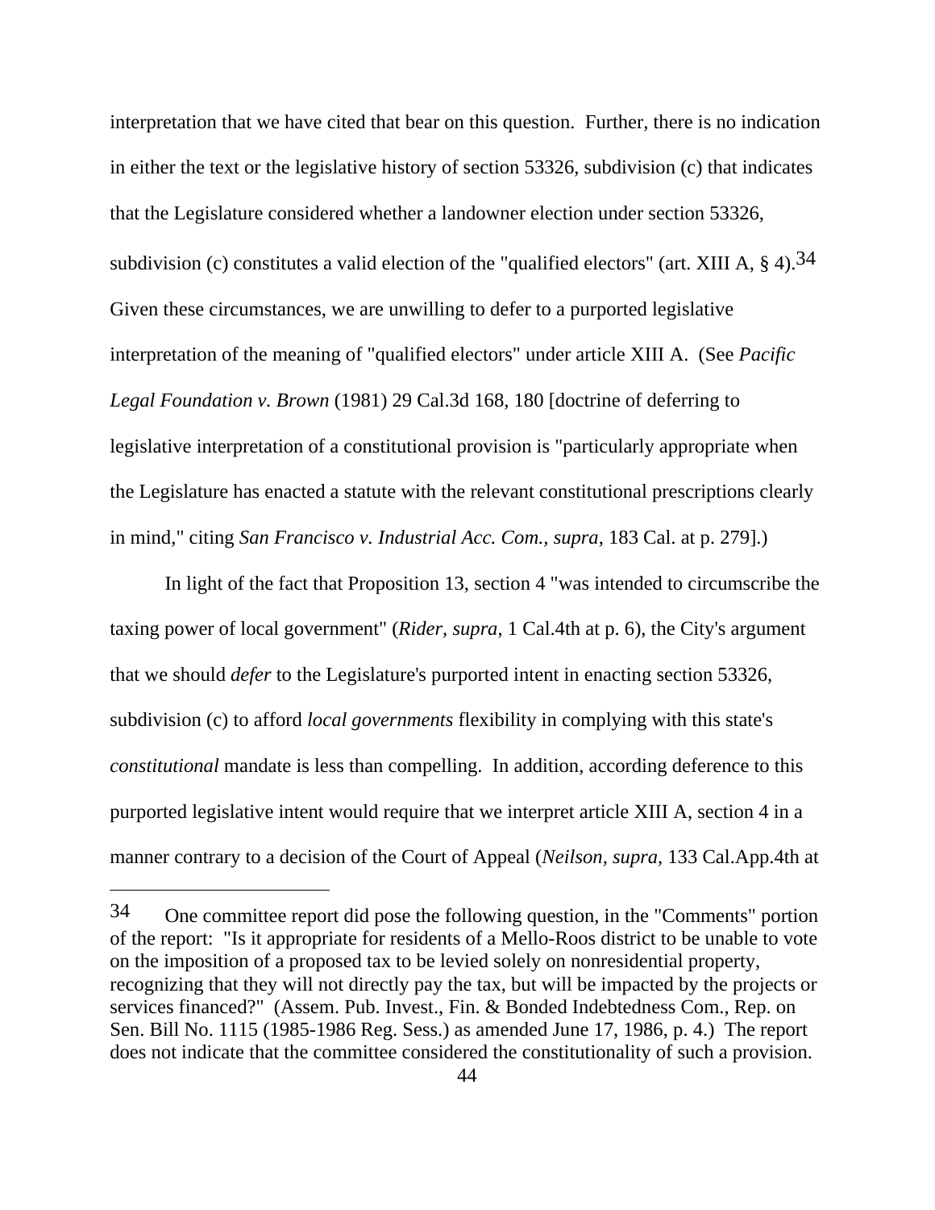interpretation that we have cited that bear on this question. Further, there is no indication in either the text or the legislative history of section 53326, subdivision (c) that indicates that the Legislature considered whether a landowner election under section 53326, subdivision (c) constitutes a valid election of the "qualified electors" (art. XIII A, § 4).[34] Given these circumstances, we are unwilling to defer to a purported legislative interpretation of the meaning of "qualified electors" under article XIII A. (See *Pacific Legal Foundation v. Brown* (1981) 29 Cal.3d 168, 180 [doctrine of deferring to legislative interpretation of a constitutional provision is "particularly appropriate when the Legislature has enacted a statute with the relevant constitutional prescriptions clearly in mind," citing *San Francisco v. Industrial Acc. Com., supra*, 183 Cal. at p. 279].)

In light of the fact that Proposition 13, section 4 "was intended to circumscribe the taxing power of local government" (*Rider, supra*, 1 Cal.4th at p. 6), the City's argument that we should *defer* to the Legislature's purported intent in enacting section 53326, subdivision (c) to afford *local governments* flexibility in complying with this state's *constitutional* mandate is less than compelling. In addition, according deference to this purported legislative intent would require that we interpret article XIII A, section 4 in a manner contrary to a decision of the Court of Appeal (*Neilson, supra*, 133 Cal.App.4th at

---

[34] One committee report did pose the following question, in the "Comments" portion of the report: "Is it appropriate for residents of a Mello-Roos district to be unable to vote on the imposition of a proposed tax to be levied solely on nonresidential property, recognizing that they will not directly pay the tax, but will be impacted by the projects or services financed?" (Assem. Pub. Invest., Fin. & Bonded Indebtedness Com., Rep. on Sen. Bill No. 1115 (1985-1986 Reg. Sess.) as amended June 17, 1986, p. 4.) The report does not indicate that the committee considered the constitutionality of such a provision.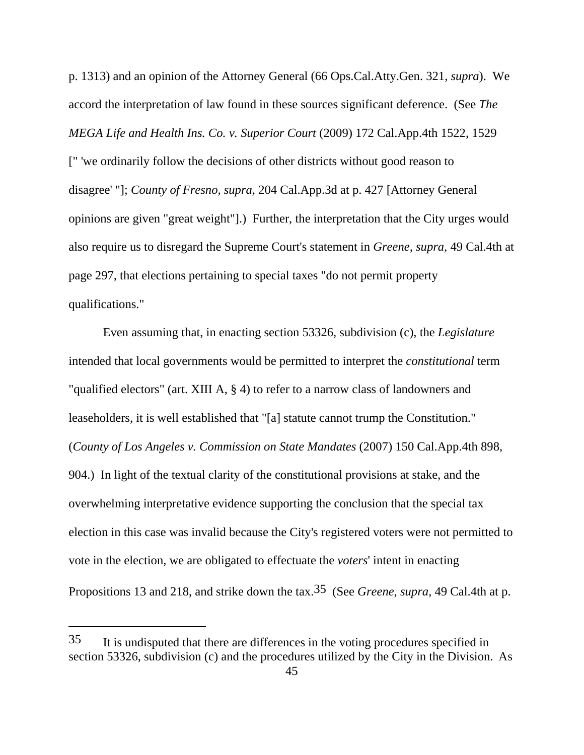p. 1313) and an opinion of the Attorney General (66 Ops.Cal.Atty.Gen. 321, *supra*). We accord the interpretation of law found in these sources significant deference. (See *The MEGA Life and Health Ins. Co. v. Superior Court* (2009) 172 Cal.App.4th 1522, 1529 [" 'we ordinarily follow the decisions of other districts without good reason to disagree' "]; *County of Fresno, supra,* 204 Cal.App.3d at p. 427 [Attorney General opinions are given "great weight"].) Further, the interpretation that the City urges would also require us to disregard the Supreme Court's statement in *Greene, supra,* 49 Cal.4th at page 297, that elections pertaining to special taxes "do not permit property qualifications."

Even assuming that, in enacting section 53326, subdivision (c), the *Legislature* intended that local governments would be permitted to interpret the *constitutional* term "qualified electors" (art. XIII A, § 4) to refer to a narrow class of landowners and leaseholders, it is well established that "[a] statute cannot trump the Constitution." (*County of Los Angeles v. Commission on State Mandates* (2007) 150 Cal.App.4th 898, 904.) In light of the textual clarity of the constitutional provisions at stake, and the overwhelming interpretative evidence supporting the conclusion that the special tax election in this case was invalid because the City's registered voters were not permitted to vote in the election, we are obligated to effectuate the *voters*' intent in enacting Propositions 13 and 218, and strike down the tax.[35] (See *Greene*, *supra,* 49 Cal.4th at p.

---

[35] It is undisputed that there are differences in the voting procedures specified in section 53326, subdivision (c) and the procedures utilized by the City in the Division. As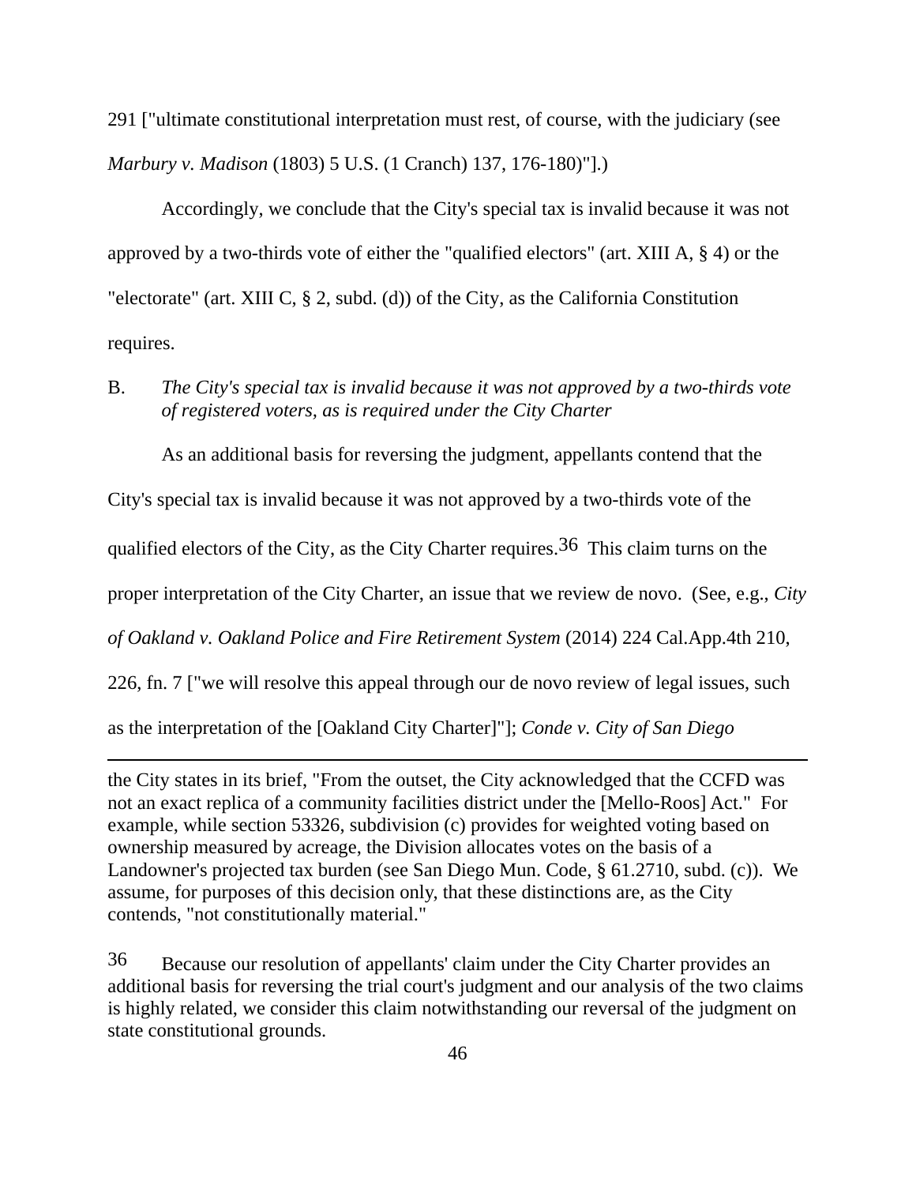291 ["ultimate constitutional interpretation must rest, of course, with the judiciary (see *Marbury v. Madison* (1803) 5 U.S. (1 Cranch) 137, 176-180)"].)

Accordingly, we conclude that the City's special tax is invalid because it was not approved by a two-thirds vote of either the "qualified electors" (art. XIII A, § 4) or the "electorate" (art. XIII C, § 2, subd. (d)) of the City, as the California Constitution requires.

B. *The City's special tax is invalid because it was not approved by a two-thirds vote of registered voters, as is required under the City Charter*

As an additional basis for reversing the judgment, appellants contend that the City's special tax is invalid because it was not approved by a two-thirds vote of the qualified electors of the City, as the City Charter requires.[36] This claim turns on the proper interpretation of the City Charter, an issue that we review de novo. (See, e.g., *City of Oakland v. Oakland Police and Fire Retirement System* (2014) 224 Cal.App.4th 210, 226, fn. 7 ["we will resolve this appeal through our de novo review of legal issues, such as the interpretation of the [Oakland City Charter]"]; *Conde v. City of San Diego*

---

the City states in its brief, "From the outset, the City acknowledged that the CCFD was not an exact replica of a community facilities district under the [Mello-Roos] Act." For example, while section 53326, subdivision (c) provides for weighted voting based on ownership measured by acreage, the Division allocates votes on the basis of a Landowner's projected tax burden (see San Diego Mun. Code, § 61.2710, subd. (c)). We assume, for purposes of this decision only, that these distinctions are, as the City contends, "not constitutionally material."

[36] Because our resolution of appellants' claim under the City Charter provides an additional basis for reversing the trial court's judgment and our analysis of the two claims is highly related, we consider this claim notwithstanding our reversal of the judgment on state constitutional grounds.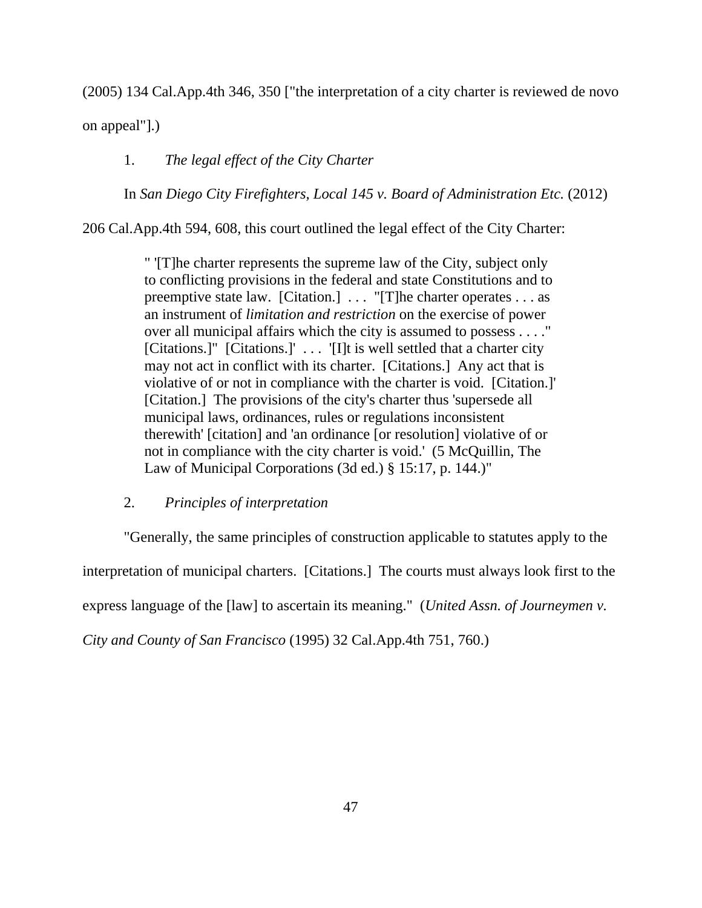(2005) 134 Cal.App.4th 346, 350 ["the interpretation of a city charter is reviewed de novo on appeal"].)

1. *The legal effect of the City Charter*

In *San Diego City Firefighters, Local 145 v. Board of Administration Etc.* (2012) 206 Cal.App.4th 594, 608, this court outlined the legal effect of the City Charter:

> " '[T]he charter represents the supreme law of the City, subject only to conflicting provisions in the federal and state Constitutions and to preemptive state law. [Citation.] . . . "[T]he charter operates . . . as an instrument of *limitation and restriction* on the exercise of power over all municipal affairs which the city is assumed to possess . . . ." [Citations.]" [Citations.]' . . . '[I]t is well settled that a charter city may not act in conflict with its charter. [Citations.] Any act that is violative of or not in compliance with the charter is void. [Citation.]' [Citation.] The provisions of the city's charter thus 'supersede all municipal laws, ordinances, rules or regulations inconsistent therewith' [citation] and 'an ordinance [or resolution] violative of or not in compliance with the city charter is void.' (5 McQuillin, The Law of Municipal Corporations (3d ed.) § 15:17, p. 144.)"

2. *Principles of interpretation*

"Generally, the same principles of construction applicable to statutes apply to the interpretation of municipal charters. [Citations.] The courts must always look first to the express language of the [law] to ascertain its meaning." (*United Assn. of Journeymen v. City and County of San Francisco* (1995) 32 Cal.App.4th 751, 760.)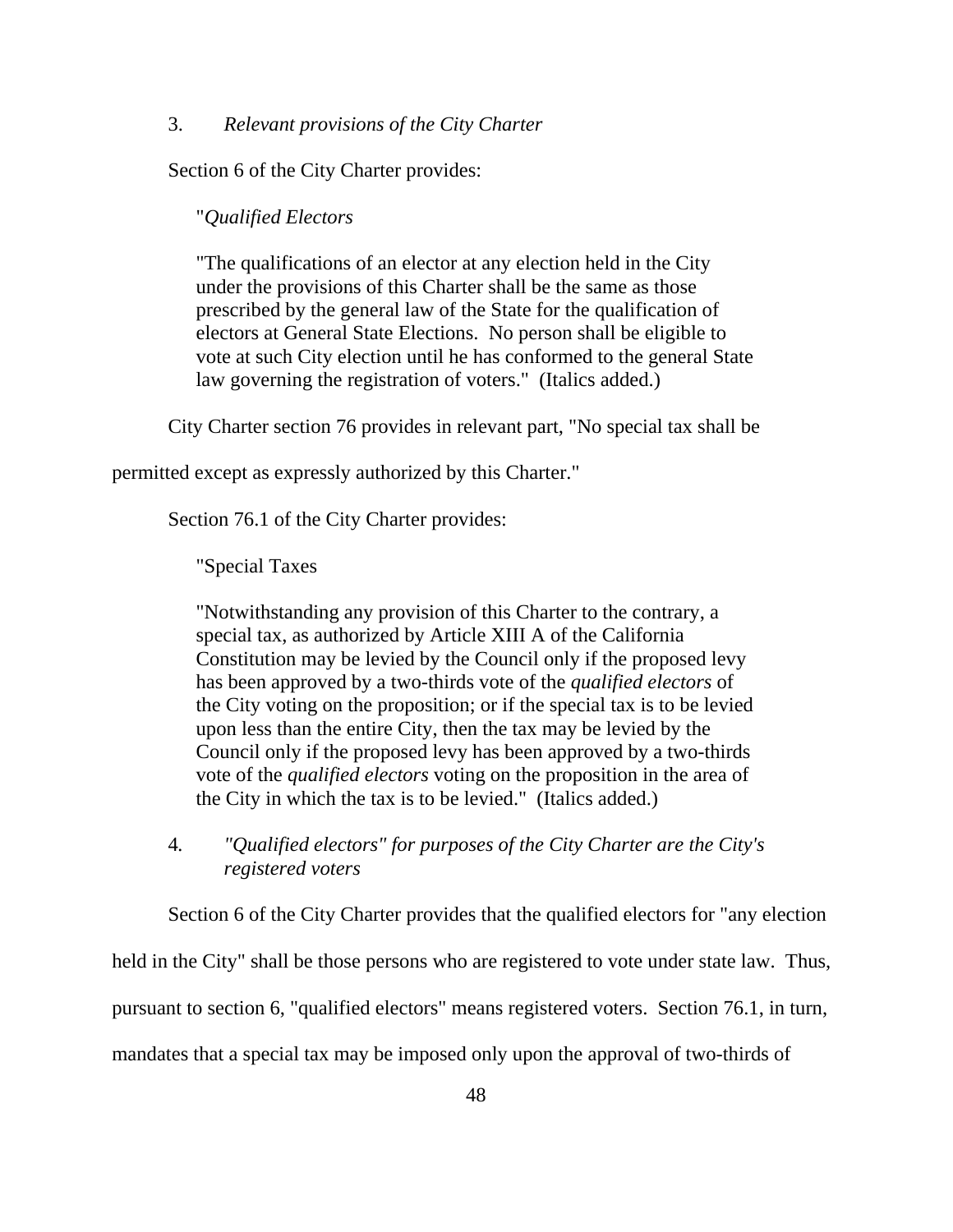3. *Relevant provisions of the City Charter*

Section 6 of the City Charter provides:

> "*Qualified Electors*
>
> "The qualifications of an elector at any election held in the City under the provisions of this Charter shall be the same as those prescribed by the general law of the State for the qualification of electors at General State Elections. No person shall be eligible to vote at such City election until he has conformed to the general State law governing the registration of voters." (Italics added.)

City Charter section 76 provides in relevant part, "No special tax shall be permitted except as expressly authorized by this Charter."

Section 76.1 of the City Charter provides:

> "Special Taxes
>
> "Notwithstanding any provision of this Charter to the contrary, a special tax, as authorized by Article XIII A of the California Constitution may be levied by the Council only if the proposed levy has been approved by a two-thirds vote of the *qualified electors* of the City voting on the proposition; or if the special tax is to be levied upon less than the entire City, then the tax may be levied by the Council only if the proposed levy has been approved by a two-thirds vote of the *qualified electors* voting on the proposition in the area of the City in which the tax is to be levied." (Italics added.)

4. *"Qualified electors" for purposes of the City Charter are the City's registered voters*

Section 6 of the City Charter provides that the qualified electors for "any election held in the City" shall be those persons who are registered to vote under state law. Thus, pursuant to section 6, "qualified electors" means registered voters. Section 76.1, in turn, mandates that a special tax may be imposed only upon the approval of two-thirds of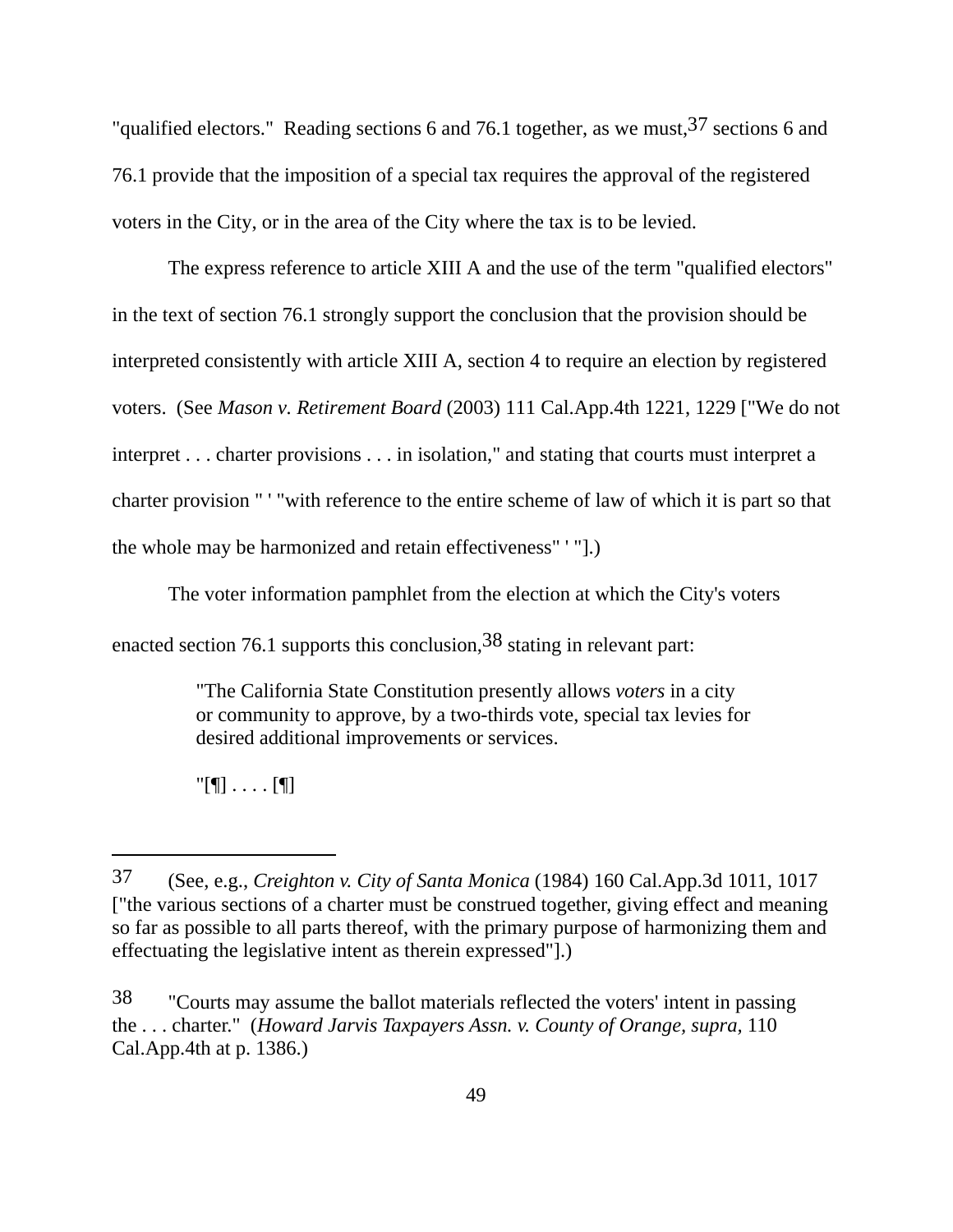"qualified electors." Reading sections 6 and 76.1 together, as we must,[37] sections 6 and 76.1 provide that the imposition of a special tax requires the approval of the registered voters in the City, or in the area of the City where the tax is to be levied.

The express reference to article XIII A and the use of the term "qualified electors" in the text of section 76.1 strongly support the conclusion that the provision should be interpreted consistently with article XIII A, section 4 to require an election by registered voters. (See *Mason v. Retirement Board* (2003) 111 Cal.App.4th 1221, 1229 ["We do not interpret . . . charter provisions . . . in isolation," and stating that courts must interpret a charter provision " ' "with reference to the entire scheme of law of which it is part so that the whole may be harmonized and retain effectiveness" ' "].)

The voter information pamphlet from the election at which the City's voters enacted section 76.1 supports this conclusion,[38] stating in relevant part:

> "The California State Constitution presently allows *voters* in a city or community to approve, by a two-thirds vote, special tax levies for desired additional improvements or services.
>
> "[¶] . . . . [¶]

---

[37] (See, e.g., *Creighton v. City of Santa Monica* (1984) 160 Cal.App.3d 1011, 1017 ["the various sections of a charter must be construed together, giving effect and meaning so far as possible to all parts thereof, with the primary purpose of harmonizing them and effectuating the legislative intent as therein expressed"].)

[38] "Courts may assume the ballot materials reflected the voters' intent in passing the . . . charter." (*Howard Jarvis Taxpayers Assn. v. County of Orange, supra*, 110 Cal.App.4th at p. 1386.)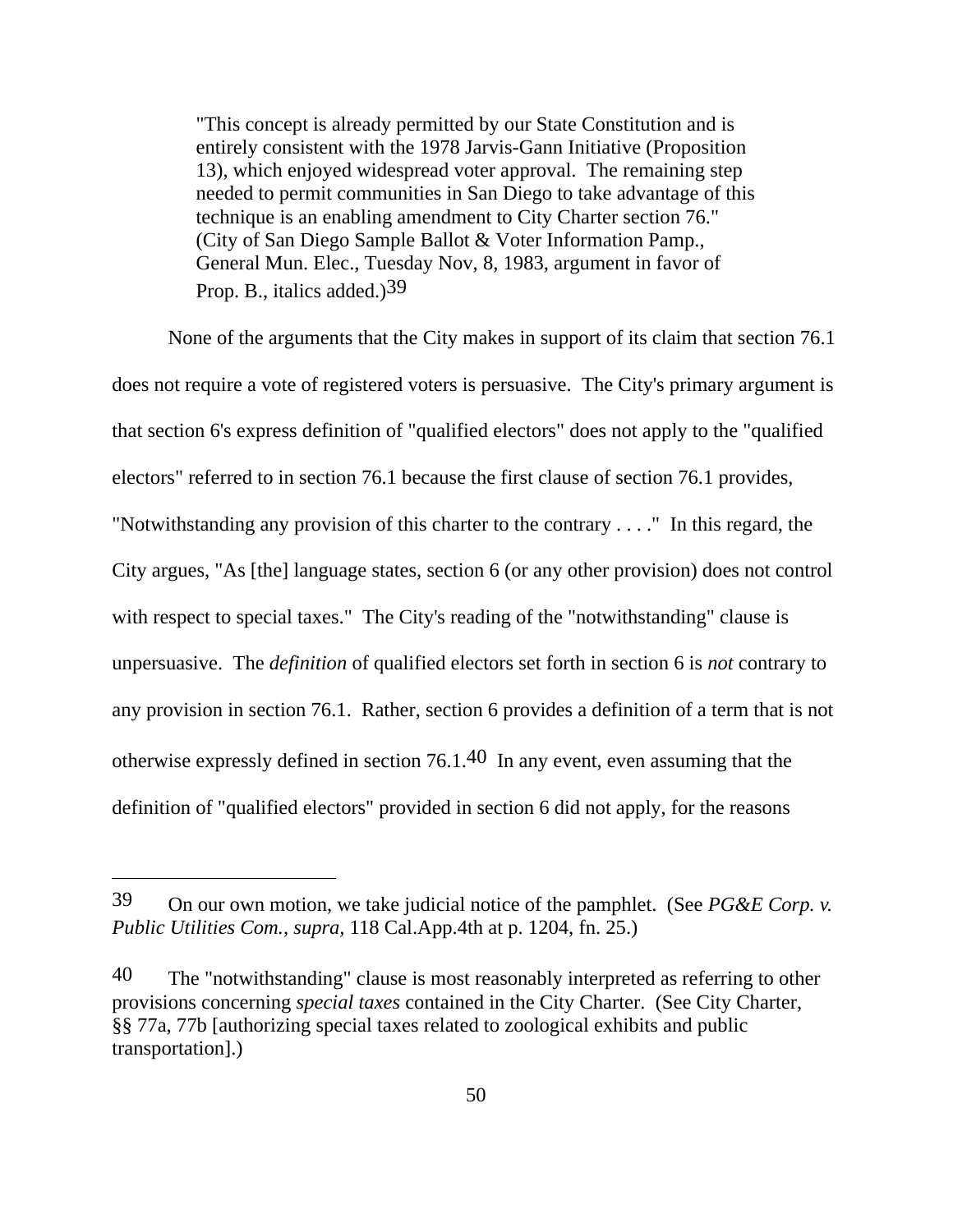> "This concept is already permitted by our State Constitution and is entirely consistent with the 1978 Jarvis-Gann Initiative (Proposition 13), which enjoyed widespread voter approval. The remaining step needed to permit communities in San Diego to take advantage of this technique is an enabling amendment to City Charter section 76." (City of San Diego Sample Ballot & Voter Information Pamp., General Mun. Elec., Tuesday Nov, 8, 1983, argument in favor of Prop. B., italics added.)[39]

None of the arguments that the City makes in support of its claim that section 76.1 does not require a vote of registered voters is persuasive. The City's primary argument is that section 6's express definition of "qualified electors" does not apply to the "qualified electors" referred to in section 76.1 because the first clause of section 76.1 provides, "Notwithstanding any provision of this charter to the contrary . . . ." In this regard, the City argues, "As [the] language states, section 6 (or any other provision) does not control with respect to special taxes." The City's reading of the "notwithstanding" clause is unpersuasive. The *definition* of qualified electors set forth in section 6 is *not* contrary to any provision in section 76.1. Rather, section 6 provides a definition of a term that is not otherwise expressly defined in section 76.1.[40] In any event, even assuming that the definition of "qualified electors" provided in section 6 did not apply, for the reasons

---

[39] On our own motion, we take judicial notice of the pamphlet. (See *PG&E Corp. v. Public Utilities Com.*, *supra*, 118 Cal.App.4th at p. 1204, fn. 25.)

[40] The "notwithstanding" clause is most reasonably interpreted as referring to other provisions concerning *special taxes* contained in the City Charter. (See City Charter, §§ 77a, 77b [authorizing special taxes related to zoological exhibits and public transportation].)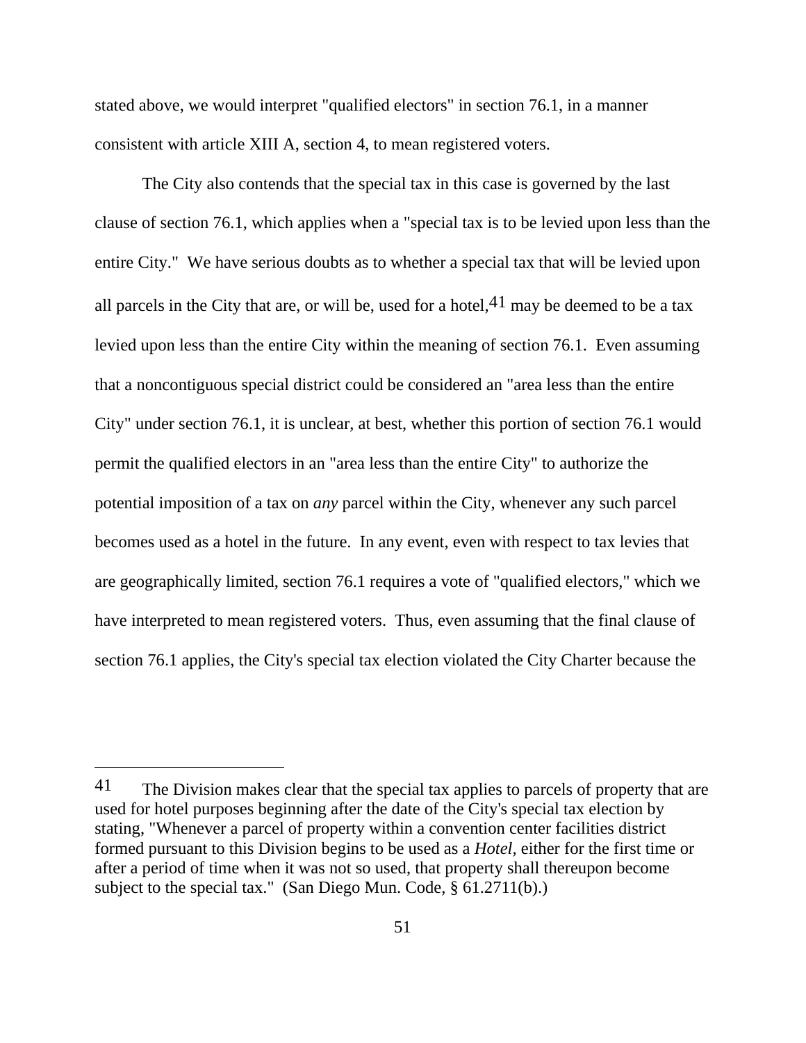stated above, we would interpret "qualified electors" in section 76.1, in a manner consistent with article XIII A, section 4, to mean registered voters.

The City also contends that the special tax in this case is governed by the last clause of section 76.1, which applies when a "special tax is to be levied upon less than the entire City." We have serious doubts as to whether a special tax that will be levied upon all parcels in the City that are, or will be, used for a hotel,[41] may be deemed to be a tax levied upon less than the entire City within the meaning of section 76.1. Even assuming that a noncontiguous special district could be considered an "area less than the entire City" under section 76.1, it is unclear, at best, whether this portion of section 76.1 would permit the qualified electors in an "area less than the entire City" to authorize the potential imposition of a tax on *any* parcel within the City, whenever any such parcel becomes used as a hotel in the future. In any event, even with respect to tax levies that are geographically limited, section 76.1 requires a vote of "qualified electors," which we have interpreted to mean registered voters. Thus, even assuming that the final clause of section 76.1 applies, the City's special tax election violated the City Charter because the

---

[41] The Division makes clear that the special tax applies to parcels of property that are used for hotel purposes beginning after the date of the City's special tax election by stating, "Whenever a parcel of property within a convention center facilities district formed pursuant to this Division begins to be used as a *Hotel*, either for the first time or after a period of time when it was not so used, that property shall thereupon become subject to the special tax." (San Diego Mun. Code, § 61.2711(b).)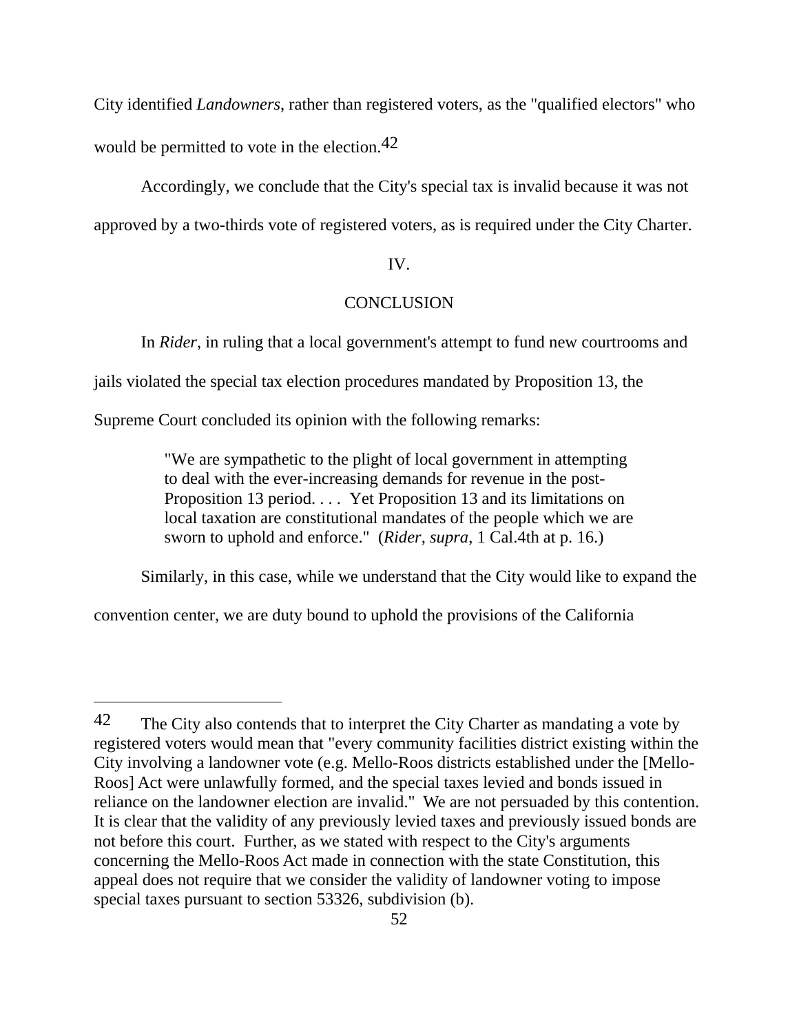City identified *Landowners*, rather than registered voters, as the "qualified electors" who would be permitted to vote in the election.[42]

Accordingly, we conclude that the City's special tax is invalid because it was not approved by a two-thirds vote of registered voters, as is required under the City Charter.

## IV.

## CONCLUSION

In *Rider*, in ruling that a local government's attempt to fund new courtrooms and jails violated the special tax election procedures mandated by Proposition 13, the Supreme Court concluded its opinion with the following remarks:

> "We are sympathetic to the plight of local government in attempting to deal with the ever-increasing demands for revenue in the post-Proposition 13 period. . . . Yet Proposition 13 and its limitations on local taxation are constitutional mandates of the people which we are sworn to uphold and enforce." (*Rider, supra*, 1 Cal.4th at p. 16.)

Similarly, in this case, while we understand that the City would like to expand the convention center, we are duty bound to uphold the provisions of the California

---

[42] The City also contends that to interpret the City Charter as mandating a vote by registered voters would mean that "every community facilities district existing within the City involving a landowner vote (e.g. Mello-Roos districts established under the [Mello-Roos] Act were unlawfully formed, and the special taxes levied and bonds issued in reliance on the landowner election are invalid." We are not persuaded by this contention. It is clear that the validity of any previously levied taxes and previously issued bonds are not before this court. Further, as we stated with respect to the City's arguments concerning the Mello-Roos Act made in connection with the state Constitution, this appeal does not require that we consider the validity of landowner voting to impose special taxes pursuant to section 53326, subdivision (b).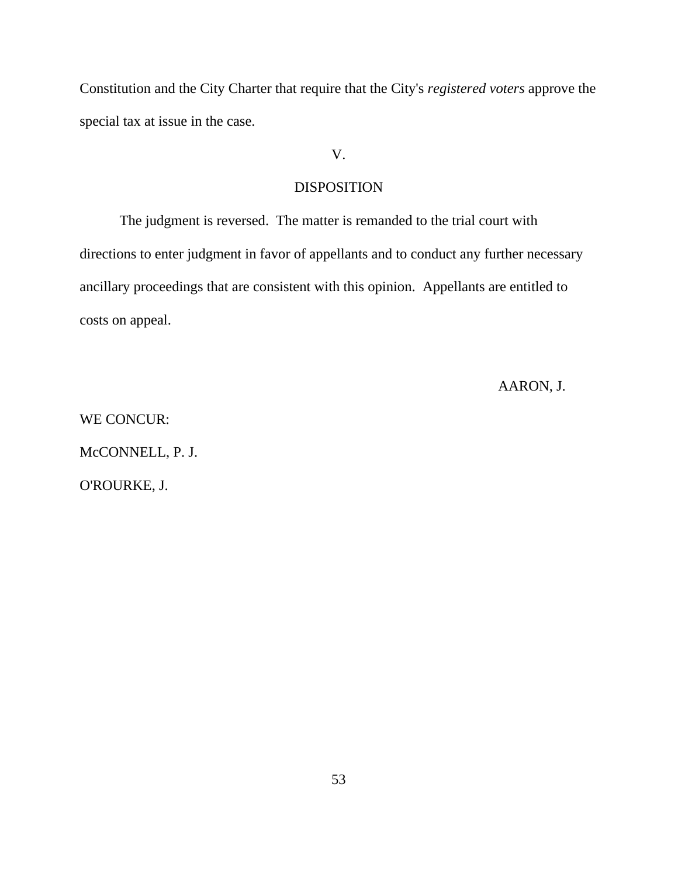Constitution and the City Charter that require that the City's *registered voters* approve the special tax at issue in the case.

## V.

## DISPOSITION

The judgment is reversed. The matter is remanded to the trial court with directions to enter judgment in favor of appellants and to conduct any further necessary ancillary proceedings that are consistent with this opinion. Appellants are entitled to costs on appeal.

AARON, J.

WE CONCUR:

McCONNELL, P. J.

O'ROURKE, J.